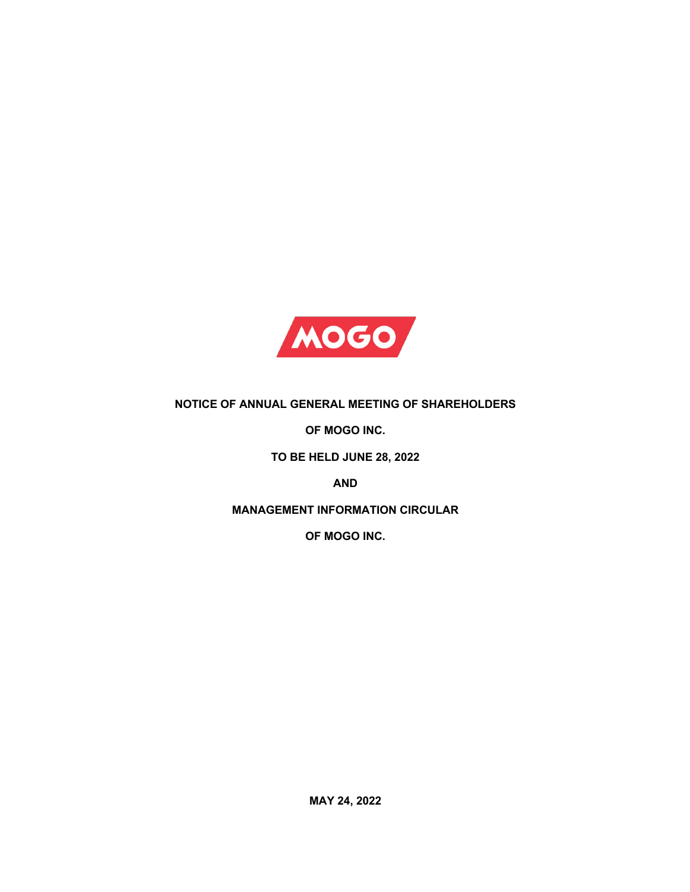MOGO

**NOTICE OF ANNUAL GENERAL MEETING OF SHAREHOLDERS**

**OF MOGO INC.**

**TO BE HELD JUNE 28, 2022**

**AND**

**MANAGEMENT INFORMATION CIRCULAR**

**OF MOGO INC.**

**MAY 24, 2022**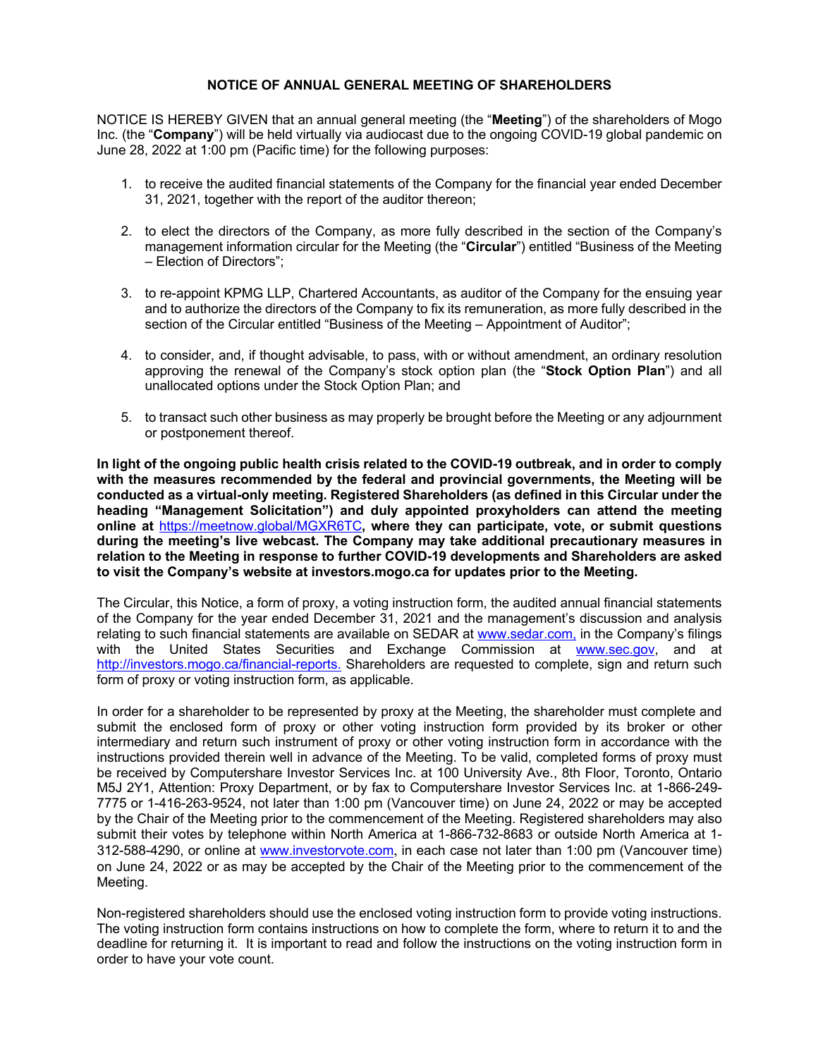# NOTICE OF ANNUAL GENERAL MEETING OF SHAREHOLDERS

NOTICE IS HEREBY GIVEN that an annual general meeting (the "**Meeting**") of the shareholders of Mogo Inc. (the "**Company**") will be held virtually via audiocast due to the ongoing COVID-19 global pandemic on June 28, 2022 at 1:00 pm (Pacific time) for the following purposes:

1. to receive the audited financial statements of the Company for the financial year ended December 31, 2021, together with the report of the auditor thereon;
2. to elect the directors of the Company, as more fully described in the section of the Company's management information circular for the Meeting (the "**Circular**") entitled "Business of the Meeting – Election of Directors";
3. to re-appoint KPMG LLP, Chartered Accountants, as auditor of the Company for the ensuing year and to authorize the directors of the Company to fix its remuneration, as more fully described in the section of the Circular entitled "Business of the Meeting – Appointment of Auditor";
4. to consider, and, if thought advisable, to pass, with or without amendment, an ordinary resolution approving the renewal of the Company's stock option plan (the "**Stock Option Plan**") and all unallocated options under the Stock Option Plan; and
5. to transact such other business as may properly be brought before the Meeting or any adjournment or postponement thereof.

**In light of the ongoing public health crisis related to the COVID-19 outbreak, and in order to comply with the measures recommended by the federal and provincial governments, the Meeting will be conducted as a virtual-only meeting. Registered Shareholders (as defined in this Circular under the heading "Management Solicitation") and duly appointed proxyholders can attend the meeting online at** https://meetnow.global/MGXR6TC**, where they can participate, vote, or submit questions during the meeting's live webcast. The Company may take additional precautionary measures in relation to the Meeting in response to further COVID-19 developments and Shareholders are asked to visit the Company's website at investors.mogo.ca for updates prior to the Meeting.**

The Circular, this Notice, a form of proxy, a voting instruction form, the audited annual financial statements of the Company for the year ended December 31, 2021 and the management's discussion and analysis relating to such financial statements are available on SEDAR at www.sedar.com, in the Company's filings with the United States Securities and Exchange Commission at www.sec.gov, and at http://investors.mogo.ca/financial-reports. Shareholders are requested to complete, sign and return such form of proxy or voting instruction form, as applicable.

In order for a shareholder to be represented by proxy at the Meeting, the shareholder must complete and submit the enclosed form of proxy or other voting instruction form provided by its broker or other intermediary and return such instrument of proxy or other voting instruction form in accordance with the instructions provided therein well in advance of the Meeting. To be valid, completed forms of proxy must be received by Computershare Investor Services Inc. at 100 University Ave., 8th Floor, Toronto, Ontario M5J 2Y1, Attention: Proxy Department, or by fax to Computershare Investor Services Inc. at 1-866-249-7775 or 1-416-263-9524, not later than 1:00 pm (Vancouver time) on June 24, 2022 or may be accepted by the Chair of the Meeting prior to the commencement of the Meeting. Registered shareholders may also submit their votes by telephone within North America at 1-866-732-8683 or outside North America at 1-312-588-4290, or online at www.investorvote.com, in each case not later than 1:00 pm (Vancouver time) on June 24, 2022 or as may be accepted by the Chair of the Meeting prior to the commencement of the Meeting.

Non-registered shareholders should use the enclosed voting instruction form to provide voting instructions. The voting instruction form contains instructions on how to complete the form, where to return it to and the deadline for returning it. It is important to read and follow the instructions on the voting instruction form in order to have your vote count.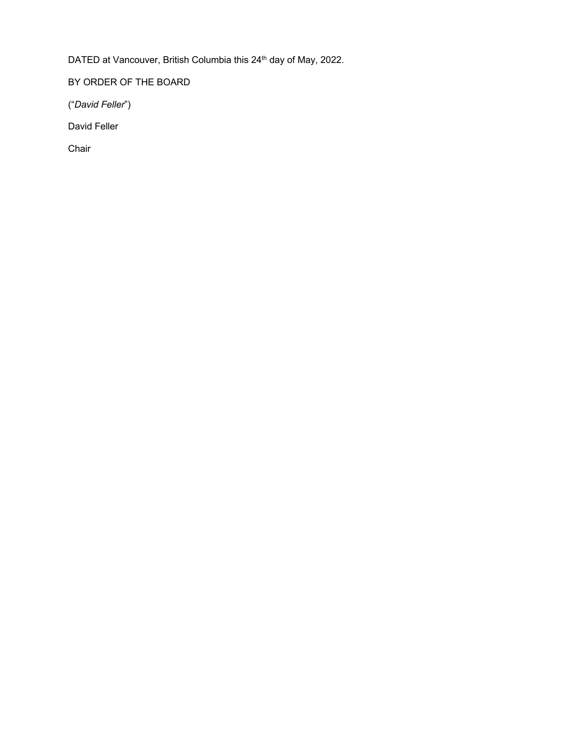DATED at Vancouver, British Columbia this 24th day of May, 2022.

BY ORDER OF THE BOARD

("*David Feller*")

David Feller

Chair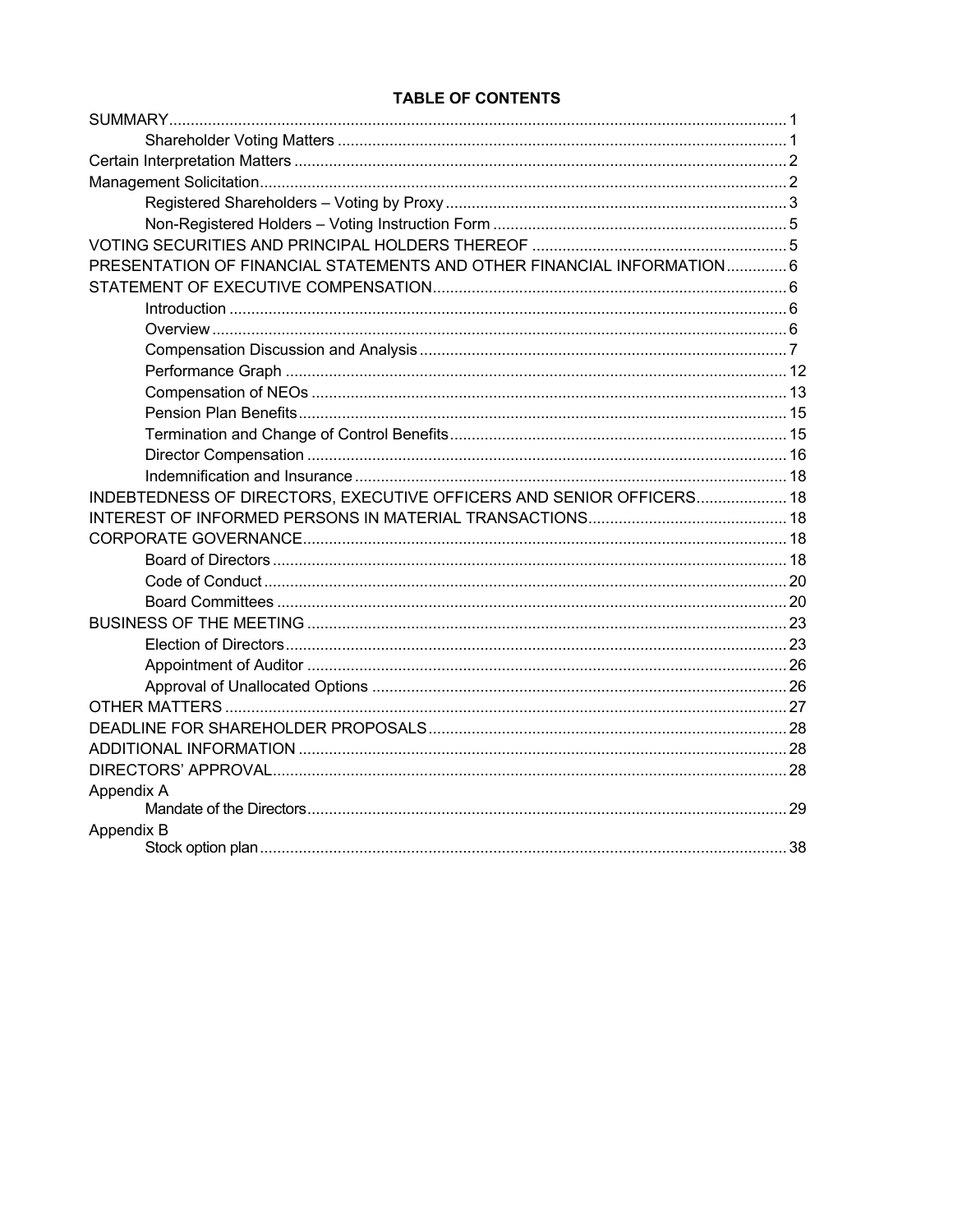## TABLE OF CONTENTS

| | |
|---|---|
| SUMMARY | 1 |
| &nbsp;&nbsp;&nbsp;&nbsp;Shareholder Voting Matters | 1 |
| Certain Interpretation Matters | 2 |
| Management Solicitation | 2 |
| &nbsp;&nbsp;&nbsp;&nbsp;Registered Shareholders – Voting by Proxy | 3 |
| &nbsp;&nbsp;&nbsp;&nbsp;Non-Registered Holders – Voting Instruction Form | 5 |
| VOTING SECURITIES AND PRINCIPAL HOLDERS THEREOF | 5 |
| PRESENTATION OF FINANCIAL STATEMENTS AND OTHER FINANCIAL INFORMATION | 6 |
| STATEMENT OF EXECUTIVE COMPENSATION | 6 |
| &nbsp;&nbsp;&nbsp;&nbsp;Introduction | 6 |
| &nbsp;&nbsp;&nbsp;&nbsp;Overview | 6 |
| &nbsp;&nbsp;&nbsp;&nbsp;Compensation Discussion and Analysis | 7 |
| &nbsp;&nbsp;&nbsp;&nbsp;Performance Graph | 12 |
| &nbsp;&nbsp;&nbsp;&nbsp;Compensation of NEOs | 13 |
| &nbsp;&nbsp;&nbsp;&nbsp;Pension Plan Benefits | 15 |
| &nbsp;&nbsp;&nbsp;&nbsp;Termination and Change of Control Benefits | 15 |
| &nbsp;&nbsp;&nbsp;&nbsp;Director Compensation | 16 |
| &nbsp;&nbsp;&nbsp;&nbsp;Indemnification and Insurance | 18 |
| INDEBTEDNESS OF DIRECTORS, EXECUTIVE OFFICERS AND SENIOR OFFICERS | 18 |
| INTEREST OF INFORMED PERSONS IN MATERIAL TRANSACTIONS | 18 |
| CORPORATE GOVERNANCE | 18 |
| &nbsp;&nbsp;&nbsp;&nbsp;Board of Directors | 18 |
| &nbsp;&nbsp;&nbsp;&nbsp;Code of Conduct | 20 |
| &nbsp;&nbsp;&nbsp;&nbsp;Board Committees | 20 |
| BUSINESS OF THE MEETING | 23 |
| &nbsp;&nbsp;&nbsp;&nbsp;Election of Directors | 23 |
| &nbsp;&nbsp;&nbsp;&nbsp;Appointment of Auditor | 26 |
| &nbsp;&nbsp;&nbsp;&nbsp;Approval of Unallocated Options | 26 |
| OTHER MATTERS | 27 |
| DEADLINE FOR SHAREHOLDER PROPOSALS | 28 |
| ADDITIONAL INFORMATION | 28 |
| DIRECTORS' APPROVAL | 28 |
| Appendix A | |
| &nbsp;&nbsp;&nbsp;&nbsp;Mandate of the Directors | 29 |
| Appendix B | |
| &nbsp;&nbsp;&nbsp;&nbsp;Stock option plan | 38 |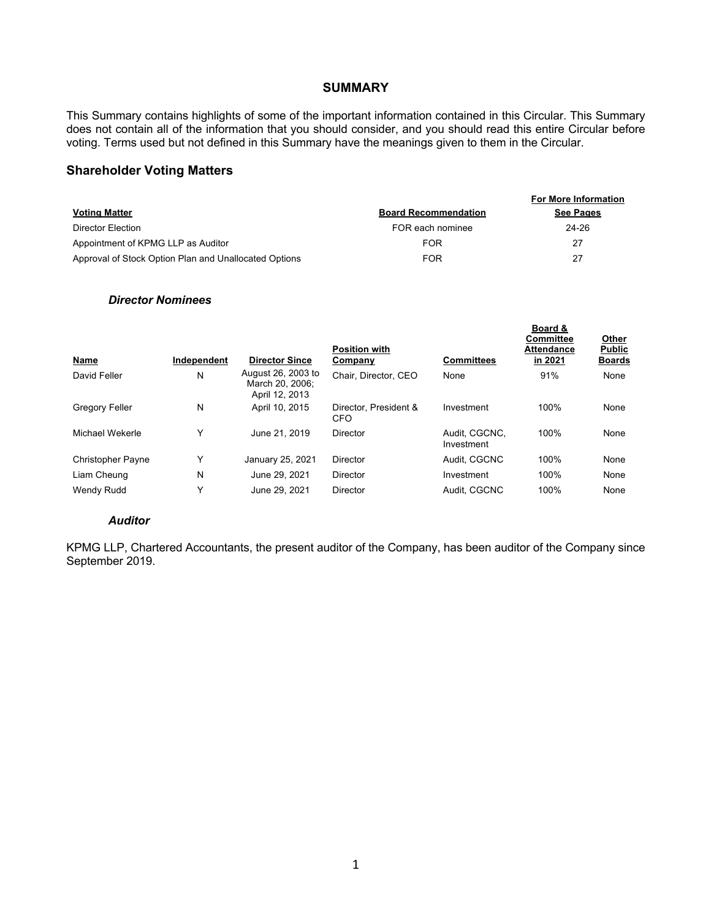# SUMMARY

This Summary contains highlights of some of the important information contained in this Circular. This Summary does not contain all of the information that you should consider, and you should read this entire Circular before voting. Terms used but not defined in this Summary have the meanings given to them in the Circular.

## Shareholder Voting Matters

| Voting Matter | Board Recommendation | For More Information See Pages |
|---|---|---|
| Director Election | FOR each nominee | 24-26 |
| Appointment of KPMG LLP as Auditor | FOR | 27 |
| Approval of Stock Option Plan and Unallocated Options | FOR | 27 |

### *Director Nominees*

| Name | Independent | Director Since | Position with Company | Committees | Board & Committee Attendance in 2021 | Other Public Boards |
|---|---|---|---|---|---|---|
| David Feller | N | August 26, 2003 to March 20, 2006; April 12, 2013 | Chair, Director, CEO | None | 91% | None |
| Gregory Feller | N | April 10, 2015 | Director, President & CFO | Investment | 100% | None |
| Michael Wekerle | Y | June 21, 2019 | Director | Audit, CGCNC, Investment | 100% | None |
| Christopher Payne | Y | January 25, 2021 | Director | Audit, CGCNC | 100% | None |
| Liam Cheung | N | June 29, 2021 | Director | Investment | 100% | None |
| Wendy Rudd | Y | June 29, 2021 | Director | Audit, CGCNC | 100% | None |

### *Auditor*

KPMG LLP, Chartered Accountants, the present auditor of the Company, has been auditor of the Company since September 2019.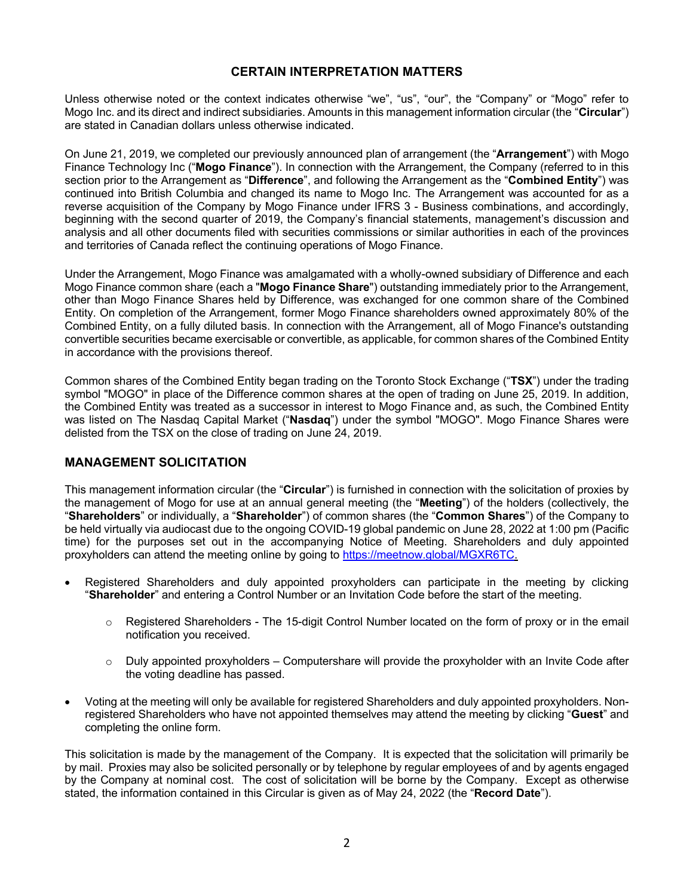## CERTAIN INTERPRETATION MATTERS

Unless otherwise noted or the context indicates otherwise "we", "us", "our", the "Company" or "Mogo" refer to Mogo Inc. and its direct and indirect subsidiaries. Amounts in this management information circular (the "**Circular**") are stated in Canadian dollars unless otherwise indicated.

On June 21, 2019, we completed our previously announced plan of arrangement (the "**Arrangement**") with Mogo Finance Technology Inc ("**Mogo Finance**"). In connection with the Arrangement, the Company (referred to in this section prior to the Arrangement as "**Difference**", and following the Arrangement as the "**Combined Entity**") was continued into British Columbia and changed its name to Mogo Inc. The Arrangement was accounted for as a reverse acquisition of the Company by Mogo Finance under IFRS 3 - Business combinations, and accordingly, beginning with the second quarter of 2019, the Company's financial statements, management's discussion and analysis and all other documents filed with securities commissions or similar authorities in each of the provinces and territories of Canada reflect the continuing operations of Mogo Finance.

Under the Arrangement, Mogo Finance was amalgamated with a wholly-owned subsidiary of Difference and each Mogo Finance common share (each a "**Mogo Finance Share**") outstanding immediately prior to the Arrangement, other than Mogo Finance Shares held by Difference, was exchanged for one common share of the Combined Entity. On completion of the Arrangement, former Mogo Finance shareholders owned approximately 80% of the Combined Entity, on a fully diluted basis. In connection with the Arrangement, all of Mogo Finance's outstanding convertible securities became exercisable or convertible, as applicable, for common shares of the Combined Entity in accordance with the provisions thereof.

Common shares of the Combined Entity began trading on the Toronto Stock Exchange ("**TSX**") under the trading symbol "MOGO" in place of the Difference common shares at the open of trading on June 25, 2019. In addition, the Combined Entity was treated as a successor in interest to Mogo Finance and, as such, the Combined Entity was listed on The Nasdaq Capital Market ("**Nasdaq**") under the symbol "MOGO". Mogo Finance Shares were delisted from the TSX on the close of trading on June 24, 2019.

## MANAGEMENT SOLICITATION

This management information circular (the "**Circular**") is furnished in connection with the solicitation of proxies by the management of Mogo for use at an annual general meeting (the "**Meeting**") of the holders (collectively, the "**Shareholders**" or individually, a "**Shareholder**") of common shares (the "**Common Shares**") of the Company to be held virtually via audiocast due to the ongoing COVID-19 global pandemic on June 28, 2022 at 1:00 pm (Pacific time) for the purposes set out in the accompanying Notice of Meeting. Shareholders and duly appointed proxyholders can attend the meeting online by going to https://meetnow.global/MGXR6TC.

- Registered Shareholders and duly appointed proxyholders can participate in the meeting by clicking "**Shareholder**" and entering a Control Number or an Invitation Code before the start of the meeting.
  - Registered Shareholders - The 15-digit Control Number located on the form of proxy or in the email notification you received.
  - Duly appointed proxyholders – Computershare will provide the proxyholder with an Invite Code after the voting deadline has passed.
- Voting at the meeting will only be available for registered Shareholders and duly appointed proxyholders. Non-registered Shareholders who have not appointed themselves may attend the meeting by clicking "**Guest**" and completing the online form.

This solicitation is made by the management of the Company. It is expected that the solicitation will primarily be by mail. Proxies may also be solicited personally or by telephone by regular employees of and by agents engaged by the Company at nominal cost. The cost of solicitation will be borne by the Company. Except as otherwise stated, the information contained in this Circular is given as of May 24, 2022 (the "**Record Date**").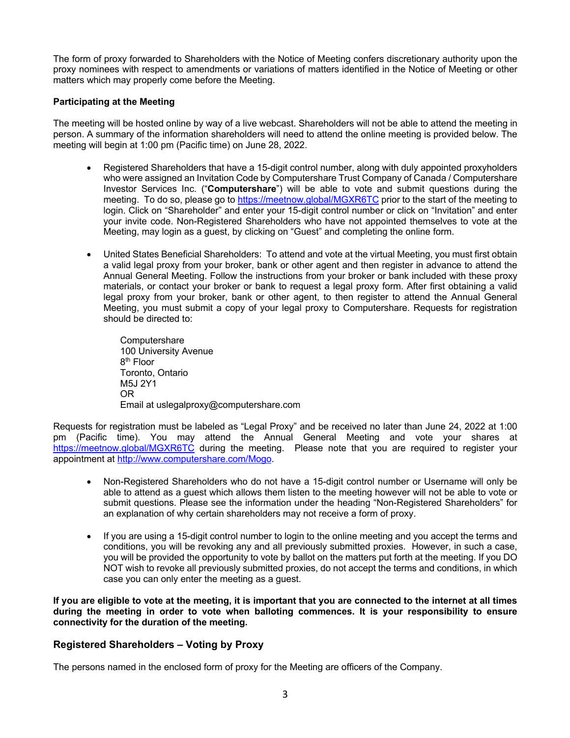The form of proxy forwarded to Shareholders with the Notice of Meeting confers discretionary authority upon the proxy nominees with respect to amendments or variations of matters identified in the Notice of Meeting or other matters which may properly come before the Meeting.

**Participating at the Meeting**

The meeting will be hosted online by way of a live webcast. Shareholders will not be able to attend the meeting in person. A summary of the information shareholders will need to attend the online meeting is provided below. The meeting will begin at 1:00 pm (Pacific time) on June 28, 2022.

- Registered Shareholders that have a 15-digit control number, along with duly appointed proxyholders who were assigned an Invitation Code by Computershare Trust Company of Canada / Computershare Investor Services Inc. ("**Computershare**") will be able to vote and submit questions during the meeting. To do so, please go to https://meetnow.global/MGXR6TC prior to the start of the meeting to login. Click on "Shareholder" and enter your 15-digit control number or click on "Invitation" and enter your invite code. Non-Registered Shareholders who have not appointed themselves to vote at the Meeting, may login as a guest, by clicking on "Guest" and completing the online form.

- United States Beneficial Shareholders: To attend and vote at the virtual Meeting, you must first obtain a valid legal proxy from your broker, bank or other agent and then register in advance to attend the Annual General Meeting. Follow the instructions from your broker or bank included with these proxy materials, or contact your broker or bank to request a legal proxy form. After first obtaining a valid legal proxy from your broker, bank or other agent, to then register to attend the Annual General Meeting, you must submit a copy of your legal proxy to Computershare. Requests for registration should be directed to:

  Computershare
  100 University Avenue
  8th Floor
  Toronto, Ontario
  M5J 2Y1
  OR
  Email at uslegalproxy@computershare.com

Requests for registration must be labeled as "Legal Proxy" and be received no later than June 24, 2022 at 1:00 pm (Pacific time). You may attend the Annual General Meeting and vote your shares at https://meetnow.global/MGXR6TC during the meeting. Please note that you are required to register your appointment at http://www.computershare.com/Mogo.

- Non-Registered Shareholders who do not have a 15-digit control number or Username will only be able to attend as a guest which allows them listen to the meeting however will not be able to vote or submit questions. Please see the information under the heading "Non-Registered Shareholders" for an explanation of why certain shareholders may not receive a form of proxy.

- If you are using a 15-digit control number to login to the online meeting and you accept the terms and conditions, you will be revoking any and all previously submitted proxies. However, in such a case, you will be provided the opportunity to vote by ballot on the matters put forth at the meeting. If you DO NOT wish to revoke all previously submitted proxies, do not accept the terms and conditions, in which case you can only enter the meeting as a guest.

**If you are eligible to vote at the meeting, it is important that you are connected to the internet at all times during the meeting in order to vote when balloting commences. It is your responsibility to ensure connectivity for the duration of the meeting.**

## Registered Shareholders – Voting by Proxy

The persons named in the enclosed form of proxy for the Meeting are officers of the Company.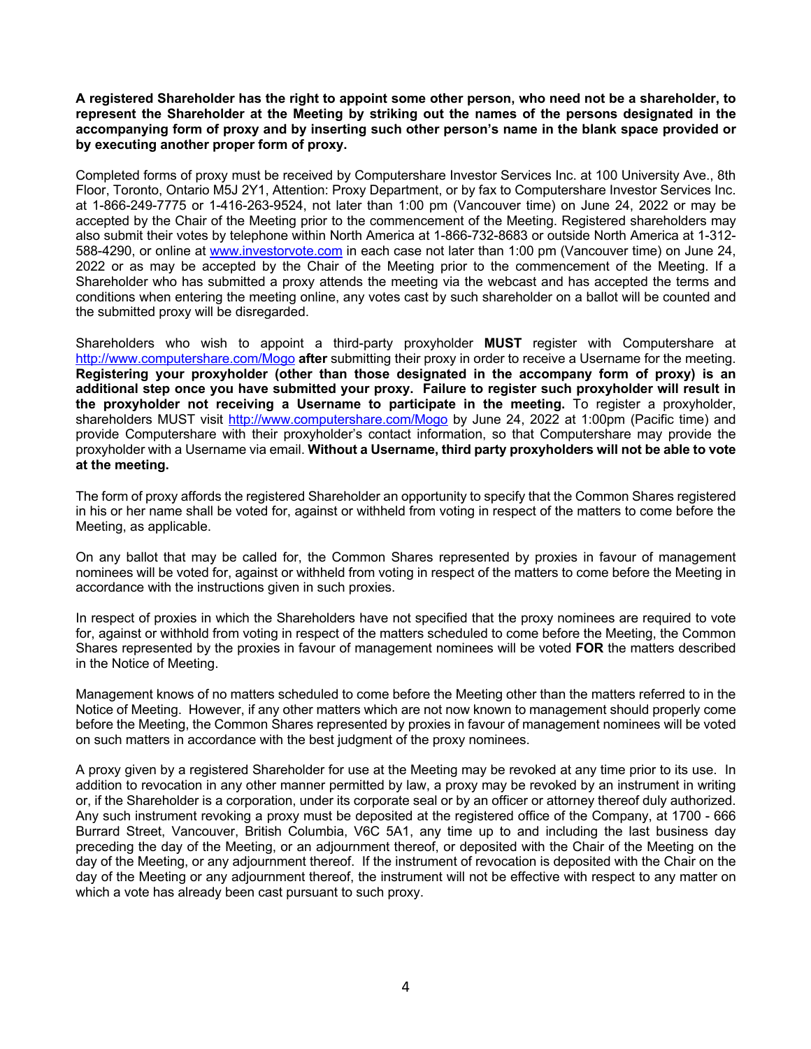**A registered Shareholder has the right to appoint some other person, who need not be a shareholder, to represent the Shareholder at the Meeting by striking out the names of the persons designated in the accompanying form of proxy and by inserting such other person's name in the blank space provided or by executing another proper form of proxy.**

Completed forms of proxy must be received by Computershare Investor Services Inc. at 100 University Ave., 8th Floor, Toronto, Ontario M5J 2Y1, Attention: Proxy Department, or by fax to Computershare Investor Services Inc. at 1-866-249-7775 or 1-416-263-9524, not later than 1:00 pm (Vancouver time) on June 24, 2022 or may be accepted by the Chair of the Meeting prior to the commencement of the Meeting. Registered shareholders may also submit their votes by telephone within North America at 1-866-732-8683 or outside North America at 1-312-588-4290, or online at www.investorvote.com in each case not later than 1:00 pm (Vancouver time) on June 24, 2022 or as may be accepted by the Chair of the Meeting prior to the commencement of the Meeting. If a Shareholder who has submitted a proxy attends the meeting via the webcast and has accepted the terms and conditions when entering the meeting online, any votes cast by such shareholder on a ballot will be counted and the submitted proxy will be disregarded.

Shareholders who wish to appoint a third-party proxyholder **MUST** register with Computershare at http://www.computershare.com/Mogo **after** submitting their proxy in order to receive a Username for the meeting. **Registering your proxyholder (other than those designated in the accompany form of proxy) is an additional step once you have submitted your proxy. Failure to register such proxyholder will result in the proxyholder not receiving a Username to participate in the meeting.** To register a proxyholder, shareholders MUST visit http://www.computershare.com/Mogo by June 24, 2022 at 1:00pm (Pacific time) and provide Computershare with their proxyholder's contact information, so that Computershare may provide the proxyholder with a Username via email. **Without a Username, third party proxyholders will not be able to vote at the meeting.**

The form of proxy affords the registered Shareholder an opportunity to specify that the Common Shares registered in his or her name shall be voted for, against or withheld from voting in respect of the matters to come before the Meeting, as applicable.

On any ballot that may be called for, the Common Shares represented by proxies in favour of management nominees will be voted for, against or withheld from voting in respect of the matters to come before the Meeting in accordance with the instructions given in such proxies.

In respect of proxies in which the Shareholders have not specified that the proxy nominees are required to vote for, against or withhold from voting in respect of the matters scheduled to come before the Meeting, the Common Shares represented by the proxies in favour of management nominees will be voted **FOR** the matters described in the Notice of Meeting.

Management knows of no matters scheduled to come before the Meeting other than the matters referred to in the Notice of Meeting. However, if any other matters which are not now known to management should properly come before the Meeting, the Common Shares represented by proxies in favour of management nominees will be voted on such matters in accordance with the best judgment of the proxy nominees.

A proxy given by a registered Shareholder for use at the Meeting may be revoked at any time prior to its use. In addition to revocation in any other manner permitted by law, a proxy may be revoked by an instrument in writing or, if the Shareholder is a corporation, under its corporate seal or by an officer or attorney thereof duly authorized. Any such instrument revoking a proxy must be deposited at the registered office of the Company, at 1700 - 666 Burrard Street, Vancouver, British Columbia, V6C 5A1, any time up to and including the last business day preceding the day of the Meeting, or an adjournment thereof, or deposited with the Chair of the Meeting on the day of the Meeting, or any adjournment thereof. If the instrument of revocation is deposited with the Chair on the day of the Meeting or any adjournment thereof, the instrument will not be effective with respect to any matter on which a vote has already been cast pursuant to such proxy.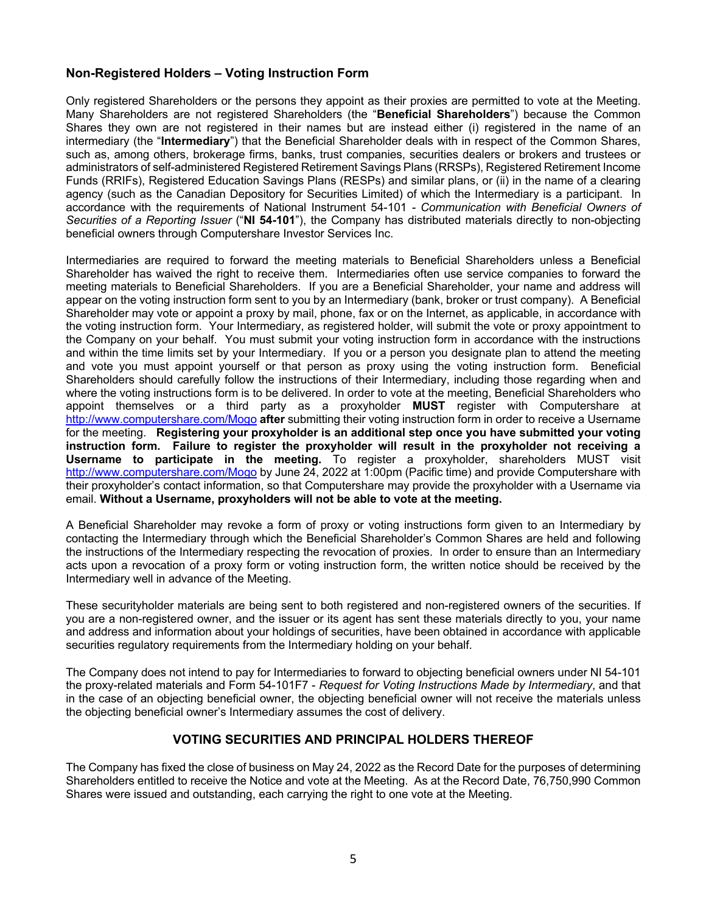## Non-Registered Holders – Voting Instruction Form

Only registered Shareholders or the persons they appoint as their proxies are permitted to vote at the Meeting. Many Shareholders are not registered Shareholders (the "**Beneficial Shareholders**") because the Common Shares they own are not registered in their names but are instead either (i) registered in the name of an intermediary (the "**Intermediary**") that the Beneficial Shareholder deals with in respect of the Common Shares, such as, among others, brokerage firms, banks, trust companies, securities dealers or brokers and trustees or administrators of self-administered Registered Retirement Savings Plans (RRSPs), Registered Retirement Income Funds (RRIFs), Registered Education Savings Plans (RESPs) and similar plans, or (ii) in the name of a clearing agency (such as the Canadian Depository for Securities Limited) of which the Intermediary is a participant. In accordance with the requirements of National Instrument 54-101 - *Communication with Beneficial Owners of Securities of a Reporting Issuer* ("**NI 54-101**"), the Company has distributed materials directly to non-objecting beneficial owners through Computershare Investor Services Inc.

Intermediaries are required to forward the meeting materials to Beneficial Shareholders unless a Beneficial Shareholder has waived the right to receive them. Intermediaries often use service companies to forward the meeting materials to Beneficial Shareholders. If you are a Beneficial Shareholder, your name and address will appear on the voting instruction form sent to you by an Intermediary (bank, broker or trust company). A Beneficial Shareholder may vote or appoint a proxy by mail, phone, fax or on the Internet, as applicable, in accordance with the voting instruction form. Your Intermediary, as registered holder, will submit the vote or proxy appointment to the Company on your behalf. You must submit your voting instruction form in accordance with the instructions and within the time limits set by your Intermediary. If you or a person you designate plan to attend the meeting and vote you must appoint yourself or that person as proxy using the voting instruction form. Beneficial Shareholders should carefully follow the instructions of their Intermediary, including those regarding when and where the voting instructions form is to be delivered. In order to vote at the meeting, Beneficial Shareholders who appoint themselves or a third party as a proxyholder **MUST** register with Computershare at http://www.computershare.com/Mogo **after** submitting their voting instruction form in order to receive a Username for the meeting. **Registering your proxyholder is an additional step once you have submitted your voting instruction form. Failure to register the proxyholder will result in the proxyholder not receiving a Username to participate in the meeting.** To register a proxyholder, shareholders MUST visit http://www.computershare.com/Mogo by June 24, 2022 at 1:00pm (Pacific time) and provide Computershare with their proxyholder's contact information, so that Computershare may provide the proxyholder with a Username via email. **Without a Username, proxyholders will not be able to vote at the meeting.**

A Beneficial Shareholder may revoke a form of proxy or voting instructions form given to an Intermediary by contacting the Intermediary through which the Beneficial Shareholder's Common Shares are held and following the instructions of the Intermediary respecting the revocation of proxies. In order to ensure than an Intermediary acts upon a revocation of a proxy form or voting instruction form, the written notice should be received by the Intermediary well in advance of the Meeting.

These securityholder materials are being sent to both registered and non-registered owners of the securities. If you are a non-registered owner, and the issuer or its agent has sent these materials directly to you, your name and address and information about your holdings of securities, have been obtained in accordance with applicable securities regulatory requirements from the Intermediary holding on your behalf.

The Company does not intend to pay for Intermediaries to forward to objecting beneficial owners under NI 54-101 the proxy-related materials and Form 54-101F7 - *Request for Voting Instructions Made by Intermediary*, and that in the case of an objecting beneficial owner, the objecting beneficial owner will not receive the materials unless the objecting beneficial owner's Intermediary assumes the cost of delivery.

## VOTING SECURITIES AND PRINCIPAL HOLDERS THEREOF

The Company has fixed the close of business on May 24, 2022 as the Record Date for the purposes of determining Shareholders entitled to receive the Notice and vote at the Meeting. As at the Record Date, 76,750,990 Common Shares were issued and outstanding, each carrying the right to one vote at the Meeting.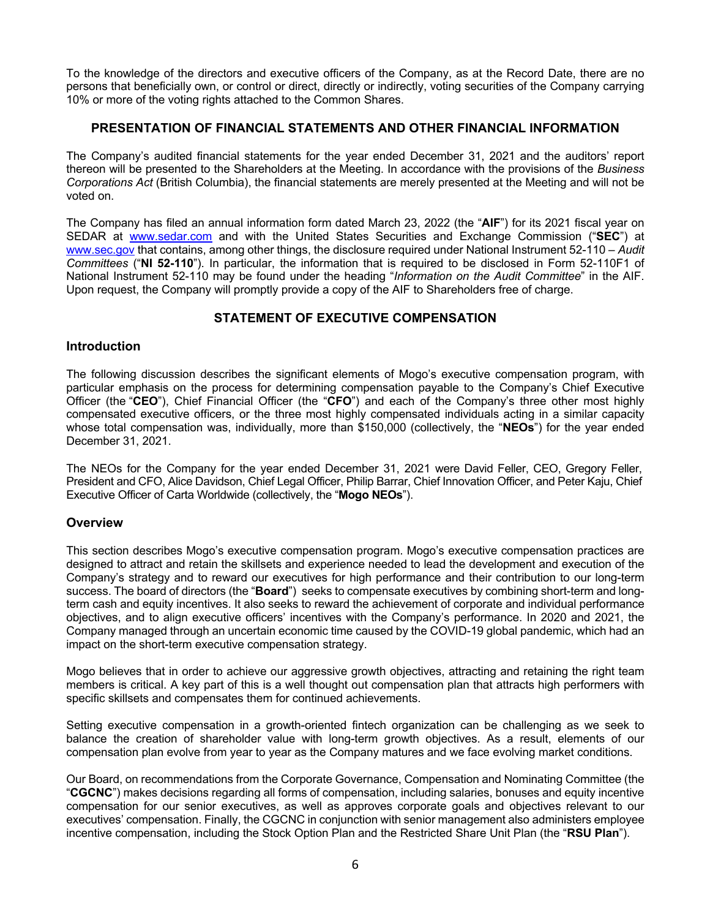To the knowledge of the directors and executive officers of the Company, as at the Record Date, there are no persons that beneficially own, or control or direct, directly or indirectly, voting securities of the Company carrying 10% or more of the voting rights attached to the Common Shares.

## PRESENTATION OF FINANCIAL STATEMENTS AND OTHER FINANCIAL INFORMATION

The Company's audited financial statements for the year ended December 31, 2021 and the auditors' report thereon will be presented to the Shareholders at the Meeting. In accordance with the provisions of the *Business Corporations Act* (British Columbia), the financial statements are merely presented at the Meeting and will not be voted on.

The Company has filed an annual information form dated March 23, 2022 (the "**AIF**") for its 2021 fiscal year on SEDAR at www.sedar.com and with the United States Securities and Exchange Commission ("**SEC**") at www.sec.gov that contains, among other things, the disclosure required under National Instrument 52-110 – *Audit Committees* ("**NI 52-110**"). In particular, the information that is required to be disclosed in Form 52-110F1 of National Instrument 52-110 may be found under the heading "*Information on the Audit Committee*" in the AIF. Upon request, the Company will promptly provide a copy of the AIF to Shareholders free of charge.

## STATEMENT OF EXECUTIVE COMPENSATION

### Introduction

The following discussion describes the significant elements of Mogo's executive compensation program, with particular emphasis on the process for determining compensation payable to the Company's Chief Executive Officer (the "**CEO**"), Chief Financial Officer (the "**CFO**") and each of the Company's three other most highly compensated executive officers, or the three most highly compensated individuals acting in a similar capacity whose total compensation was, individually, more than $150,000 (collectively, the "**NEOs**") for the year ended December 31, 2021.

The NEOs for the Company for the year ended December 31, 2021 were David Feller, CEO, Gregory Feller, President and CFO, Alice Davidson, Chief Legal Officer, Philip Barrar, Chief Innovation Officer, and Peter Kaju, Chief Executive Officer of Carta Worldwide (collectively, the "**Mogo NEOs**").

### Overview

This section describes Mogo's executive compensation program. Mogo's executive compensation practices are designed to attract and retain the skillsets and experience needed to lead the development and execution of the Company's strategy and to reward our executives for high performance and their contribution to our long-term success. The board of directors (the "**Board**") seeks to compensate executives by combining short-term and long-term cash and equity incentives. It also seeks to reward the achievement of corporate and individual performance objectives, and to align executive officers' incentives with the Company's performance. In 2020 and 2021, the Company managed through an uncertain economic time caused by the COVID-19 global pandemic, which had an impact on the short-term executive compensation strategy.

Mogo believes that in order to achieve our aggressive growth objectives, attracting and retaining the right team members is critical. A key part of this is a well thought out compensation plan that attracts high performers with specific skillsets and compensates them for continued achievements.

Setting executive compensation in a growth-oriented fintech organization can be challenging as we seek to balance the creation of shareholder value with long-term growth objectives. As a result, elements of our compensation plan evolve from year to year as the Company matures and we face evolving market conditions.

Our Board, on recommendations from the Corporate Governance, Compensation and Nominating Committee (the "**CGCNC**") makes decisions regarding all forms of compensation, including salaries, bonuses and equity incentive compensation for our senior executives, as well as approves corporate goals and objectives relevant to our executives' compensation. Finally, the CGCNC in conjunction with senior management also administers employee incentive compensation, including the Stock Option Plan and the Restricted Share Unit Plan (the "**RSU Plan**").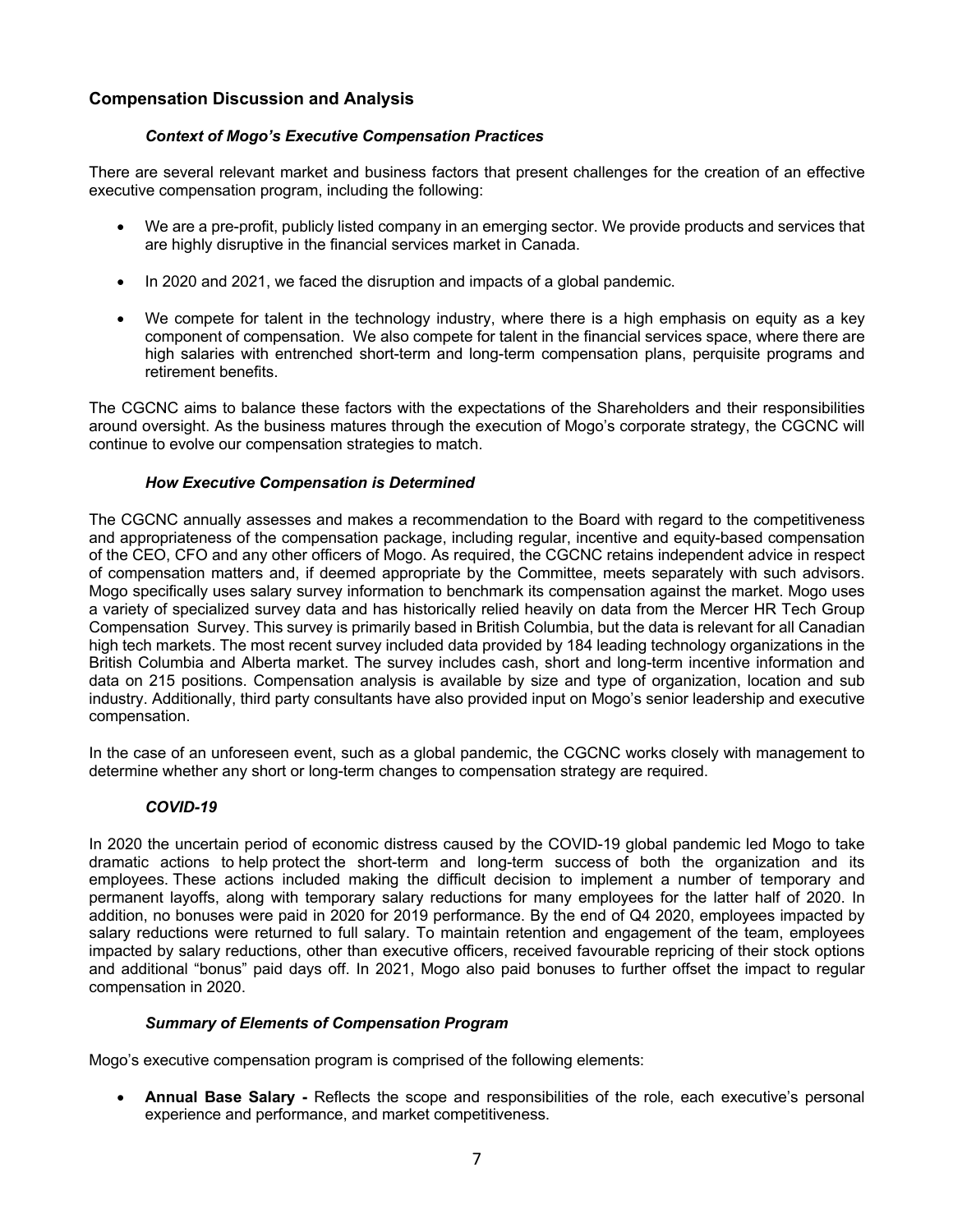## Compensation Discussion and Analysis

### *Context of Mogo's Executive Compensation Practices*

There are several relevant market and business factors that present challenges for the creation of an effective executive compensation program, including the following:

- We are a pre-profit, publicly listed company in an emerging sector. We provide products and services that are highly disruptive in the financial services market in Canada.
- In 2020 and 2021, we faced the disruption and impacts of a global pandemic.
- We compete for talent in the technology industry, where there is a high emphasis on equity as a key component of compensation. We also compete for talent in the financial services space, where there are high salaries with entrenched short-term and long-term compensation plans, perquisite programs and retirement benefits.

The CGCNC aims to balance these factors with the expectations of the Shareholders and their responsibilities around oversight. As the business matures through the execution of Mogo's corporate strategy, the CGCNC will continue to evolve our compensation strategies to match.

### *How Executive Compensation is Determined*

The CGCNC annually assesses and makes a recommendation to the Board with regard to the competitiveness and appropriateness of the compensation package, including regular, incentive and equity-based compensation of the CEO, CFO and any other officers of Mogo. As required, the CGCNC retains independent advice in respect of compensation matters and, if deemed appropriate by the Committee, meets separately with such advisors. Mogo specifically uses salary survey information to benchmark its compensation against the market. Mogo uses a variety of specialized survey data and has historically relied heavily on data from the Mercer HR Tech Group Compensation Survey. This survey is primarily based in British Columbia, but the data is relevant for all Canadian high tech markets. The most recent survey included data provided by 184 leading technology organizations in the British Columbia and Alberta market. The survey includes cash, short and long-term incentive information and data on 215 positions. Compensation analysis is available by size and type of organization, location and sub industry. Additionally, third party consultants have also provided input on Mogo's senior leadership and executive compensation.

In the case of an unforeseen event, such as a global pandemic, the CGCNC works closely with management to determine whether any short or long-term changes to compensation strategy are required.

### *COVID-19*

In 2020 the uncertain period of economic distress caused by the COVID-19 global pandemic led Mogo to take dramatic actions to help protect the short-term and long-term success of both the organization and its employees. These actions included making the difficult decision to implement a number of temporary and permanent layoffs, along with temporary salary reductions for many employees for the latter half of 2020. In addition, no bonuses were paid in 2020 for 2019 performance. By the end of Q4 2020, employees impacted by salary reductions were returned to full salary. To maintain retention and engagement of the team, employees impacted by salary reductions, other than executive officers, received favourable repricing of their stock options and additional "bonus" paid days off. In 2021, Mogo also paid bonuses to further offset the impact to regular compensation in 2020.

### *Summary of Elements of Compensation Program*

Mogo's executive compensation program is comprised of the following elements:

- **Annual Base Salary -** Reflects the scope and responsibilities of the role, each executive's personal experience and performance, and market competitiveness.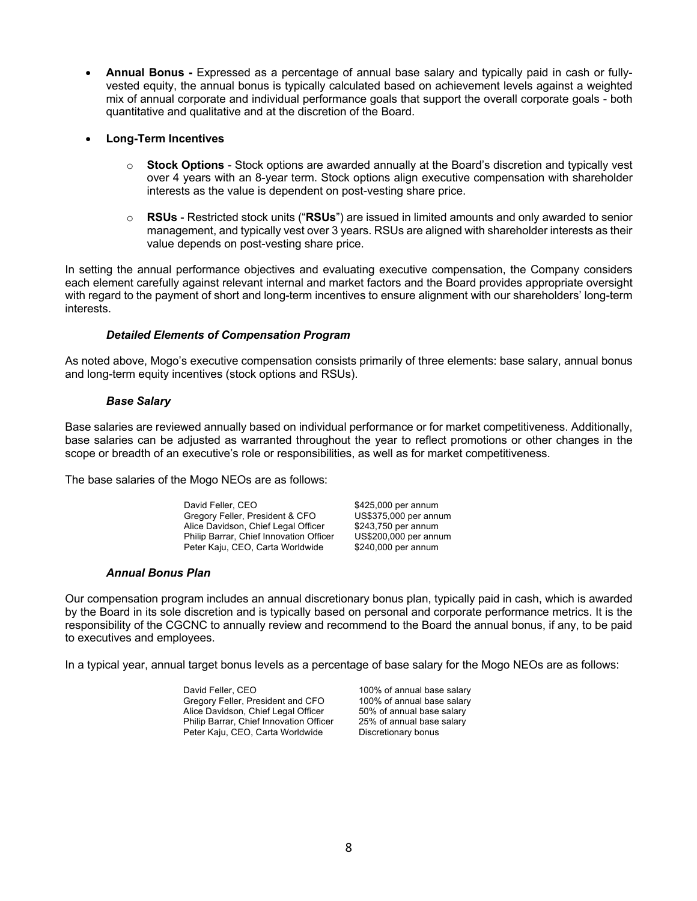- **Annual Bonus -** Expressed as a percentage of annual base salary and typically paid in cash or fully-vested equity, the annual bonus is typically calculated based on achievement levels against a weighted mix of annual corporate and individual performance goals that support the overall corporate goals - both quantitative and qualitative and at the discretion of the Board.

- **Long-Term Incentives**

  - **Stock Options** - Stock options are awarded annually at the Board's discretion and typically vest over 4 years with an 8-year term. Stock options align executive compensation with shareholder interests as the value is dependent on post-vesting share price.

  - **RSUs** - Restricted stock units ("**RSUs**") are issued in limited amounts and only awarded to senior management, and typically vest over 3 years. RSUs are aligned with shareholder interests as their value depends on post-vesting share price.

In setting the annual performance objectives and evaluating executive compensation, the Company considers each element carefully against relevant internal and market factors and the Board provides appropriate oversight with regard to the payment of short and long-term incentives to ensure alignment with our shareholders' long-term interests.

***Detailed Elements of Compensation Program***

As noted above, Mogo's executive compensation consists primarily of three elements: base salary, annual bonus and long-term equity incentives (stock options and RSUs).

***Base Salary***

Base salaries are reviewed annually based on individual performance or for market competitiveness. Additionally, base salaries can be adjusted as warranted throughout the year to reflect promotions or other changes in the scope or breadth of an executive's role or responsibilities, as well as for market competitiveness.

The base salaries of the Mogo NEOs are as follows:

| | |
|---|---|
| David Feller, CEO | $425,000 per annum |
| Gregory Feller, President & CFO | US$375,000 per annum |
| Alice Davidson, Chief Legal Officer | $243,750 per annum |
| Philip Barrar, Chief Innovation Officer | US$200,000 per annum |
| Peter Kaju, CEO, Carta Worldwide | $240,000 per annum |

***Annual Bonus Plan***

Our compensation program includes an annual discretionary bonus plan, typically paid in cash, which is awarded by the Board in its sole discretion and is typically based on personal and corporate performance metrics. It is the responsibility of the CGCNC to annually review and recommend to the Board the annual bonus, if any, to be paid to executives and employees.

In a typical year, annual target bonus levels as a percentage of base salary for the Mogo NEOs are as follows:

| | |
|---|---|
| David Feller, CEO | 100% of annual base salary |
| Gregory Feller, President and CFO | 100% of annual base salary |
| Alice Davidson, Chief Legal Officer | 50% of annual base salary |
| Philip Barrar, Chief Innovation Officer | 25% of annual base salary |
| Peter Kaju, CEO, Carta Worldwide | Discretionary bonus |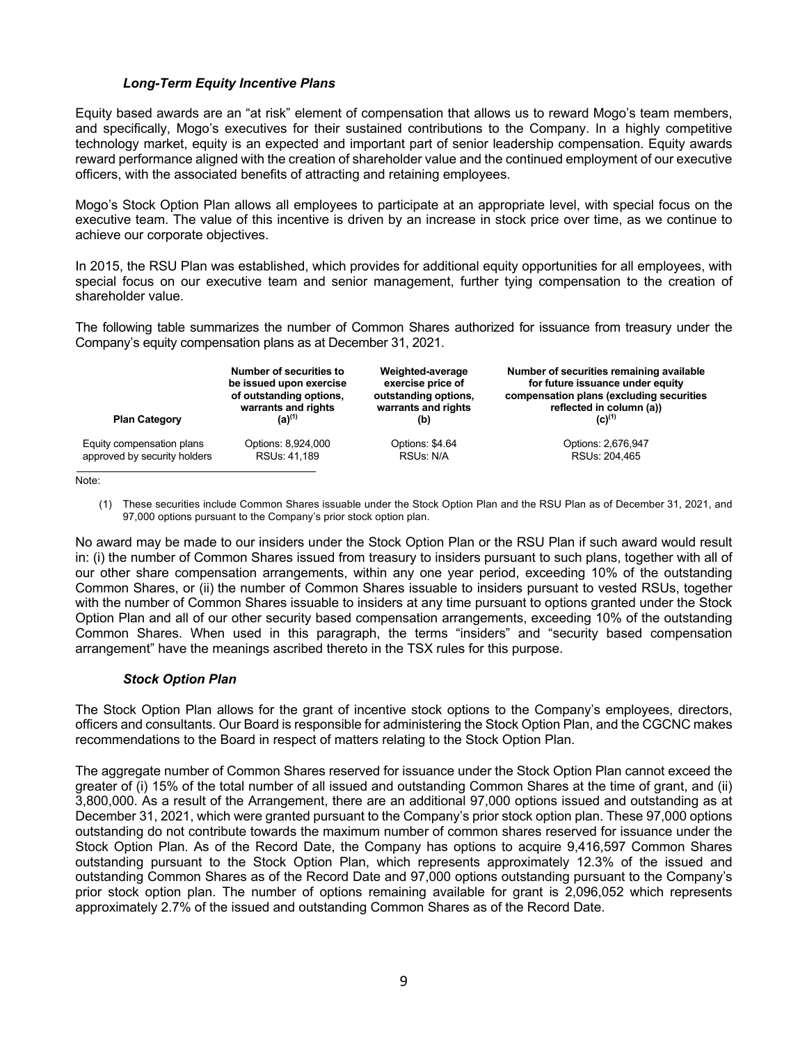### *Long-Term Equity Incentive Plans*

Equity based awards are an "at risk" element of compensation that allows us to reward Mogo's team members, and specifically, Mogo's executives for their sustained contributions to the Company. In a highly competitive technology market, equity is an expected and important part of senior leadership compensation. Equity awards reward performance aligned with the creation of shareholder value and the continued employment of our executive officers, with the associated benefits of attracting and retaining employees.

Mogo's Stock Option Plan allows all employees to participate at an appropriate level, with special focus on the executive team. The value of this incentive is driven by an increase in stock price over time, as we continue to achieve our corporate objectives.

In 2015, the RSU Plan was established, which provides for additional equity opportunities for all employees, with special focus on our executive team and senior management, further tying compensation to the creation of shareholder value.

The following table summarizes the number of Common Shares authorized for issuance from treasury under the Company's equity compensation plans as at December 31, 2021.

| Plan Category | Number of securities to be issued upon exercise of outstanding options, warrants and rights (a)[(1)] | Weighted-average exercise price of outstanding options, warrants and rights (b) | Number of securities remaining available for future issuance under equity compensation plans (excluding securities reflected in column (a)) (c)[(1)] |
|---|---|---|---|
| Equity compensation plans approved by security holders | Options: 8,924,000<br>RSUs: 41,189 | Options: $4.64<br>RSUs: N/A | Options: 2,676,947<br>RSUs: 204,465 |

Note:

(1) These securities include Common Shares issuable under the Stock Option Plan and the RSU Plan as of December 31, 2021, and 97,000 options pursuant to the Company's prior stock option plan.

No award may be made to our insiders under the Stock Option Plan or the RSU Plan if such award would result in: (i) the number of Common Shares issued from treasury to insiders pursuant to such plans, together with all of our other share compensation arrangements, within any one year period, exceeding 10% of the outstanding Common Shares, or (ii) the number of Common Shares issuable to insiders pursuant to vested RSUs, together with the number of Common Shares issuable to insiders at any time pursuant to options granted under the Stock Option Plan and all of our other security based compensation arrangements, exceeding 10% of the outstanding Common Shares. When used in this paragraph, the terms "insiders" and "security based compensation arrangement" have the meanings ascribed thereto in the TSX rules for this purpose.

### *Stock Option Plan*

The Stock Option Plan allows for the grant of incentive stock options to the Company's employees, directors, officers and consultants. Our Board is responsible for administering the Stock Option Plan, and the CGCNC makes recommendations to the Board in respect of matters relating to the Stock Option Plan.

The aggregate number of Common Shares reserved for issuance under the Stock Option Plan cannot exceed the greater of (i) 15% of the total number of all issued and outstanding Common Shares at the time of grant, and (ii) 3,800,000. As a result of the Arrangement, there are an additional 97,000 options issued and outstanding as at December 31, 2021, which were granted pursuant to the Company's prior stock option plan. These 97,000 options outstanding do not contribute towards the maximum number of common shares reserved for issuance under the Stock Option Plan. As of the Record Date, the Company has options to acquire 9,416,597 Common Shares outstanding pursuant to the Stock Option Plan, which represents approximately 12.3% of the issued and outstanding Common Shares as of the Record Date and 97,000 options outstanding pursuant to the Company's prior stock option plan. The number of options remaining available for grant is 2,096,052 which represents approximately 2.7% of the issued and outstanding Common Shares as of the Record Date.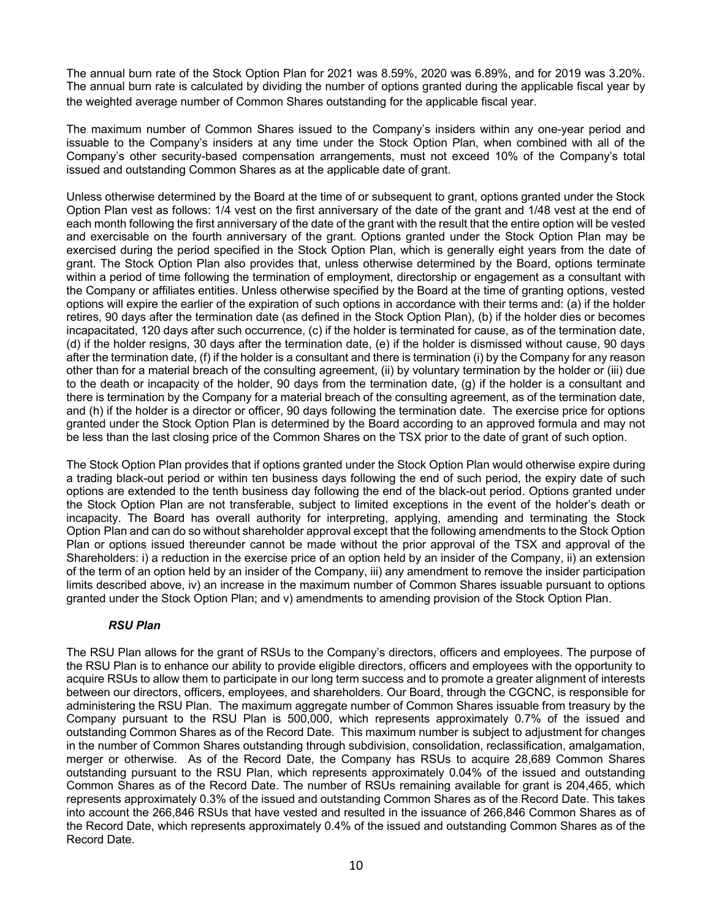The annual burn rate of the Stock Option Plan for 2021 was 8.59%, 2020 was 6.89%, and for 2019 was 3.20%. The annual burn rate is calculated by dividing the number of options granted during the applicable fiscal year by the weighted average number of Common Shares outstanding for the applicable fiscal year.

The maximum number of Common Shares issued to the Company's insiders within any one-year period and issuable to the Company's insiders at any time under the Stock Option Plan, when combined with all of the Company's other security-based compensation arrangements, must not exceed 10% of the Company's total issued and outstanding Common Shares as at the applicable date of grant.

Unless otherwise determined by the Board at the time of or subsequent to grant, options granted under the Stock Option Plan vest as follows: 1/4 vest on the first anniversary of the date of the grant and 1/48 vest at the end of each month following the first anniversary of the date of the grant with the result that the entire option will be vested and exercisable on the fourth anniversary of the grant. Options granted under the Stock Option Plan may be exercised during the period specified in the Stock Option Plan, which is generally eight years from the date of grant. The Stock Option Plan also provides that, unless otherwise determined by the Board, options terminate within a period of time following the termination of employment, directorship or engagement as a consultant with the Company or affiliates entities. Unless otherwise specified by the Board at the time of granting options, vested options will expire the earlier of the expiration of such options in accordance with their terms and: (a) if the holder retires, 90 days after the termination date (as defined in the Stock Option Plan), (b) if the holder dies or becomes incapacitated, 120 days after such occurrence, (c) if the holder is terminated for cause, as of the termination date, (d) if the holder resigns, 30 days after the termination date, (e) if the holder is dismissed without cause, 90 days after the termination date, (f) if the holder is a consultant and there is termination (i) by the Company for any reason other than for a material breach of the consulting agreement, (ii) by voluntary termination by the holder or (iii) due to the death or incapacity of the holder, 90 days from the termination date, (g) if the holder is a consultant and there is termination by the Company for a material breach of the consulting agreement, as of the termination date, and (h) if the holder is a director or officer, 90 days following the termination date. The exercise price for options granted under the Stock Option Plan is determined by the Board according to an approved formula and may not be less than the last closing price of the Common Shares on the TSX prior to the date of grant of such option.

The Stock Option Plan provides that if options granted under the Stock Option Plan would otherwise expire during a trading black-out period or within ten business days following the end of such period, the expiry date of such options are extended to the tenth business day following the end of the black-out period. Options granted under the Stock Option Plan are not transferable, subject to limited exceptions in the event of the holder's death or incapacity. The Board has overall authority for interpreting, applying, amending and terminating the Stock Option Plan and can do so without shareholder approval except that the following amendments to the Stock Option Plan or options issued thereunder cannot be made without the prior approval of the TSX and approval of the Shareholders: i) a reduction in the exercise price of an option held by an insider of the Company, ii) an extension of the term of an option held by an insider of the Company, iii) any amendment to remove the insider participation limits described above, iv) an increase in the maximum number of Common Shares issuable pursuant to options granted under the Stock Option Plan; and v) amendments to amending provision of the Stock Option Plan.

***RSU Plan***

The RSU Plan allows for the grant of RSUs to the Company's directors, officers and employees. The purpose of the RSU Plan is to enhance our ability to provide eligible directors, officers and employees with the opportunity to acquire RSUs to allow them to participate in our long term success and to promote a greater alignment of interests between our directors, officers, employees, and shareholders. Our Board, through the CGCNC, is responsible for administering the RSU Plan. The maximum aggregate number of Common Shares issuable from treasury by the Company pursuant to the RSU Plan is 500,000, which represents approximately 0.7% of the issued and outstanding Common Shares as of the Record Date. This maximum number is subject to adjustment for changes in the number of Common Shares outstanding through subdivision, consolidation, reclassification, amalgamation, merger or otherwise. As of the Record Date, the Company has RSUs to acquire 28,689 Common Shares outstanding pursuant to the RSU Plan, which represents approximately 0.04% of the issued and outstanding Common Shares as of the Record Date. The number of RSUs remaining available for grant is 204,465, which represents approximately 0.3% of the issued and outstanding Common Shares as of the Record Date. This takes into account the 266,846 RSUs that have vested and resulted in the issuance of 266,846 Common Shares as of the Record Date, which represents approximately 0.4% of the issued and outstanding Common Shares as of the Record Date.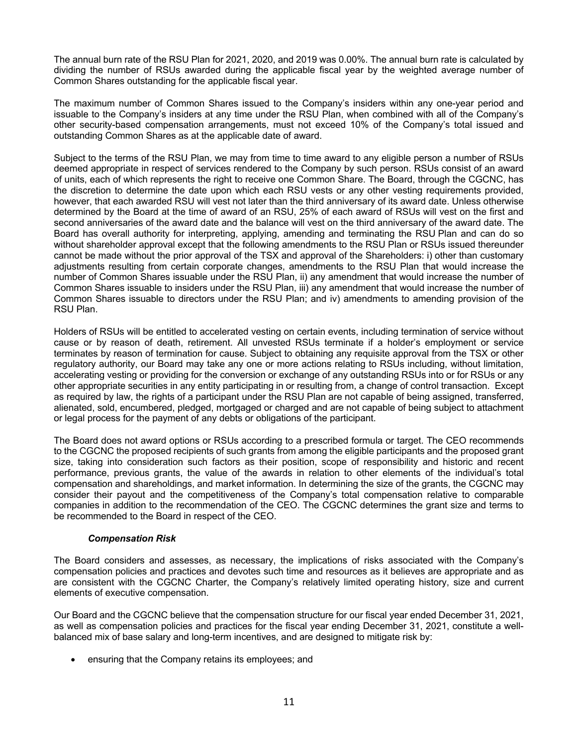The annual burn rate of the RSU Plan for 2021, 2020, and 2019 was 0.00%. The annual burn rate is calculated by dividing the number of RSUs awarded during the applicable fiscal year by the weighted average number of Common Shares outstanding for the applicable fiscal year.

The maximum number of Common Shares issued to the Company's insiders within any one-year period and issuable to the Company's insiders at any time under the RSU Plan, when combined with all of the Company's other security-based compensation arrangements, must not exceed 10% of the Company's total issued and outstanding Common Shares as at the applicable date of award.

Subject to the terms of the RSU Plan, we may from time to time award to any eligible person a number of RSUs deemed appropriate in respect of services rendered to the Company by such person. RSUs consist of an award of units, each of which represents the right to receive one Common Share. The Board, through the CGCNC, has the discretion to determine the date upon which each RSU vests or any other vesting requirements provided, however, that each awarded RSU will vest not later than the third anniversary of its award date. Unless otherwise determined by the Board at the time of award of an RSU, 25% of each award of RSUs will vest on the first and second anniversaries of the award date and the balance will vest on the third anniversary of the award date. The Board has overall authority for interpreting, applying, amending and terminating the RSU Plan and can do so without shareholder approval except that the following amendments to the RSU Plan or RSUs issued thereunder cannot be made without the prior approval of the TSX and approval of the Shareholders: i) other than customary adjustments resulting from certain corporate changes, amendments to the RSU Plan that would increase the number of Common Shares issuable under the RSU Plan, ii) any amendment that would increase the number of Common Shares issuable to insiders under the RSU Plan, iii) any amendment that would increase the number of Common Shares issuable to directors under the RSU Plan; and iv) amendments to amending provision of the RSU Plan.

Holders of RSUs will be entitled to accelerated vesting on certain events, including termination of service without cause or by reason of death, retirement. All unvested RSUs terminate if a holder's employment or service terminates by reason of termination for cause. Subject to obtaining any requisite approval from the TSX or other regulatory authority, our Board may take any one or more actions relating to RSUs including, without limitation, accelerating vesting or providing for the conversion or exchange of any outstanding RSUs into or for RSUs or any other appropriate securities in any entity participating in or resulting from, a change of control transaction. Except as required by law, the rights of a participant under the RSU Plan are not capable of being assigned, transferred, alienated, sold, encumbered, pledged, mortgaged or charged and are not capable of being subject to attachment or legal process for the payment of any debts or obligations of the participant.

The Board does not award options or RSUs according to a prescribed formula or target. The CEO recommends to the CGCNC the proposed recipients of such grants from among the eligible participants and the proposed grant size, taking into consideration such factors as their position, scope of responsibility and historic and recent performance, previous grants, the value of the awards in relation to other elements of the individual's total compensation and shareholdings, and market information. In determining the size of the grants, the CGCNC may consider their payout and the competitiveness of the Company's total compensation relative to comparable companies in addition to the recommendation of the CEO. The CGCNC determines the grant size and terms to be recommended to the Board in respect of the CEO.

***Compensation Risk***

The Board considers and assesses, as necessary, the implications of risks associated with the Company's compensation policies and practices and devotes such time and resources as it believes are appropriate and as are consistent with the CGCNC Charter, the Company's relatively limited operating history, size and current elements of executive compensation.

Our Board and the CGCNC believe that the compensation structure for our fiscal year ended December 31, 2021, as well as compensation policies and practices for the fiscal year ending December 31, 2021, constitute a well-balanced mix of base salary and long-term incentives, and are designed to mitigate risk by:

- ensuring that the Company retains its employees; and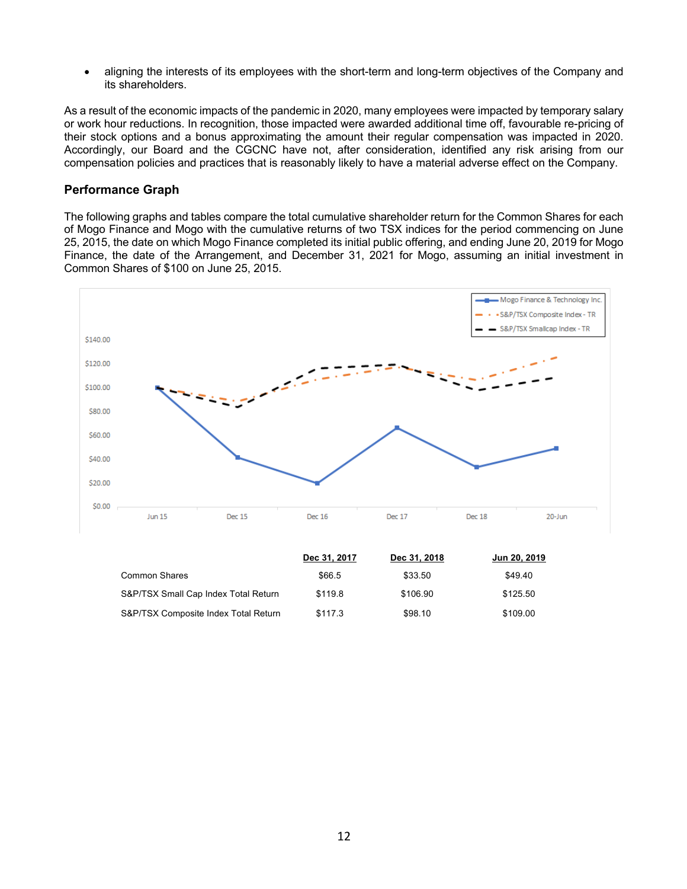- aligning the interests of its employees with the short-term and long-term objectives of the Company and its shareholders.

As a result of the economic impacts of the pandemic in 2020, many employees were impacted by temporary salary or work hour reductions. In recognition, those impacted were awarded additional time off, favourable re-pricing of their stock options and a bonus approximating the amount their regular compensation was impacted in 2020. Accordingly, our Board and the CGCNC have not, after consideration, identified any risk arising from our compensation policies and practices that is reasonably likely to have a material adverse effect on the Company.

### Performance Graph

The following graphs and tables compare the total cumulative shareholder return for the Common Shares for each of Mogo Finance and Mogo with the cumulative returns of two TSX indices for the period commencing on June 25, 2015, the date on which Mogo Finance completed its initial public offering, and ending June 20, 2019 for Mogo Finance, the date of the Arrangement, and December 31, 2021 for Mogo, assuming an initial investment in Common Shares of $100 on June 25, 2015.

| | Dec 31, 2017 | Dec 31, 2018 | Jun 20, 2019 |
|---|---|---|---|
| Common Shares | $66.5 | $33.50 | $49.40 |
| S&P/TSX Small Cap Index Total Return | $119.8 | $106.90 | $125.50 |
| S&P/TSX Composite Index Total Return | $117.3 | $98.10 | $109.00 |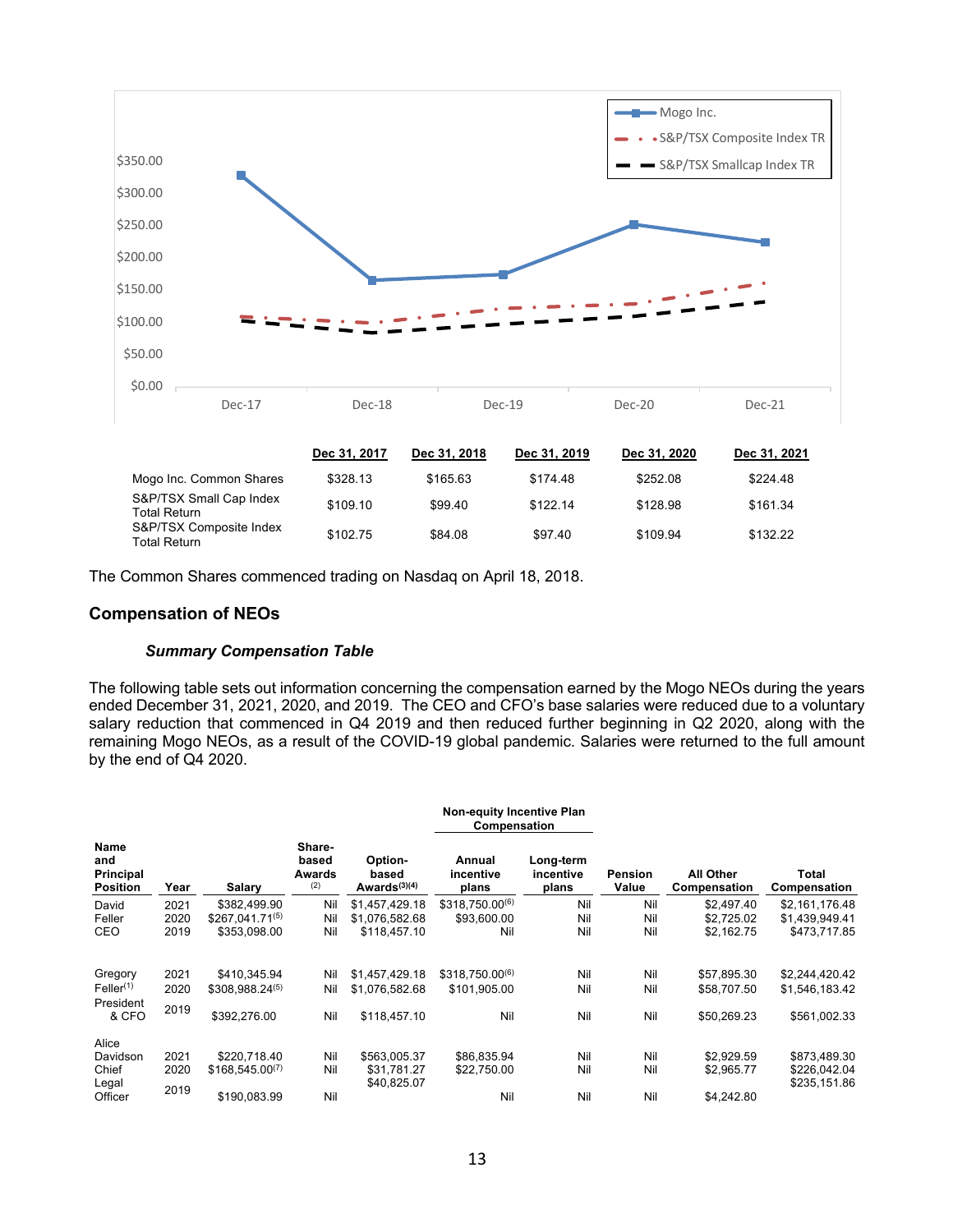| | Dec 31, 2017 | Dec 31, 2018 | Dec 31, 2019 | Dec 31, 2020 | Dec 31, 2021 |
|---|---|---|---|---|---|
| Mogo Inc. Common Shares | $328.13 | $165.63 | $174.48 | $252.08 | $224.48 |
| S&P/TSX Small Cap Index Total Return | $109.10 | $99.40 | $122.14 | $128.98 | $161.34 |
| S&P/TSX Composite Index Total Return | $102.75 | $84.08 | $97.40 | $109.94 | $132.22 |

The Common Shares commenced trading on Nasdaq on April 18, 2018.

## Compensation of NEOs

### *Summary Compensation Table*

The following table sets out information concerning the compensation earned by the Mogo NEOs during the years ended December 31, 2021, 2020, and 2019. The CEO and CFO's base salaries were reduced due to a voluntary salary reduction that commenced in Q4 2019 and then reduced further beginning in Q2 2020, along with the remaining Mogo NEOs, as a result of the COVID-19 global pandemic. Salaries were returned to the full amount by the end of Q4 2020.

| | | | | | Non-equity Incentive Plan Compensation | | | | |
|---|---|---|---|---|---|---|---|---|---|
| Name and Principal Position | Year | Salary | Share-based Awards [2] | Option-based Awards[3][4] | Annual incentive plans | Long-term incentive plans | Pension Value | All Other Compensation | Total Compensation |
| David Feller CEO | 2021 | $382,499.90 | Nil | $1,457,429.18 | $318,750.00[6] | Nil | Nil | $2,497.40 | $2,161,176.48 |
| | 2020 | $267,041.71[5] | Nil | $1,076,582.68 | $93,600.00 | Nil | Nil | $2,725.02 | $1,439,949.41 |
| | 2019 | $353,098.00 | Nil | $118,457.10 | Nil | Nil | Nil | $2,162.75 | $473,717.85 |
| Gregory Feller[1] President & CFO | 2021 | $410,345.94 | Nil | $1,457,429.18 | $318,750.00[6] | Nil | Nil | $57,895.30 | $2,244,420.42 |
| | 2020 | $308,988.24[5] | Nil | $1,076,582.68 | $101,905.00 | Nil | Nil | $58,707.50 | $1,546,183.42 |
| | 2019 | $392,276.00 | Nil | $118,457.10 | Nil | Nil | Nil | $50,269.23 | $561,002.33 |
| Alice Davidson Chief Legal Officer | 2021 | $220,718.40 | Nil | $563,005.37 | $86,835.94 | Nil | Nil | $2,929.59 | $873,489.30 |
| | 2020 | $168,545.00[7] | Nil | $31,781.27 | $22,750.00 | Nil | Nil | $2,965.77 | $226,042.04 |
| | 2019 | $190,083.99 | Nil | $40,825.07 | Nil | Nil | Nil | $4,242.80 | $235,151.86 |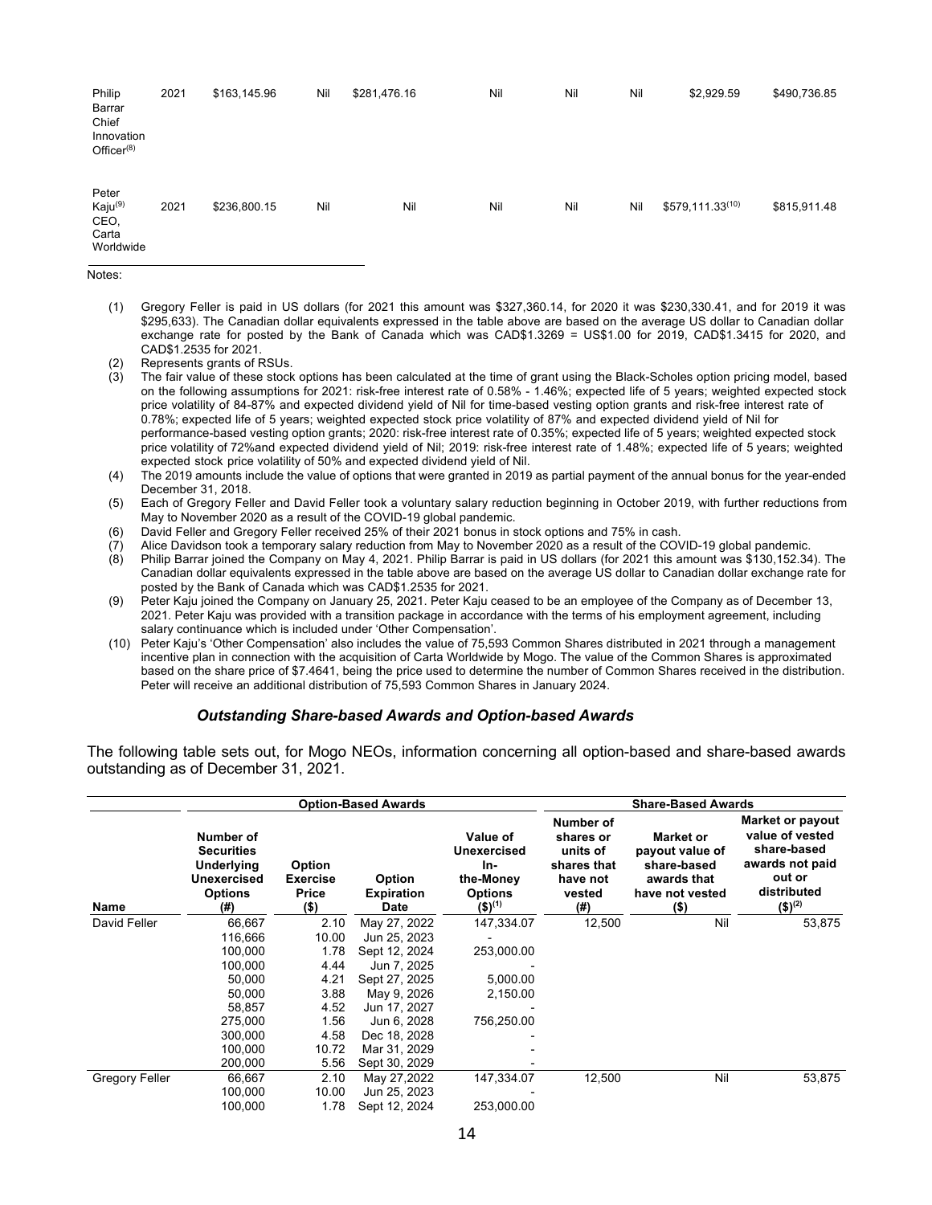| Philip Barrar Chief Innovation Officer[8] | 2021 | $163,145.96 | Nil | $281,476.16 | Nil | Nil | Nil | $2,929.59 | $490,736.85 |
|---|---|---|---|---|---|---|---|---|---|
| Peter Kaju[9] CEO, Carta Worldwide | 2021 | $236,800.15 | Nil | Nil | Nil | Nil | Nil | $579,111.33[10] | $815,911.48 |

Notes:

(1) Gregory Feller is paid in US dollars (for 2021 this amount was $327,360.14, for 2020 it was $230,330.41, and for 2019 it was $295,633). The Canadian dollar equivalents expressed in the table above are based on the average US dollar to Canadian dollar exchange rate for posted by the Bank of Canada which was CAD$1.3269 = US$1.00 for 2019, CAD$1.3415 for 2020, and CAD$1.2535 for 2021.

(2) Represents grants of RSUs.

(3) The fair value of these stock options has been calculated at the time of grant using the Black-Scholes option pricing model, based on the following assumptions for 2021: risk-free interest rate of 0.58% - 1.46%; expected life of 5 years; weighted expected stock price volatility of 84-87% and expected dividend yield of Nil for time-based vesting option grants and risk-free interest rate of 0.78%; expected life of 5 years; weighted expected stock price volatility of 87% and expected dividend yield of Nil for performance-based vesting option grants; 2020: risk-free interest rate of 0.35%; expected life of 5 years; weighted expected stock price volatility of 72%and expected dividend yield of Nil; 2019: risk-free interest rate of 1.48%; expected life of 5 years; weighted expected stock price volatility of 50% and expected dividend yield of Nil.

(4) The 2019 amounts include the value of options that were granted in 2019 as partial payment of the annual bonus for the year-ended December 31, 2018.

(5) Each of Gregory Feller and David Feller took a voluntary salary reduction beginning in October 2019, with further reductions from May to November 2020 as a result of the COVID-19 global pandemic.

(6) David Feller and Gregory Feller received 25% of their 2021 bonus in stock options and 75% in cash.

(7) Alice Davidson took a temporary salary reduction from May to November 2020 as a result of the COVID-19 global pandemic.

(8) Philip Barrar joined the Company on May 4, 2021. Philip Barrar is paid in US dollars (for 2021 this amount was $130,152.34). The Canadian dollar equivalents expressed in the table above are based on the average US dollar to Canadian dollar exchange rate for posted by the Bank of Canada which was CAD$1.2535 for 2021.

(9) Peter Kaju joined the Company on January 25, 2021. Peter Kaju ceased to be an employee of the Company as of December 13, 2021. Peter Kaju was provided with a transition package in accordance with the terms of his employment agreement, including salary continuance which is included under 'Other Compensation'.

(10) Peter Kaju's 'Other Compensation' also includes the value of 75,593 Common Shares distributed in 2021 through a management incentive plan in connection with the acquisition of Carta Worldwide by Mogo. The value of the Common Shares is approximated based on the share price of $7.4641, being the price used to determine the number of Common Shares received in the distribution. Peter will receive an additional distribution of 75,593 Common Shares in January 2024.

### *Outstanding Share-based Awards and Option-based Awards*

The following table sets out, for Mogo NEOs, information concerning all option-based and share-based awards outstanding as of December 31, 2021.

| | Option-Based Awards | | | | Share-Based Awards | | |
|---|---|---|---|---|---|---|---|
| **Name** | **Number of Securities Underlying Unexercised Options (#)** | **Option Exercise Price ($)** | **Option Expiration Date** | **Value of Unexercised In-the-Money Options ($)[1]** | **Number of shares or units of shares that have not vested (#)** | **Market or payout value of share-based awards that have not vested ($)** | **Market or payout value of vested share-based awards not paid out or distributed ($)[2]** |
| David Feller | 66,667 | 2.10 | May 27, 2022 | 147,334.07 | 12,500 | Nil | 53,875 |
| | 116,666 | 10.00 | Jun 25, 2023 | - | | | |
| | 100,000 | 1.78 | Sept 12, 2024 | 253,000.00 | | | |
| | 100,000 | 4.44 | Jun 7, 2025 | - | | | |
| | 50,000 | 4.21 | Sept 27, 2025 | 5,000.00 | | | |
| | 50,000 | 3.88 | May 9, 2026 | 2,150.00 | | | |
| | 58,857 | 4.52 | Jun 17, 2027 | - | | | |
| | 275,000 | 1.56 | Jun 6, 2028 | 756,250.00 | | | |
| | 300,000 | 4.58 | Dec 18, 2028 | - | | | |
| | 100,000 | 10.72 | Mar 31, 2029 | - | | | |
| | 200,000 | 5.56 | Sept 30, 2029 | - | | | |
| Gregory Feller | 66,667 | 2.10 | May 27,2022 | 147,334.07 | 12,500 | Nil | 53,875 |
| | 100,000 | 10.00 | Jun 25, 2023 | - | | | |
| | 100,000 | 1.78 | Sept 12, 2024 | 253,000.00 | | | |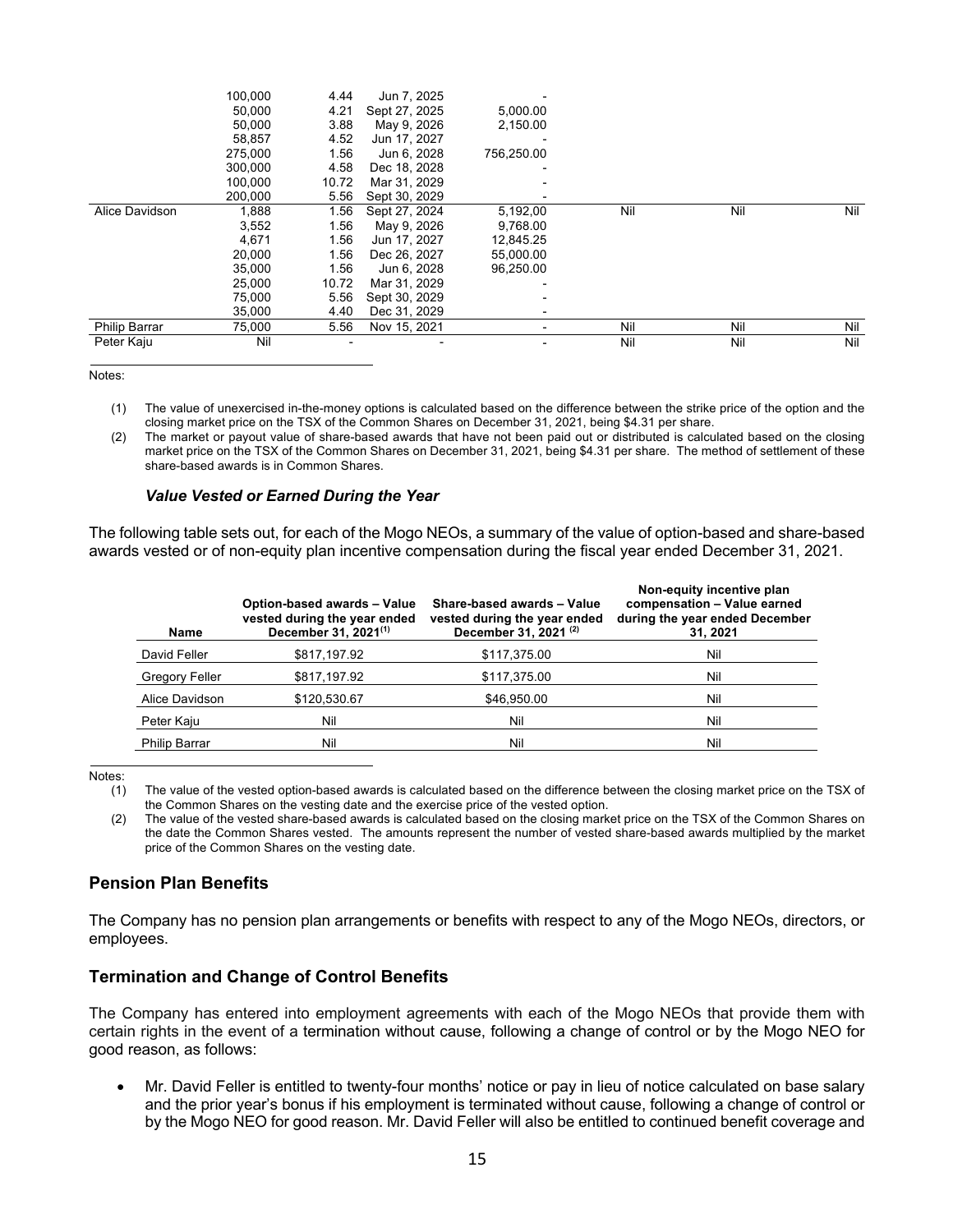|  | 100,000 | 4.44 | Jun 7, 2025 | - |  |  |  |
|---|---|---|---|---|---|---|---|
|  | 50,000 | 4.21 | Sept 27, 2025 | 5,000.00 |  |  |  |
|  | 50,000 | 3.88 | May 9, 2026 | 2,150.00 |  |  |  |
|  | 58,857 | 4.52 | Jun 17, 2027 | - |  |  |  |
|  | 275,000 | 1.56 | Jun 6, 2028 | 756,250.00 |  |  |  |
|  | 300,000 | 4.58 | Dec 18, 2028 | - |  |  |  |
|  | 100,000 | 10.72 | Mar 31, 2029 | - |  |  |  |
|  | 200,000 | 5.56 | Sept 30, 2029 | - |  |  |  |
| Alice Davidson | 1,888 | 1.56 | Sept 27, 2024 | 5,192,00 | Nil | Nil | Nil |
|  | 3,552 | 1.56 | May 9, 2026 | 9,768.00 |  |  |  |
|  | 4,671 | 1.56 | Jun 17, 2027 | 12,845.25 |  |  |  |
|  | 20,000 | 1.56 | Dec 26, 2027 | 55,000.00 |  |  |  |
|  | 35,000 | 1.56 | Jun 6, 2028 | 96,250.00 |  |  |  |
|  | 25,000 | 10.72 | Mar 31, 2029 | - |  |  |  |
|  | 75,000 | 5.56 | Sept 30, 2029 | - |  |  |  |
|  | 35,000 | 4.40 | Dec 31, 2029 | - |  |  |  |
| Philip Barrar | 75,000 | 5.56 | Nov 15, 2021 | - | Nil | Nil | Nil |
| Peter Kaju | Nil | - | - | - | Nil | Nil | Nil |

Notes:

(1) The value of unexercised in-the-money options is calculated based on the difference between the strike price of the option and the closing market price on the TSX of the Common Shares on December 31, 2021, being $4.31 per share.

(2) The market or payout value of share-based awards that have not been paid out or distributed is calculated based on the closing market price on the TSX of the Common Shares on December 31, 2021, being $4.31 per share. The method of settlement of these share-based awards is in Common Shares.

### *Value Vested or Earned During the Year*

The following table sets out, for each of the Mogo NEOs, a summary of the value of option-based and share-based awards vested or of non-equity plan incentive compensation during the fiscal year ended December 31, 2021.

| Name | Option-based awards – Value vested during the year ended December 31, 2021[(1)] | Share-based awards – Value vested during the year ended December 31, 2021 [(2)] | Non-equity incentive plan compensation – Value earned during the year ended December 31, 2021 |
|---|---|---|---|
| David Feller | $817,197.92 | $117,375.00 | Nil |
| Gregory Feller | $817,197.92 | $117,375.00 | Nil |
| Alice Davidson | $120,530.67 | $46,950.00 | Nil |
| Peter Kaju | Nil | Nil | Nil |
| Philip Barrar | Nil | Nil | Nil |

Notes:

(1) The value of the vested option-based awards is calculated based on the difference between the closing market price on the TSX of the Common Shares on the vesting date and the exercise price of the vested option.

(2) The value of the vested share-based awards is calculated based on the closing market price on the TSX of the Common Shares on the date the Common Shares vested. The amounts represent the number of vested share-based awards multiplied by the market price of the Common Shares on the vesting date.

## Pension Plan Benefits

The Company has no pension plan arrangements or benefits with respect to any of the Mogo NEOs, directors, or employees.

## Termination and Change of Control Benefits

The Company has entered into employment agreements with each of the Mogo NEOs that provide them with certain rights in the event of a termination without cause, following a change of control or by the Mogo NEO for good reason, as follows:

- Mr. David Feller is entitled to twenty-four months' notice or pay in lieu of notice calculated on base salary and the prior year's bonus if his employment is terminated without cause, following a change of control or by the Mogo NEO for good reason. Mr. David Feller will also be entitled to continued benefit coverage and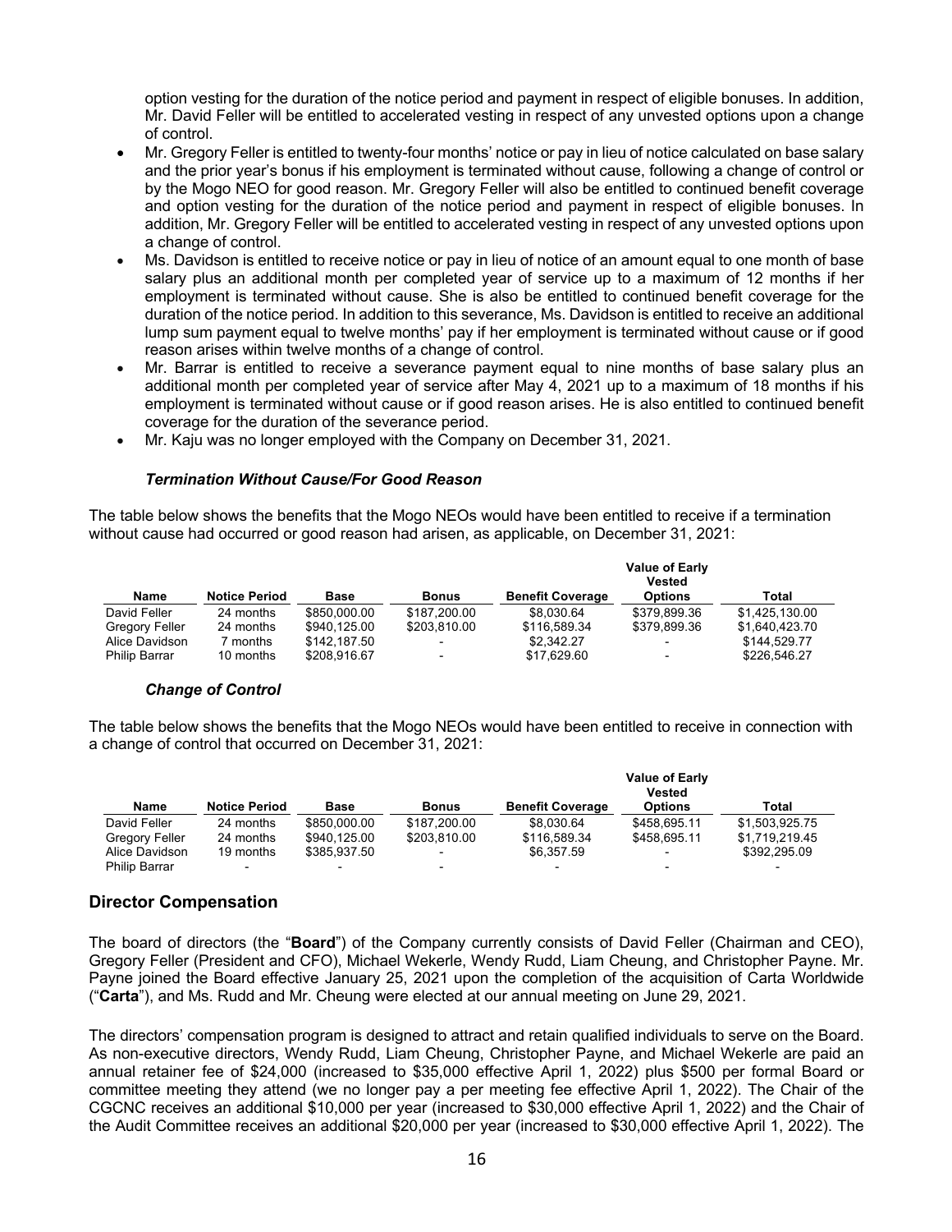option vesting for the duration of the notice period and payment in respect of eligible bonuses. In addition, Mr. David Feller will be entitled to accelerated vesting in respect of any unvested options upon a change of control.

- Mr. Gregory Feller is entitled to twenty-four months' notice or pay in lieu of notice calculated on base salary and the prior year's bonus if his employment is terminated without cause, following a change of control or by the Mogo NEO for good reason. Mr. Gregory Feller will also be entitled to continued benefit coverage and option vesting for the duration of the notice period and payment in respect of eligible bonuses. In addition, Mr. Gregory Feller will be entitled to accelerated vesting in respect of any unvested options upon a change of control.
- Ms. Davidson is entitled to receive notice or pay in lieu of notice of an amount equal to one month of base salary plus an additional month per completed year of service up to a maximum of 12 months if her employment is terminated without cause. She is also be entitled to continued benefit coverage for the duration of the notice period. In addition to this severance, Ms. Davidson is entitled to receive an additional lump sum payment equal to twelve months' pay if her employment is terminated without cause or if good reason arises within twelve months of a change of control.
- Mr. Barrar is entitled to receive a severance payment equal to nine months of base salary plus an additional month per completed year of service after May 4, 2021 up to a maximum of 18 months if his employment is terminated without cause or if good reason arises. He is also entitled to continued benefit coverage for the duration of the severance period.
- Mr. Kaju was no longer employed with the Company on December 31, 2021.

***Termination Without Cause/For Good Reason***

The table below shows the benefits that the Mogo NEOs would have been entitled to receive if a termination without cause had occurred or good reason had arisen, as applicable, on December 31, 2021:

| Name | Notice Period | Base | Bonus | Benefit Coverage | Value of Early Vested Options | Total |
|---|---|---|---|---|---|---|
| David Feller | 24 months | $850,000.00 | $187,200.00 | $8,030.64 | $379,899.36 | $1,425,130.00 |
| Gregory Feller | 24 months | $940,125.00 | $203,810.00 | $116,589.34 | $379,899.36 | $1,640,423.70 |
| Alice Davidson | 7 months | $142,187.50 | - | $2,342.27 | - | $144,529.77 |
| Philip Barrar | 10 months | $208,916.67 | - | $17,629.60 | - | $226,546.27 |

***Change of Control***

The table below shows the benefits that the Mogo NEOs would have been entitled to receive in connection with a change of control that occurred on December 31, 2021:

| Name | Notice Period | Base | Bonus | Benefit Coverage | Value of Early Vested Options | Total |
|---|---|---|---|---|---|---|
| David Feller | 24 months | $850,000.00 | $187,200.00 | $8,030.64 | $458,695.11 | $1,503,925.75 |
| Gregory Feller | 24 months | $940,125.00 | $203,810.00 | $116,589.34 | $458,695.11 | $1,719,219.45 |
| Alice Davidson | 19 months | $385,937.50 | - | $6,357.59 | - | $392,295.09 |
| Philip Barrar | - | - | - | - | - | - |

## Director Compensation

The board of directors (the "**Board**") of the Company currently consists of David Feller (Chairman and CEO), Gregory Feller (President and CFO), Michael Wekerle, Wendy Rudd, Liam Cheung, and Christopher Payne. Mr. Payne joined the Board effective January 25, 2021 upon the completion of the acquisition of Carta Worldwide ("**Carta**"), and Ms. Rudd and Mr. Cheung were elected at our annual meeting on June 29, 2021.

The directors' compensation program is designed to attract and retain qualified individuals to serve on the Board. As non-executive directors, Wendy Rudd, Liam Cheung, Christopher Payne, and Michael Wekerle are paid an annual retainer fee of $24,000 (increased to $35,000 effective April 1, 2022) plus $500 per formal Board or committee meeting they attend (we no longer pay a per meeting fee effective April 1, 2022). The Chair of the CGCNC receives an additional $10,000 per year (increased to $30,000 effective April 1, 2022) and the Chair of the Audit Committee receives an additional $20,000 per year (increased to $30,000 effective April 1, 2022). The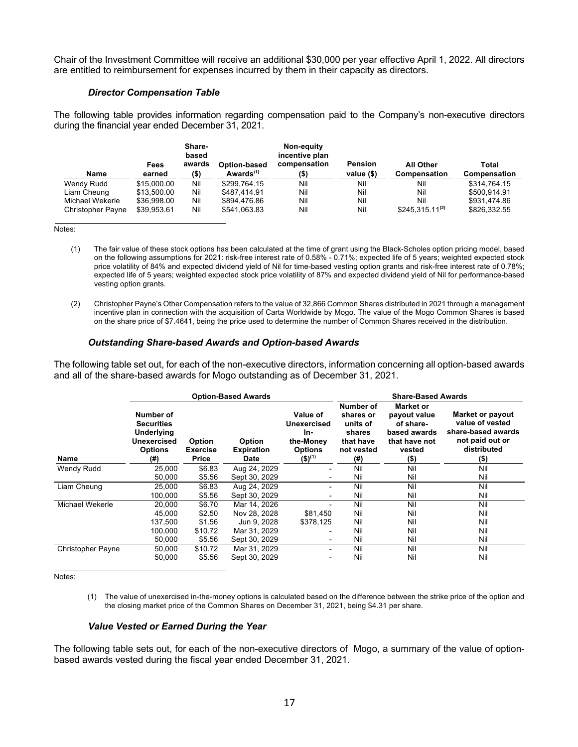Chair of the Investment Committee will receive an additional $30,000 per year effective April 1, 2022. All directors are entitled to reimbursement for expenses incurred by them in their capacity as directors.

#### *Director Compensation Table*

The following table provides information regarding compensation paid to the Company's non-executive directors during the financial year ended December 31, 2021.

| Name | Fees earned | Share-based awards ($) | Option-based Awards[(1)] | Non-equity incentive plan compensation ($) | Pension value ($) | All Other Compensation | Total Compensation |
|---|---|---|---|---|---|---|---|
| Wendy Rudd | $15,000.00 | Nil | $299,764.15 | Nil | Nil | Nil | $314,764.15 |
| Liam Cheung | $13,500.00 | Nil | $487,414.91 | Nil | Nil | Nil | $500,914.91 |
| Michael Wekerle | $36,998.00 | Nil | $894,476.86 | Nil | Nil | Nil | $931,474.86 |
| Christopher Payne | $39,953.61 | Nil | $541,063.83 | Nil | Nil | $245,315.11**[(2)]** | $826,332.55 |

Notes:

(1) The fair value of these stock options has been calculated at the time of grant using the Black-Scholes option pricing model, based on the following assumptions for 2021: risk-free interest rate of 0.58% - 0.71%; expected life of 5 years; weighted expected stock price volatility of 84% and expected dividend yield of Nil for time-based vesting option grants and risk-free interest rate of 0.78%; expected life of 5 years; weighted expected stock price volatility of 87% and expected dividend yield of Nil for performance-based vesting option grants.

(2) Christopher Payne's Other Compensation refers to the value of 32,866 Common Shares distributed in 2021 through a management incentive plan in connection with the acquisition of Carta Worldwide by Mogo. The value of the Mogo Common Shares is based on the share price of $7.4641, being the price used to determine the number of Common Shares received in the distribution.

#### *Outstanding Share-based Awards and Option-based Awards*

The following table set out, for each of the non-executive directors, information concerning all option-based awards and all of the share-based awards for Mogo outstanding as of December 31, 2021.

| | Option-Based Awards | | | | Share-Based Awards | | |
|---|---|---|---|---|---|---|---|
| Name | Number of Securities Underlying Unexercised Options (#) | Option Exercise Price | Option Expiration Date | Value of Unexercised In-the-Money Options ($)[(1)] | Number of shares or units of shares that have not vested (#) | Market or payout value of share-based awards that have not vested ($) | Market or payout value of vested share-based awards not paid out or distributed ($) |
| Wendy Rudd | 25,000 | $6.83 | Aug 24, 2029 | - | Nil | Nil | Nil |
| | 50,000 | $5.56 | Sept 30, 2029 | - | Nil | Nil | Nil |
| Liam Cheung | 25,000 | $6.83 | Aug 24, 2029 | - | Nil | Nil | Nil |
| | 100,000 | $5.56 | Sept 30, 2029 | - | Nil | Nil | Nil |
| Michael Wekerle | 20,000 | $6.70 | Mar 14, 2026 | - | Nil | Nil | Nil |
| | 45,000 | $2.50 | Nov 28, 2028 | $81,450 | Nil | Nil | Nil |
| | 137,500 | $1.56 | Jun 9, 2028 | $378,125 | Nil | Nil | Nil |
| | 100,000 | $10.72 | Mar 31, 2029 | - | Nil | Nil | Nil |
| | 50,000 | $5.56 | Sept 30, 2029 | - | Nil | Nil | Nil |
| Christopher Payne | 50,000 | $10.72 | Mar 31, 2029 | - | Nil | Nil | Nil |
| | 50,000 | $5.56 | Sept 30, 2029 | - | Nil | Nil | Nil |

Notes:

(1) The value of unexercised in-the-money options is calculated based on the difference between the strike price of the option and the closing market price of the Common Shares on December 31, 2021, being $4.31 per share.

#### *Value Vested or Earned During the Year*

The following table sets out, for each of the non-executive directors of Mogo, a summary of the value of option-based awards vested during the fiscal year ended December 31, 2021.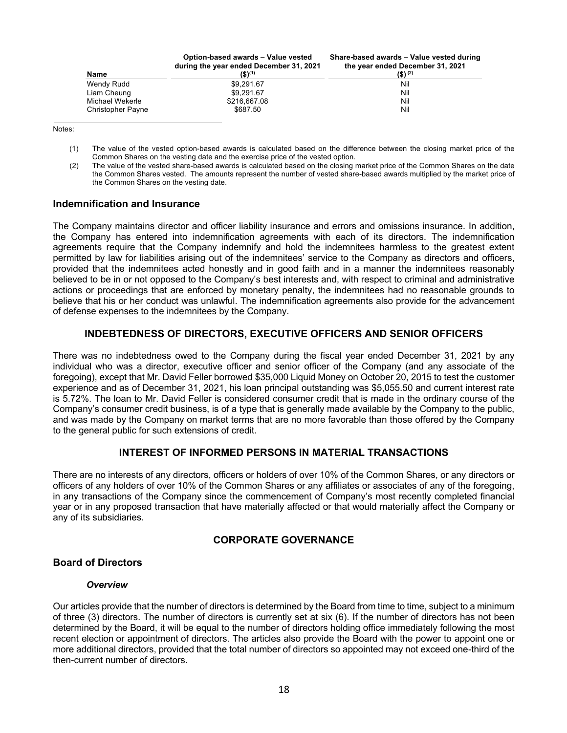| Name | Option-based awards – Value vested during the year ended December 31, 2021 ($)[(1)] | Share-based awards – Value vested during the year ended December 31, 2021 ($)[(2)] |
|---|---|---|
| Wendy Rudd | $9,291.67 | Nil |
| Liam Cheung | $9,291.67 | Nil |
| Michael Wekerle | $216,667.08 | Nil |
| Christopher Payne | $687.50 | Nil |

Notes:

(1) The value of the vested option-based awards is calculated based on the difference between the closing market price of the Common Shares on the vesting date and the exercise price of the vested option.

(2) The value of the vested share-based awards is calculated based on the closing market price of the Common Shares on the date the Common Shares vested. The amounts represent the number of vested share-based awards multiplied by the market price of the Common Shares on the vesting date.

## Indemnification and Insurance

The Company maintains director and officer liability insurance and errors and omissions insurance. In addition, the Company has entered into indemnification agreements with each of its directors. The indemnification agreements require that the Company indemnify and hold the indemnitees harmless to the greatest extent permitted by law for liabilities arising out of the indemnitees' service to the Company as directors and officers, provided that the indemnitees acted honestly and in good faith and in a manner the indemnitees reasonably believed to be in or not opposed to the Company's best interests and, with respect to criminal and administrative actions or proceedings that are enforced by monetary penalty, the indemnitees had no reasonable grounds to believe that his or her conduct was unlawful. The indemnification agreements also provide for the advancement of defense expenses to the indemnitees by the Company.

## INDEBTEDNESS OF DIRECTORS, EXECUTIVE OFFICERS AND SENIOR OFFICERS

There was no indebtedness owed to the Company during the fiscal year ended December 31, 2021 by any individual who was a director, executive officer and senior officer of the Company (and any associate of the foregoing), except that Mr. David Feller borrowed $35,000 Liquid Money on October 20, 2015 to test the customer experience and as of December 31, 2021, his loan principal outstanding was $5,055.50 and current interest rate is 5.72%. The loan to Mr. David Feller is considered consumer credit that is made in the ordinary course of the Company's consumer credit business, is of a type that is generally made available by the Company to the public, and was made by the Company on market terms that are no more favorable than those offered by the Company to the general public for such extensions of credit.

## INTEREST OF INFORMED PERSONS IN MATERIAL TRANSACTIONS

There are no interests of any directors, officers or holders of over 10% of the Common Shares, or any directors or officers of any holders of over 10% of the Common Shares or any affiliates or associates of any of the foregoing, in any transactions of the Company since the commencement of Company's most recently completed financial year or in any proposed transaction that have materially affected or that would materially affect the Company or any of its subsidiaries.

## CORPORATE GOVERNANCE

## Board of Directors

### *Overview*

Our articles provide that the number of directors is determined by the Board from time to time, subject to a minimum of three (3) directors. The number of directors is currently set at six (6). If the number of directors has not been determined by the Board, it will be equal to the number of directors holding office immediately following the most recent election or appointment of directors. The articles also provide the Board with the power to appoint one or more additional directors, provided that the total number of directors so appointed may not exceed one-third of the then-current number of directors.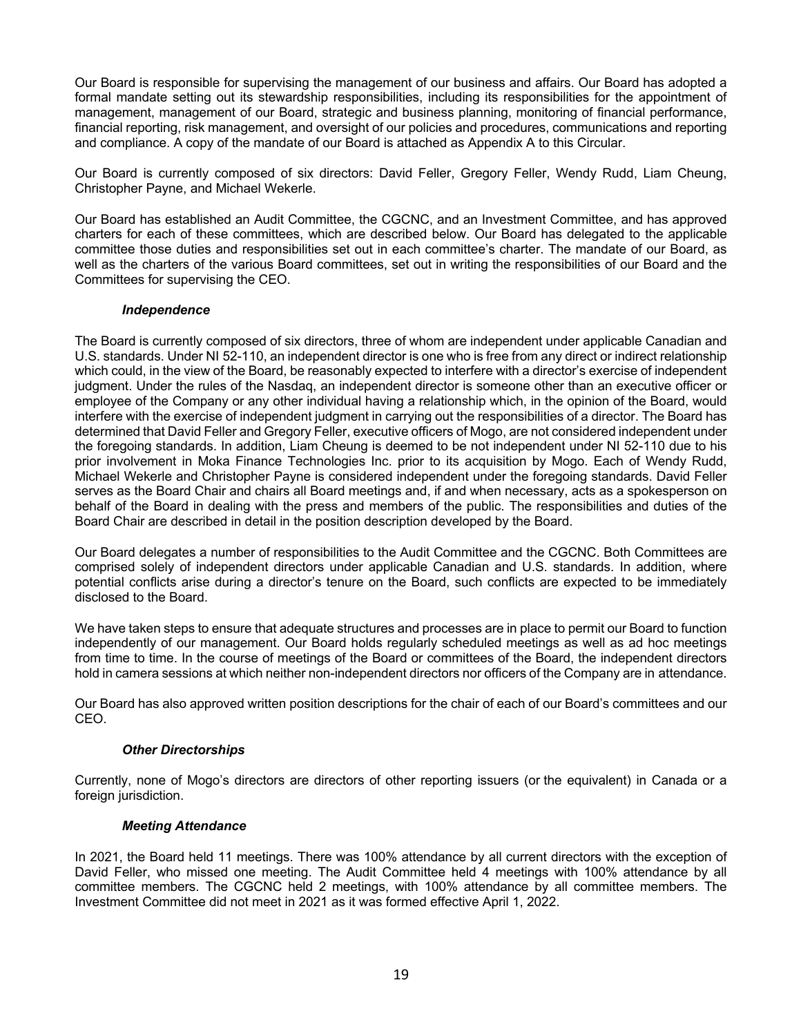Our Board is responsible for supervising the management of our business and affairs. Our Board has adopted a formal mandate setting out its stewardship responsibilities, including its responsibilities for the appointment of management, management of our Board, strategic and business planning, monitoring of financial performance, financial reporting, risk management, and oversight of our policies and procedures, communications and reporting and compliance. A copy of the mandate of our Board is attached as Appendix A to this Circular.

Our Board is currently composed of six directors: David Feller, Gregory Feller, Wendy Rudd, Liam Cheung, Christopher Payne, and Michael Wekerle.

Our Board has established an Audit Committee, the CGCNC, and an Investment Committee, and has approved charters for each of these committees, which are described below. Our Board has delegated to the applicable committee those duties and responsibilities set out in each committee's charter. The mandate of our Board, as well as the charters of the various Board committees, set out in writing the responsibilities of our Board and the Committees for supervising the CEO.

### *Independence*

The Board is currently composed of six directors, three of whom are independent under applicable Canadian and U.S. standards. Under NI 52-110, an independent director is one who is free from any direct or indirect relationship which could, in the view of the Board, be reasonably expected to interfere with a director's exercise of independent judgment. Under the rules of the Nasdaq, an independent director is someone other than an executive officer or employee of the Company or any other individual having a relationship which, in the opinion of the Board, would interfere with the exercise of independent judgment in carrying out the responsibilities of a director. The Board has determined that David Feller and Gregory Feller, executive officers of Mogo, are not considered independent under the foregoing standards. In addition, Liam Cheung is deemed to be not independent under NI 52-110 due to his prior involvement in Moka Finance Technologies Inc. prior to its acquisition by Mogo. Each of Wendy Rudd, Michael Wekerle and Christopher Payne is considered independent under the foregoing standards. David Feller serves as the Board Chair and chairs all Board meetings and, if and when necessary, acts as a spokesperson on behalf of the Board in dealing with the press and members of the public. The responsibilities and duties of the Board Chair are described in detail in the position description developed by the Board.

Our Board delegates a number of responsibilities to the Audit Committee and the CGCNC. Both Committees are comprised solely of independent directors under applicable Canadian and U.S. standards. In addition, where potential conflicts arise during a director's tenure on the Board, such conflicts are expected to be immediately disclosed to the Board.

We have taken steps to ensure that adequate structures and processes are in place to permit our Board to function independently of our management. Our Board holds regularly scheduled meetings as well as ad hoc meetings from time to time. In the course of meetings of the Board or committees of the Board, the independent directors hold in camera sessions at which neither non-independent directors nor officers of the Company are in attendance.

Our Board has also approved written position descriptions for the chair of each of our Board's committees and our CEO.

### *Other Directorships*

Currently, none of Mogo's directors are directors of other reporting issuers (or the equivalent) in Canada or a foreign jurisdiction.

### *Meeting Attendance*

In 2021, the Board held 11 meetings. There was 100% attendance by all current directors with the exception of David Feller, who missed one meeting. The Audit Committee held 4 meetings with 100% attendance by all committee members. The CGCNC held 2 meetings, with 100% attendance by all committee members. The Investment Committee did not meet in 2021 as it was formed effective April 1, 2022.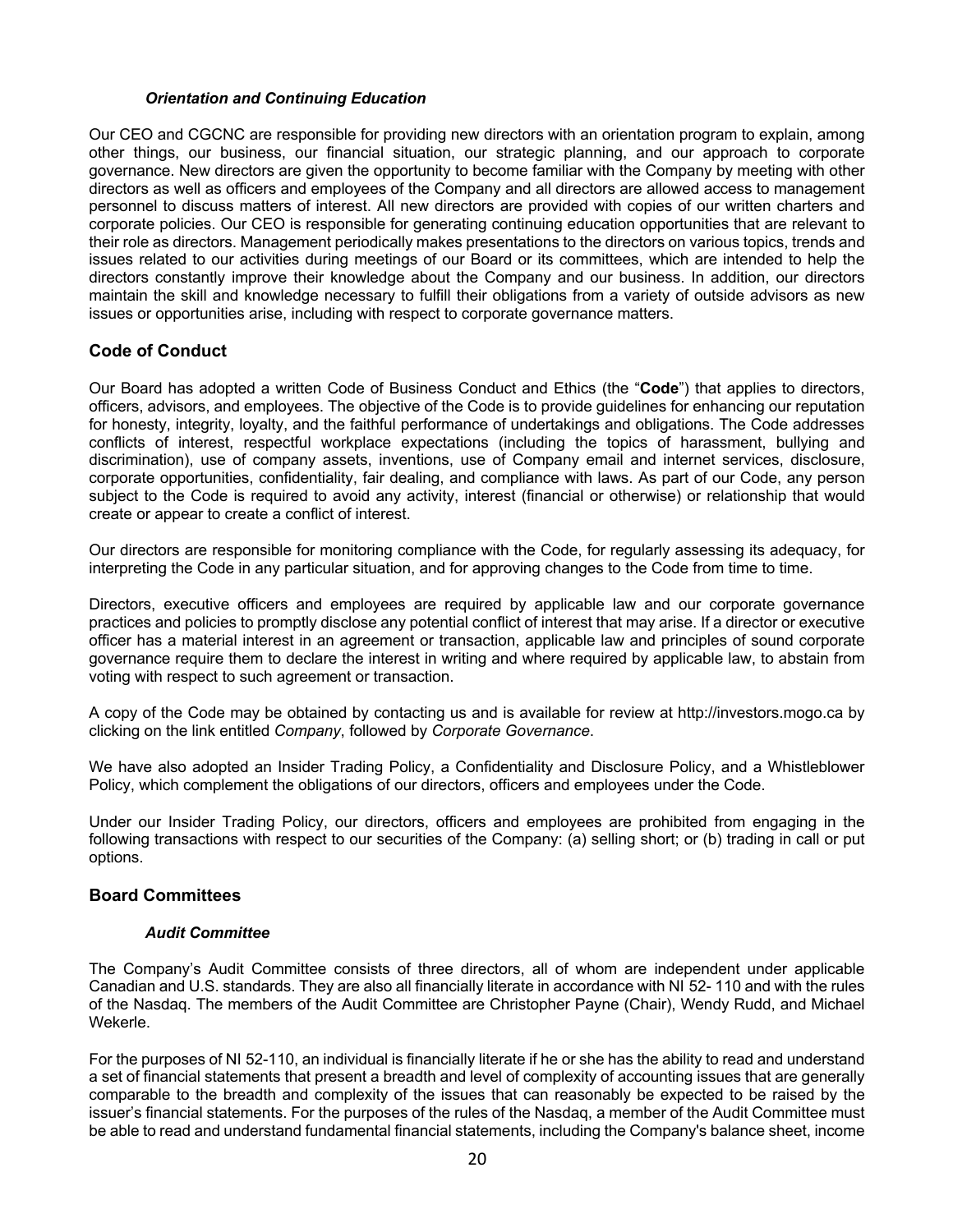#### *Orientation and Continuing Education*

Our CEO and CGCNC are responsible for providing new directors with an orientation program to explain, among other things, our business, our financial situation, our strategic planning, and our approach to corporate governance. New directors are given the opportunity to become familiar with the Company by meeting with other directors as well as officers and employees of the Company and all directors are allowed access to management personnel to discuss matters of interest. All new directors are provided with copies of our written charters and corporate policies. Our CEO is responsible for generating continuing education opportunities that are relevant to their role as directors. Management periodically makes presentations to the directors on various topics, trends and issues related to our activities during meetings of our Board or its committees, which are intended to help the directors constantly improve their knowledge about the Company and our business. In addition, our directors maintain the skill and knowledge necessary to fulfill their obligations from a variety of outside advisors as new issues or opportunities arise, including with respect to corporate governance matters.

## Code of Conduct

Our Board has adopted a written Code of Business Conduct and Ethics (the "**Code**") that applies to directors, officers, advisors, and employees. The objective of the Code is to provide guidelines for enhancing our reputation for honesty, integrity, loyalty, and the faithful performance of undertakings and obligations. The Code addresses conflicts of interest, respectful workplace expectations (including the topics of harassment, bullying and discrimination), use of company assets, inventions, use of Company email and internet services, disclosure, corporate opportunities, confidentiality, fair dealing, and compliance with laws. As part of our Code, any person subject to the Code is required to avoid any activity, interest (financial or otherwise) or relationship that would create or appear to create a conflict of interest.

Our directors are responsible for monitoring compliance with the Code, for regularly assessing its adequacy, for interpreting the Code in any particular situation, and for approving changes to the Code from time to time.

Directors, executive officers and employees are required by applicable law and our corporate governance practices and policies to promptly disclose any potential conflict of interest that may arise. If a director or executive officer has a material interest in an agreement or transaction, applicable law and principles of sound corporate governance require them to declare the interest in writing and where required by applicable law, to abstain from voting with respect to such agreement or transaction.

A copy of the Code may be obtained by contacting us and is available for review at http://investors.mogo.ca by clicking on the link entitled *Company*, followed by *Corporate Governance*.

We have also adopted an Insider Trading Policy, a Confidentiality and Disclosure Policy, and a Whistleblower Policy, which complement the obligations of our directors, officers and employees under the Code.

Under our Insider Trading Policy, our directors, officers and employees are prohibited from engaging in the following transactions with respect to our securities of the Company: (a) selling short; or (b) trading in call or put options.

## Board Committees

#### *Audit Committee*

The Company's Audit Committee consists of three directors, all of whom are independent under applicable Canadian and U.S. standards. They are also all financially literate in accordance with NI 52- 110 and with the rules of the Nasdaq. The members of the Audit Committee are Christopher Payne (Chair), Wendy Rudd, and Michael Wekerle.

For the purposes of NI 52-110, an individual is financially literate if he or she has the ability to read and understand a set of financial statements that present a breadth and level of complexity of accounting issues that are generally comparable to the breadth and complexity of the issues that can reasonably be expected to be raised by the issuer's financial statements. For the purposes of the rules of the Nasdaq, a member of the Audit Committee must be able to read and understand fundamental financial statements, including the Company's balance sheet, income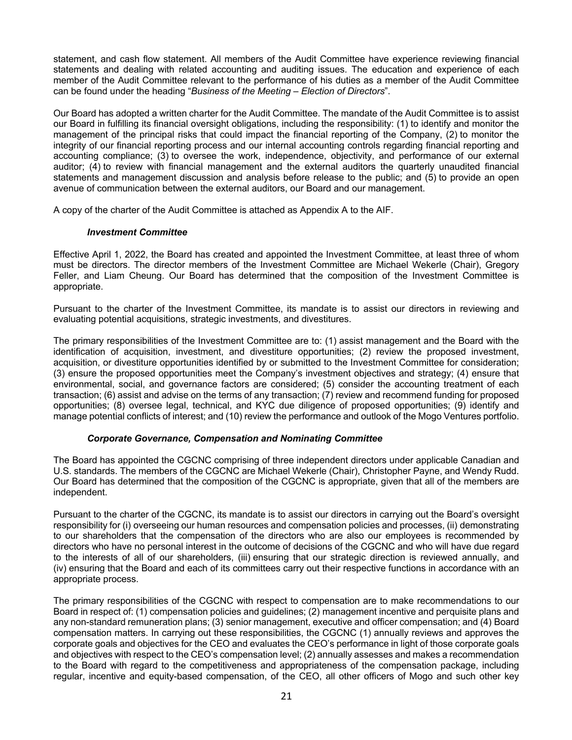statement, and cash flow statement. All members of the Audit Committee have experience reviewing financial statements and dealing with related accounting and auditing issues. The education and experience of each member of the Audit Committee relevant to the performance of his duties as a member of the Audit Committee can be found under the heading "*Business of the Meeting – Election of Directors*".

Our Board has adopted a written charter for the Audit Committee. The mandate of the Audit Committee is to assist our Board in fulfilling its financial oversight obligations, including the responsibility: (1) to identify and monitor the management of the principal risks that could impact the financial reporting of the Company, (2) to monitor the integrity of our financial reporting process and our internal accounting controls regarding financial reporting and accounting compliance; (3) to oversee the work, independence, objectivity, and performance of our external auditor; (4) to review with financial management and the external auditors the quarterly unaudited financial statements and management discussion and analysis before release to the public; and (5) to provide an open avenue of communication between the external auditors, our Board and our management.

A copy of the charter of the Audit Committee is attached as Appendix A to the AIF.

***Investment Committee***

Effective April 1, 2022, the Board has created and appointed the Investment Committee, at least three of whom must be directors. The director members of the Investment Committee are Michael Wekerle (Chair), Gregory Feller, and Liam Cheung. Our Board has determined that the composition of the Investment Committee is appropriate.

Pursuant to the charter of the Investment Committee, its mandate is to assist our directors in reviewing and evaluating potential acquisitions, strategic investments, and divestitures.

The primary responsibilities of the Investment Committee are to: (1) assist management and the Board with the identification of acquisition, investment, and divestiture opportunities; (2) review the proposed investment, acquisition, or divestiture opportunities identified by or submitted to the Investment Committee for consideration; (3) ensure the proposed opportunities meet the Company's investment objectives and strategy; (4) ensure that environmental, social, and governance factors are considered; (5) consider the accounting treatment of each transaction; (6) assist and advise on the terms of any transaction; (7) review and recommend funding for proposed opportunities; (8) oversee legal, technical, and KYC due diligence of proposed opportunities; (9) identify and manage potential conflicts of interest; and (10) review the performance and outlook of the Mogo Ventures portfolio.

***Corporate Governance, Compensation and Nominating Committee***

The Board has appointed the CGCNC comprising of three independent directors under applicable Canadian and U.S. standards. The members of the CGCNC are Michael Wekerle (Chair), Christopher Payne, and Wendy Rudd. Our Board has determined that the composition of the CGCNC is appropriate, given that all of the members are independent.

Pursuant to the charter of the CGCNC, its mandate is to assist our directors in carrying out the Board's oversight responsibility for (i) overseeing our human resources and compensation policies and processes, (ii) demonstrating to our shareholders that the compensation of the directors who are also our employees is recommended by directors who have no personal interest in the outcome of decisions of the CGCNC and who will have due regard to the interests of all of our shareholders, (iii) ensuring that our strategic direction is reviewed annually, and (iv) ensuring that the Board and each of its committees carry out their respective functions in accordance with an appropriate process.

The primary responsibilities of the CGCNC with respect to compensation are to make recommendations to our Board in respect of: (1) compensation policies and guidelines; (2) management incentive and perquisite plans and any non-standard remuneration plans; (3) senior management, executive and officer compensation; and (4) Board compensation matters. In carrying out these responsibilities, the CGCNC (1) annually reviews and approves the corporate goals and objectives for the CEO and evaluates the CEO's performance in light of those corporate goals and objectives with respect to the CEO's compensation level; (2) annually assesses and makes a recommendation to the Board with regard to the competitiveness and appropriateness of the compensation package, including regular, incentive and equity-based compensation, of the CEO, all other officers of Mogo and such other key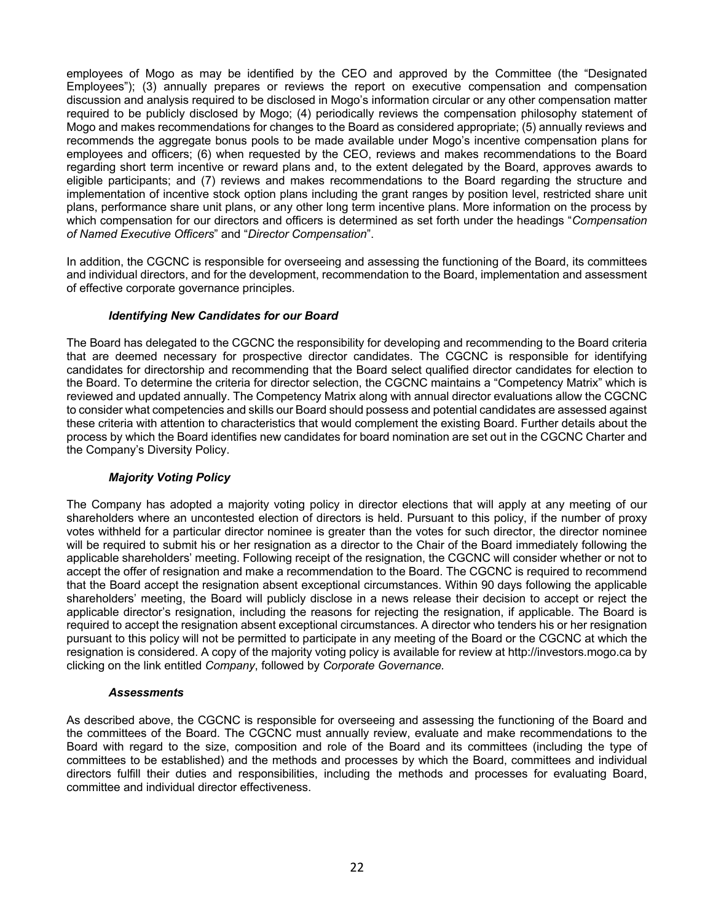employees of Mogo as may be identified by the CEO and approved by the Committee (the "Designated Employees"); (3) annually prepares or reviews the report on executive compensation and compensation discussion and analysis required to be disclosed in Mogo's information circular or any other compensation matter required to be publicly disclosed by Mogo; (4) periodically reviews the compensation philosophy statement of Mogo and makes recommendations for changes to the Board as considered appropriate; (5) annually reviews and recommends the aggregate bonus pools to be made available under Mogo's incentive compensation plans for employees and officers; (6) when requested by the CEO, reviews and makes recommendations to the Board regarding short term incentive or reward plans and, to the extent delegated by the Board, approves awards to eligible participants; and (7) reviews and makes recommendations to the Board regarding the structure and implementation of incentive stock option plans including the grant ranges by position level, restricted share unit plans, performance share unit plans, or any other long term incentive plans. More information on the process by which compensation for our directors and officers is determined as set forth under the headings "*Compensation of Named Executive Officers*" and "*Director Compensation*".

In addition, the CGCNC is responsible for overseeing and assessing the functioning of the Board, its committees and individual directors, and for the development, recommendation to the Board, implementation and assessment of effective corporate governance principles.

***Identifying New Candidates for our Board***

The Board has delegated to the CGCNC the responsibility for developing and recommending to the Board criteria that are deemed necessary for prospective director candidates. The CGCNC is responsible for identifying candidates for directorship and recommending that the Board select qualified director candidates for election to the Board. To determine the criteria for director selection, the CGCNC maintains a "Competency Matrix" which is reviewed and updated annually. The Competency Matrix along with annual director evaluations allow the CGCNC to consider what competencies and skills our Board should possess and potential candidates are assessed against these criteria with attention to characteristics that would complement the existing Board. Further details about the process by which the Board identifies new candidates for board nomination are set out in the CGCNC Charter and the Company's Diversity Policy.

***Majority Voting Policy***

The Company has adopted a majority voting policy in director elections that will apply at any meeting of our shareholders where an uncontested election of directors is held. Pursuant to this policy, if the number of proxy votes withheld for a particular director nominee is greater than the votes for such director, the director nominee will be required to submit his or her resignation as a director to the Chair of the Board immediately following the applicable shareholders' meeting. Following receipt of the resignation, the CGCNC will consider whether or not to accept the offer of resignation and make a recommendation to the Board. The CGCNC is required to recommend that the Board accept the resignation absent exceptional circumstances. Within 90 days following the applicable shareholders' meeting, the Board will publicly disclose in a news release their decision to accept or reject the applicable director's resignation, including the reasons for rejecting the resignation, if applicable. The Board is required to accept the resignation absent exceptional circumstances. A director who tenders his or her resignation pursuant to this policy will not be permitted to participate in any meeting of the Board or the CGCNC at which the resignation is considered. A copy of the majority voting policy is available for review at http://investors.mogo.ca by clicking on the link entitled *Company*, followed by *Corporate Governance.*

***Assessments***

As described above, the CGCNC is responsible for overseeing and assessing the functioning of the Board and the committees of the Board. The CGCNC must annually review, evaluate and make recommendations to the Board with regard to the size, composition and role of the Board and its committees (including the type of committees to be established) and the methods and processes by which the Board, committees and individual directors fulfill their duties and responsibilities, including the methods and processes for evaluating Board, committee and individual director effectiveness.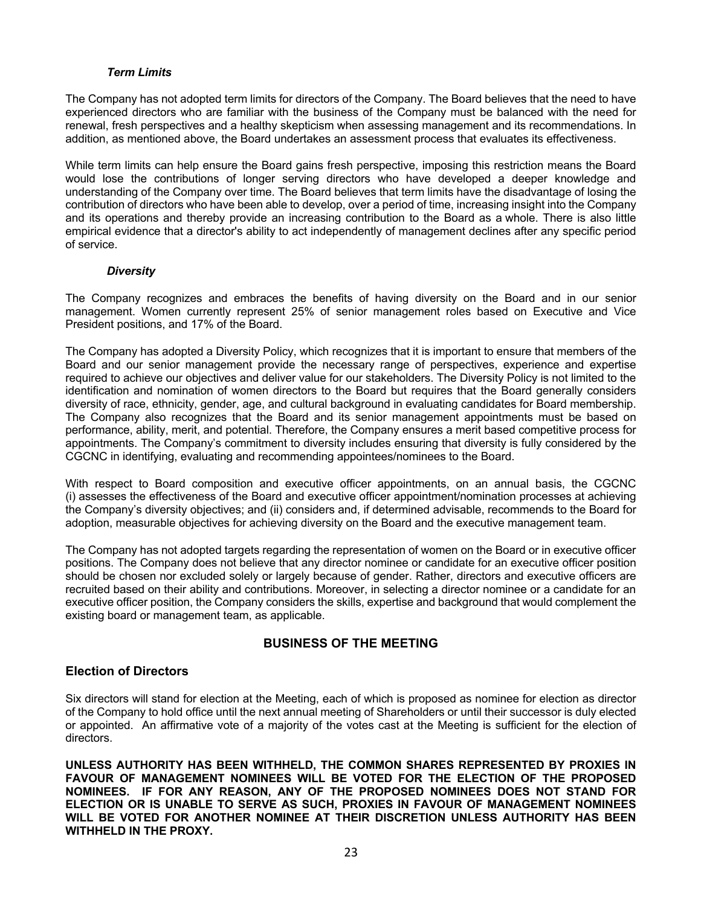### *Term Limits*

The Company has not adopted term limits for directors of the Company. The Board believes that the need to have experienced directors who are familiar with the business of the Company must be balanced with the need for renewal, fresh perspectives and a healthy skepticism when assessing management and its recommendations. In addition, as mentioned above, the Board undertakes an assessment process that evaluates its effectiveness.

While term limits can help ensure the Board gains fresh perspective, imposing this restriction means the Board would lose the contributions of longer serving directors who have developed a deeper knowledge and understanding of the Company over time. The Board believes that term limits have the disadvantage of losing the contribution of directors who have been able to develop, over a period of time, increasing insight into the Company and its operations and thereby provide an increasing contribution to the Board as a whole. There is also little empirical evidence that a director's ability to act independently of management declines after any specific period of service.

### *Diversity*

The Company recognizes and embraces the benefits of having diversity on the Board and in our senior management. Women currently represent 25% of senior management roles based on Executive and Vice President positions, and 17% of the Board.

The Company has adopted a Diversity Policy, which recognizes that it is important to ensure that members of the Board and our senior management provide the necessary range of perspectives, experience and expertise required to achieve our objectives and deliver value for our stakeholders. The Diversity Policy is not limited to the identification and nomination of women directors to the Board but requires that the Board generally considers diversity of race, ethnicity, gender, age, and cultural background in evaluating candidates for Board membership. The Company also recognizes that the Board and its senior management appointments must be based on performance, ability, merit, and potential. Therefore, the Company ensures a merit based competitive process for appointments. The Company's commitment to diversity includes ensuring that diversity is fully considered by the CGCNC in identifying, evaluating and recommending appointees/nominees to the Board.

With respect to Board composition and executive officer appointments, on an annual basis, the CGCNC (i) assesses the effectiveness of the Board and executive officer appointment/nomination processes at achieving the Company's diversity objectives; and (ii) considers and, if determined advisable, recommends to the Board for adoption, measurable objectives for achieving diversity on the Board and the executive management team.

The Company has not adopted targets regarding the representation of women on the Board or in executive officer positions. The Company does not believe that any director nominee or candidate for an executive officer position should be chosen nor excluded solely or largely because of gender. Rather, directors and executive officers are recruited based on their ability and contributions. Moreover, in selecting a director nominee or a candidate for an executive officer position, the Company considers the skills, expertise and background that would complement the existing board or management team, as applicable.

# BUSINESS OF THE MEETING

## Election of Directors

Six directors will stand for election at the Meeting, each of which is proposed as nominee for election as director of the Company to hold office until the next annual meeting of Shareholders or until their successor is duly elected or appointed. An affirmative vote of a majority of the votes cast at the Meeting is sufficient for the election of directors.

**UNLESS AUTHORITY HAS BEEN WITHHELD, THE COMMON SHARES REPRESENTED BY PROXIES IN FAVOUR OF MANAGEMENT NOMINEES WILL BE VOTED FOR THE ELECTION OF THE PROPOSED NOMINEES. IF FOR ANY REASON, ANY OF THE PROPOSED NOMINEES DOES NOT STAND FOR ELECTION OR IS UNABLE TO SERVE AS SUCH, PROXIES IN FAVOUR OF MANAGEMENT NOMINEES WILL BE VOTED FOR ANOTHER NOMINEE AT THEIR DISCRETION UNLESS AUTHORITY HAS BEEN WITHHELD IN THE PROXY.**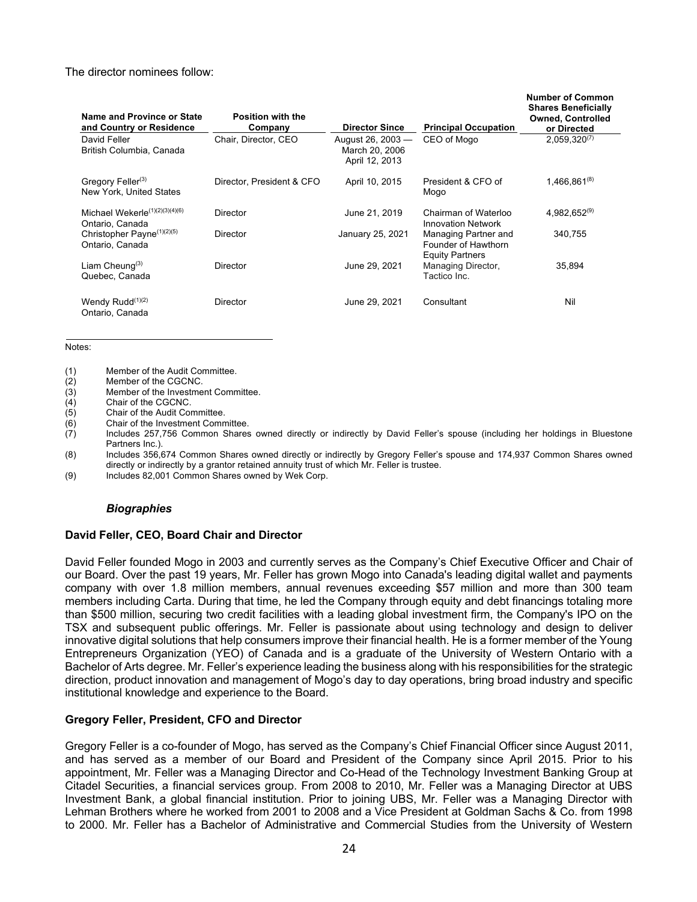The director nominees follow:

| Name and Province or State and Country or Residence | Position with the Company | Director Since | Principal Occupation | Number of Common Shares Beneficially Owned, Controlled or Directed |
|---|---|---|---|---|
| David Feller<br>British Columbia, Canada | Chair, Director, CEO | August 26, 2003 — March 20, 2006<br>April 12, 2013 | CEO of Mogo | 2,059,320[7] |
| Gregory Feller[3]<br>New York, United States | Director, President & CFO | April 10, 2015 | President & CFO of Mogo | 1,466,861[8] |
| Michael Wekerle[1][2][3][4][6]<br>Ontario, Canada | Director | June 21, 2019 | Chairman of Waterloo Innovation Network | 4,982,652[9] |
| Christopher Payne[1][2][5]<br>Ontario, Canada | Director | January 25, 2021 | Managing Partner and Founder of Hawthorn Equity Partners | 340,755 |
| Liam Cheung[3]<br>Quebec, Canada | Director | June 29, 2021 | Managing Director, Tactico Inc. | 35,894 |
| Wendy Rudd[1][2]<br>Ontario, Canada | Director | June 29, 2021 | Consultant | Nil |

Notes:

(1) Member of the Audit Committee.
(2) Member of the CGCNC.
(3) Member of the Investment Committee.
(4) Chair of the CGCNC.
(5) Chair of the Audit Committee.
(6) Chair of the Investment Committee.
(7) Includes 257,756 Common Shares owned directly or indirectly by David Feller's spouse (including her holdings in Bluestone Partners Inc.).
(8) Includes 356,674 Common Shares owned directly or indirectly by Gregory Feller's spouse and 174,937 Common Shares owned directly or indirectly by a grantor retained annuity trust of which Mr. Feller is trustee.
(9) Includes 82,001 Common Shares owned by Wek Corp.

### *Biographies*

**David Feller, CEO, Board Chair and Director**

David Feller founded Mogo in 2003 and currently serves as the Company's Chief Executive Officer and Chair of our Board. Over the past 19 years, Mr. Feller has grown Mogo into Canada's leading digital wallet and payments company with over 1.8 million members, annual revenues exceeding $57 million and more than 300 team members including Carta. During that time, he led the Company through equity and debt financings totaling more than $500 million, securing two credit facilities with a leading global investment firm, the Company's IPO on the TSX and subsequent public offerings. Mr. Feller is passionate about using technology and design to deliver innovative digital solutions that help consumers improve their financial health. He is a former member of the Young Entrepreneurs Organization (YEO) of Canada and is a graduate of the University of Western Ontario with a Bachelor of Arts degree. Mr. Feller's experience leading the business along with his responsibilities for the strategic direction, product innovation and management of Mogo's day to day operations, bring broad industry and specific institutional knowledge and experience to the Board.

**Gregory Feller, President, CFO and Director**

Gregory Feller is a co-founder of Mogo, has served as the Company's Chief Financial Officer since August 2011, and has served as a member of our Board and President of the Company since April 2015. Prior to his appointment, Mr. Feller was a Managing Director and Co-Head of the Technology Investment Banking Group at Citadel Securities, a financial services group. From 2008 to 2010, Mr. Feller was a Managing Director at UBS Investment Bank, a global financial institution. Prior to joining UBS, Mr. Feller was a Managing Director with Lehman Brothers where he worked from 2001 to 2008 and a Vice President at Goldman Sachs & Co. from 1998 to 2000. Mr. Feller has a Bachelor of Administrative and Commercial Studies from the University of Western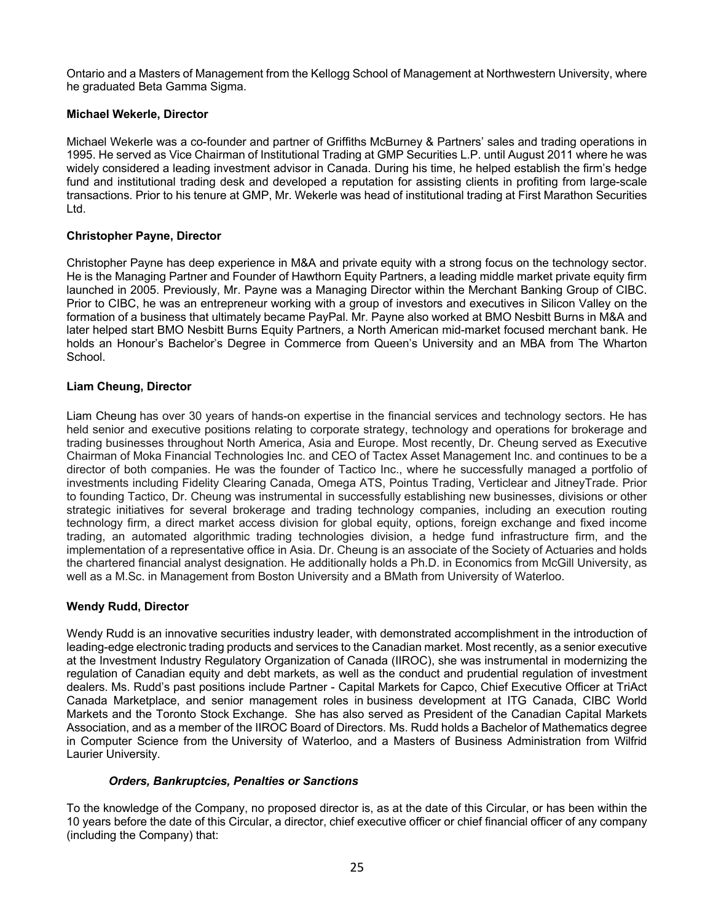Ontario and a Masters of Management from the Kellogg School of Management at Northwestern University, where he graduated Beta Gamma Sigma.

**Michael Wekerle, Director**

Michael Wekerle was a co-founder and partner of Griffiths McBurney & Partners' sales and trading operations in 1995. He served as Vice Chairman of Institutional Trading at GMP Securities L.P. until August 2011 where he was widely considered a leading investment advisor in Canada. During his time, he helped establish the firm's hedge fund and institutional trading desk and developed a reputation for assisting clients in profiting from large-scale transactions. Prior to his tenure at GMP, Mr. Wekerle was head of institutional trading at First Marathon Securities Ltd.

**Christopher Payne, Director**

Christopher Payne has deep experience in M&A and private equity with a strong focus on the technology sector. He is the Managing Partner and Founder of Hawthorn Equity Partners, a leading middle market private equity firm launched in 2005. Previously, Mr. Payne was a Managing Director within the Merchant Banking Group of CIBC. Prior to CIBC, he was an entrepreneur working with a group of investors and executives in Silicon Valley on the formation of a business that ultimately became PayPal. Mr. Payne also worked at BMO Nesbitt Burns in M&A and later helped start BMO Nesbitt Burns Equity Partners, a North American mid-market focused merchant bank. He holds an Honour's Bachelor's Degree in Commerce from Queen's University and an MBA from The Wharton School.

**Liam Cheung, Director**

Liam Cheung has over 30 years of hands-on expertise in the financial services and technology sectors. He has held senior and executive positions relating to corporate strategy, technology and operations for brokerage and trading businesses throughout North America, Asia and Europe. Most recently, Dr. Cheung served as Executive Chairman of Moka Financial Technologies Inc. and CEO of Tactex Asset Management Inc. and continues to be a director of both companies. He was the founder of Tactico Inc., where he successfully managed a portfolio of investments including Fidelity Clearing Canada, Omega ATS, Pointus Trading, Verticlear and JitneyTrade. Prior to founding Tactico, Dr. Cheung was instrumental in successfully establishing new businesses, divisions or other strategic initiatives for several brokerage and trading technology companies, including an execution routing technology firm, a direct market access division for global equity, options, foreign exchange and fixed income trading, an automated algorithmic trading technologies division, a hedge fund infrastructure firm, and the implementation of a representative office in Asia. Dr. Cheung is an associate of the Society of Actuaries and holds the chartered financial analyst designation. He additionally holds a Ph.D. in Economics from McGill University, as well as a M.Sc. in Management from Boston University and a BMath from University of Waterloo.

**Wendy Rudd, Director**

Wendy Rudd is an innovative securities industry leader, with demonstrated accomplishment in the introduction of leading-edge electronic trading products and services to the Canadian market. Most recently, as a senior executive at the Investment Industry Regulatory Organization of Canada (IIROC), she was instrumental in modernizing the regulation of Canadian equity and debt markets, as well as the conduct and prudential regulation of investment dealers. Ms. Rudd's past positions include Partner - Capital Markets for Capco, Chief Executive Officer at TriAct Canada Marketplace, and senior management roles in business development at ITG Canada, CIBC World Markets and the Toronto Stock Exchange. She has also served as President of the Canadian Capital Markets Association, and as a member of the IIROC Board of Directors. Ms. Rudd holds a Bachelor of Mathematics degree in Computer Science from the University of Waterloo, and a Masters of Business Administration from Wilfrid Laurier University.

***Orders, Bankruptcies, Penalties or Sanctions***

To the knowledge of the Company, no proposed director is, as at the date of this Circular, or has been within the 10 years before the date of this Circular, a director, chief executive officer or chief financial officer of any company (including the Company) that: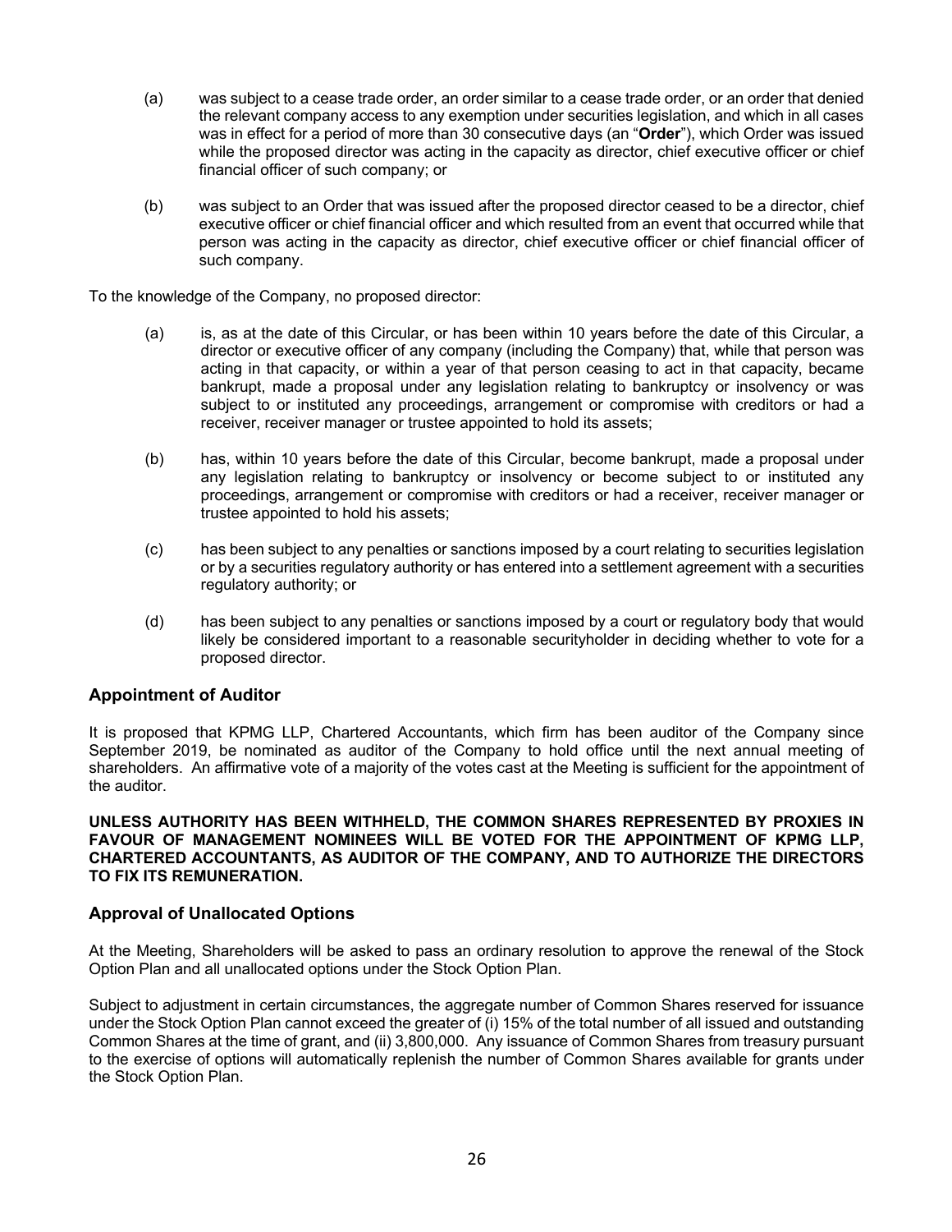(a) was subject to a cease trade order, an order similar to a cease trade order, or an order that denied the relevant company access to any exemption under securities legislation, and which in all cases was in effect for a period of more than 30 consecutive days (an "**Order**"), which Order was issued while the proposed director was acting in the capacity as director, chief executive officer or chief financial officer of such company; or

(b) was subject to an Order that was issued after the proposed director ceased to be a director, chief executive officer or chief financial officer and which resulted from an event that occurred while that person was acting in the capacity as director, chief executive officer or chief financial officer of such company.

To the knowledge of the Company, no proposed director:

(a) is, as at the date of this Circular, or has been within 10 years before the date of this Circular, a director or executive officer of any company (including the Company) that, while that person was acting in that capacity, or within a year of that person ceasing to act in that capacity, became bankrupt, made a proposal under any legislation relating to bankruptcy or insolvency or was subject to or instituted any proceedings, arrangement or compromise with creditors or had a receiver, receiver manager or trustee appointed to hold its assets;

(b) has, within 10 years before the date of this Circular, become bankrupt, made a proposal under any legislation relating to bankruptcy or insolvency or become subject to or instituted any proceedings, arrangement or compromise with creditors or had a receiver, receiver manager or trustee appointed to hold his assets;

(c) has been subject to any penalties or sanctions imposed by a court relating to securities legislation or by a securities regulatory authority or has entered into a settlement agreement with a securities regulatory authority; or

(d) has been subject to any penalties or sanctions imposed by a court or regulatory body that would likely be considered important to a reasonable securityholder in deciding whether to vote for a proposed director.

## Appointment of Auditor

It is proposed that KPMG LLP, Chartered Accountants, which firm has been auditor of the Company since September 2019, be nominated as auditor of the Company to hold office until the next annual meeting of shareholders. An affirmative vote of a majority of the votes cast at the Meeting is sufficient for the appointment of the auditor.

**UNLESS AUTHORITY HAS BEEN WITHHELD, THE COMMON SHARES REPRESENTED BY PROXIES IN FAVOUR OF MANAGEMENT NOMINEES WILL BE VOTED FOR THE APPOINTMENT OF KPMG LLP, CHARTERED ACCOUNTANTS, AS AUDITOR OF THE COMPANY, AND TO AUTHORIZE THE DIRECTORS TO FIX ITS REMUNERATION.**

## Approval of Unallocated Options

At the Meeting, Shareholders will be asked to pass an ordinary resolution to approve the renewal of the Stock Option Plan and all unallocated options under the Stock Option Plan.

Subject to adjustment in certain circumstances, the aggregate number of Common Shares reserved for issuance under the Stock Option Plan cannot exceed the greater of (i) 15% of the total number of all issued and outstanding Common Shares at the time of grant, and (ii) 3,800,000. Any issuance of Common Shares from treasury pursuant to the exercise of options will automatically replenish the number of Common Shares available for grants under the Stock Option Plan.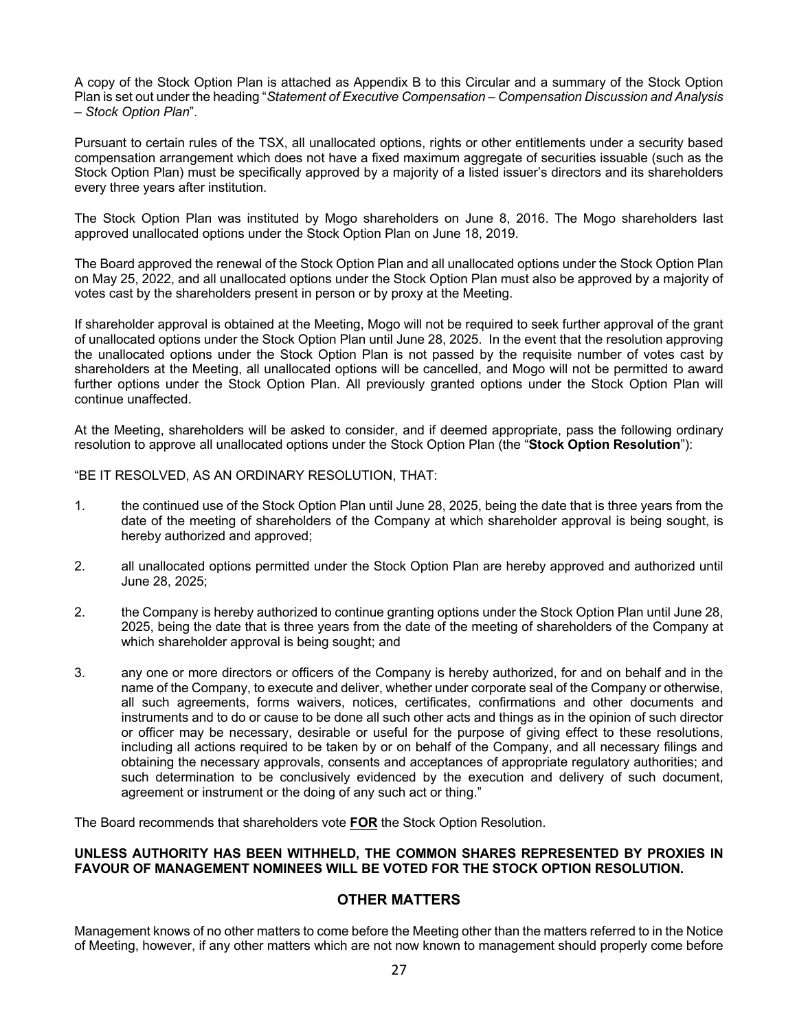A copy of the Stock Option Plan is attached as Appendix B to this Circular and a summary of the Stock Option Plan is set out under the heading "*Statement of Executive Compensation – Compensation Discussion and Analysis – Stock Option Plan*".

Pursuant to certain rules of the TSX, all unallocated options, rights or other entitlements under a security based compensation arrangement which does not have a fixed maximum aggregate of securities issuable (such as the Stock Option Plan) must be specifically approved by a majority of a listed issuer's directors and its shareholders every three years after institution.

The Stock Option Plan was instituted by Mogo shareholders on June 8, 2016. The Mogo shareholders last approved unallocated options under the Stock Option Plan on June 18, 2019.

The Board approved the renewal of the Stock Option Plan and all unallocated options under the Stock Option Plan on May 25, 2022, and all unallocated options under the Stock Option Plan must also be approved by a majority of votes cast by the shareholders present in person or by proxy at the Meeting.

If shareholder approval is obtained at the Meeting, Mogo will not be required to seek further approval of the grant of unallocated options under the Stock Option Plan until June 28, 2025. In the event that the resolution approving the unallocated options under the Stock Option Plan is not passed by the requisite number of votes cast by shareholders at the Meeting, all unallocated options will be cancelled, and Mogo will not be permitted to award further options under the Stock Option Plan. All previously granted options under the Stock Option Plan will continue unaffected.

At the Meeting, shareholders will be asked to consider, and if deemed appropriate, pass the following ordinary resolution to approve all unallocated options under the Stock Option Plan (the "**Stock Option Resolution**"):

"BE IT RESOLVED, AS AN ORDINARY RESOLUTION, THAT:

1. the continued use of the Stock Option Plan until June 28, 2025, being the date that is three years from the date of the meeting of shareholders of the Company at which shareholder approval is being sought, is hereby authorized and approved;

2. all unallocated options permitted under the Stock Option Plan are hereby approved and authorized until June 28, 2025;

2. the Company is hereby authorized to continue granting options under the Stock Option Plan until June 28, 2025, being the date that is three years from the date of the meeting of shareholders of the Company at which shareholder approval is being sought; and

3. any one or more directors or officers of the Company is hereby authorized, for and on behalf and in the name of the Company, to execute and deliver, whether under corporate seal of the Company or otherwise, all such agreements, forms waivers, notices, certificates, confirmations and other documents and instruments and to do or cause to be done all such other acts and things as in the opinion of such director or officer may be necessary, desirable or useful for the purpose of giving effect to these resolutions, including all actions required to be taken by or on behalf of the Company, and all necessary filings and obtaining the necessary approvals, consents and acceptances of appropriate regulatory authorities; and such determination to be conclusively evidenced by the execution and delivery of such document, agreement or instrument or the doing of any such act or thing."

The Board recommends that shareholders vote **FOR** the Stock Option Resolution.

**UNLESS AUTHORITY HAS BEEN WITHHELD, THE COMMON SHARES REPRESENTED BY PROXIES IN FAVOUR OF MANAGEMENT NOMINEES WILL BE VOTED FOR THE STOCK OPTION RESOLUTION.**

## OTHER MATTERS

Management knows of no other matters to come before the Meeting other than the matters referred to in the Notice of Meeting, however, if any other matters which are not now known to management should properly come before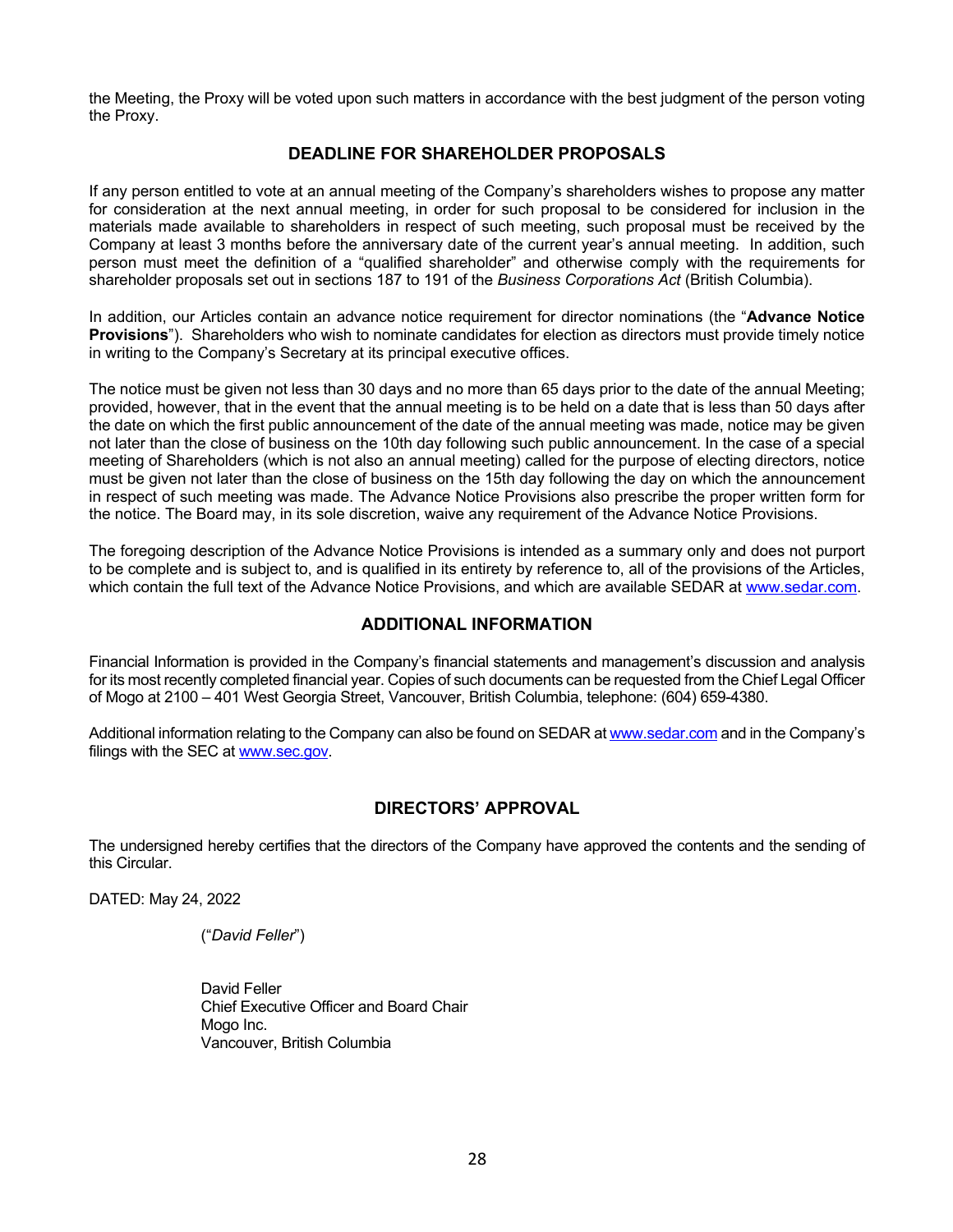the Meeting, the Proxy will be voted upon such matters in accordance with the best judgment of the person voting the Proxy.

## DEADLINE FOR SHAREHOLDER PROPOSALS

If any person entitled to vote at an annual meeting of the Company's shareholders wishes to propose any matter for consideration at the next annual meeting, in order for such proposal to be considered for inclusion in the materials made available to shareholders in respect of such meeting, such proposal must be received by the Company at least 3 months before the anniversary date of the current year's annual meeting. In addition, such person must meet the definition of a "qualified shareholder" and otherwise comply with the requirements for shareholder proposals set out in sections 187 to 191 of the *Business Corporations Act* (British Columbia).

In addition, our Articles contain an advance notice requirement for director nominations (the "**Advance Notice Provisions**"). Shareholders who wish to nominate candidates for election as directors must provide timely notice in writing to the Company's Secretary at its principal executive offices.

The notice must be given not less than 30 days and no more than 65 days prior to the date of the annual Meeting; provided, however, that in the event that the annual meeting is to be held on a date that is less than 50 days after the date on which the first public announcement of the date of the annual meeting was made, notice may be given not later than the close of business on the 10th day following such public announcement. In the case of a special meeting of Shareholders (which is not also an annual meeting) called for the purpose of electing directors, notice must be given not later than the close of business on the 15th day following the day on which the announcement in respect of such meeting was made. The Advance Notice Provisions also prescribe the proper written form for the notice. The Board may, in its sole discretion, waive any requirement of the Advance Notice Provisions.

The foregoing description of the Advance Notice Provisions is intended as a summary only and does not purport to be complete and is subject to, and is qualified in its entirety by reference to, all of the provisions of the Articles, which contain the full text of the Advance Notice Provisions, and which are available SEDAR at www.sedar.com.

## ADDITIONAL INFORMATION

Financial Information is provided in the Company's financial statements and management's discussion and analysis for its most recently completed financial year. Copies of such documents can be requested from the Chief Legal Officer of Mogo at 2100 – 401 West Georgia Street, Vancouver, British Columbia, telephone: (604) 659-4380.

Additional information relating to the Company can also be found on SEDAR at www.sedar.com and in the Company's filings with the SEC at www.sec.gov.

## DIRECTORS' APPROVAL

The undersigned hereby certifies that the directors of the Company have approved the contents and the sending of this Circular.

DATED: May 24, 2022

("*David Feller*")

David Feller
Chief Executive Officer and Board Chair
Mogo Inc.
Vancouver, British Columbia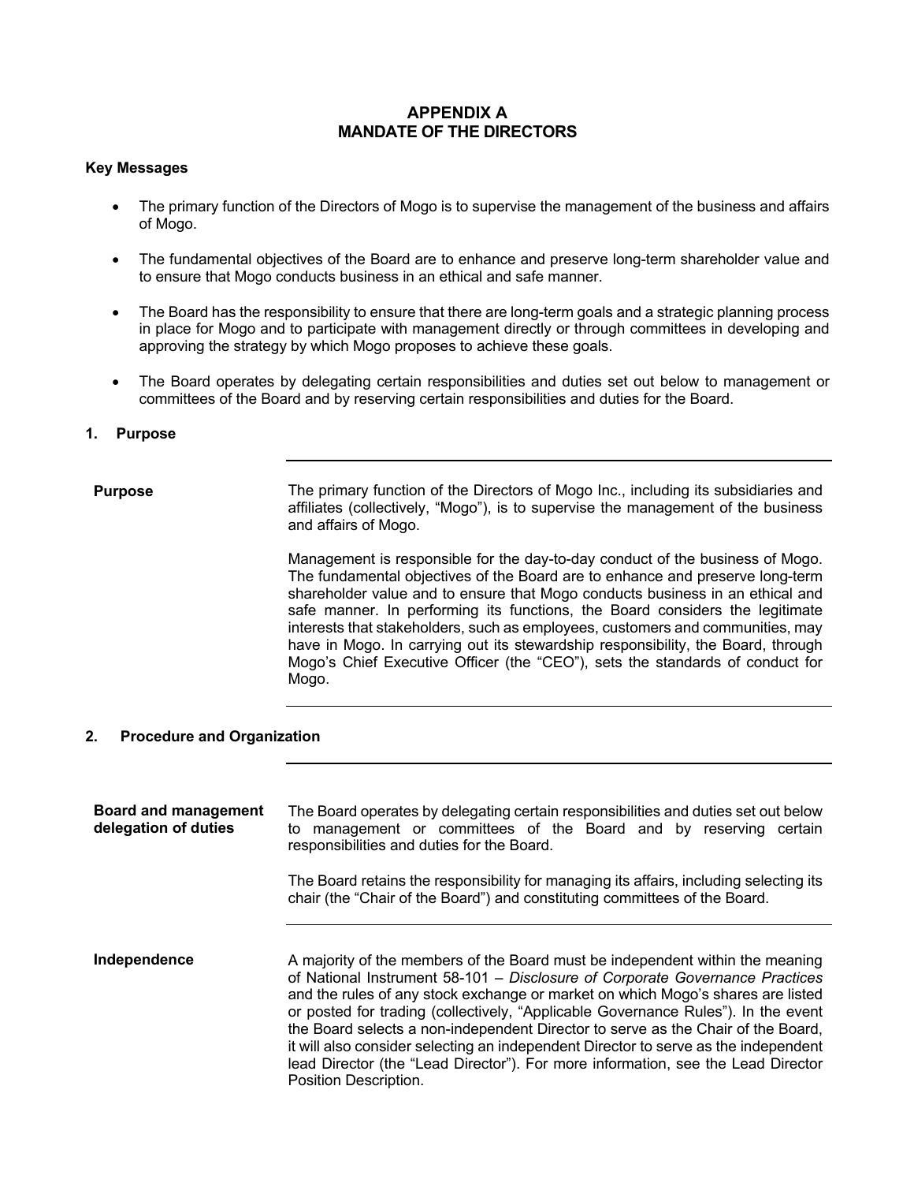# APPENDIX A
# MANDATE OF THE DIRECTORS

**Key Messages**

- The primary function of the Directors of Mogo is to supervise the management of the business and affairs of Mogo.
- The fundamental objectives of the Board are to enhance and preserve long-term shareholder value and to ensure that Mogo conducts business in an ethical and safe manner.
- The Board has the responsibility to ensure that there are long-term goals and a strategic planning process in place for Mogo and to participate with management directly or through committees in developing and approving the strategy by which Mogo proposes to achieve these goals.
- The Board operates by delegating certain responsibilities and duties set out below to management or committees of the Board and by reserving certain responsibilities and duties for the Board.

## 1. Purpose

**Purpose**

The primary function of the Directors of Mogo Inc., including its subsidiaries and affiliates (collectively, "Mogo"), is to supervise the management of the business and affairs of Mogo.

Management is responsible for the day-to-day conduct of the business of Mogo. The fundamental objectives of the Board are to enhance and preserve long-term shareholder value and to ensure that Mogo conducts business in an ethical and safe manner. In performing its functions, the Board considers the legitimate interests that stakeholders, such as employees, customers and communities, may have in Mogo. In carrying out its stewardship responsibility, the Board, through Mogo's Chief Executive Officer (the "CEO"), sets the standards of conduct for Mogo.

## 2. Procedure and Organization

**Board and management delegation of duties**

The Board operates by delegating certain responsibilities and duties set out below to management or committees of the Board and by reserving certain responsibilities and duties for the Board.

The Board retains the responsibility for managing its affairs, including selecting its chair (the "Chair of the Board") and constituting committees of the Board.

**Independence**

A majority of the members of the Board must be independent within the meaning of National Instrument 58-101 – *Disclosure of Corporate Governance Practices* and the rules of any stock exchange or market on which Mogo's shares are listed or posted for trading (collectively, "Applicable Governance Rules"). In the event the Board selects a non-independent Director to serve as the Chair of the Board, it will also consider selecting an independent Director to serve as the independent lead Director (the "Lead Director"). For more information, see the Lead Director Position Description.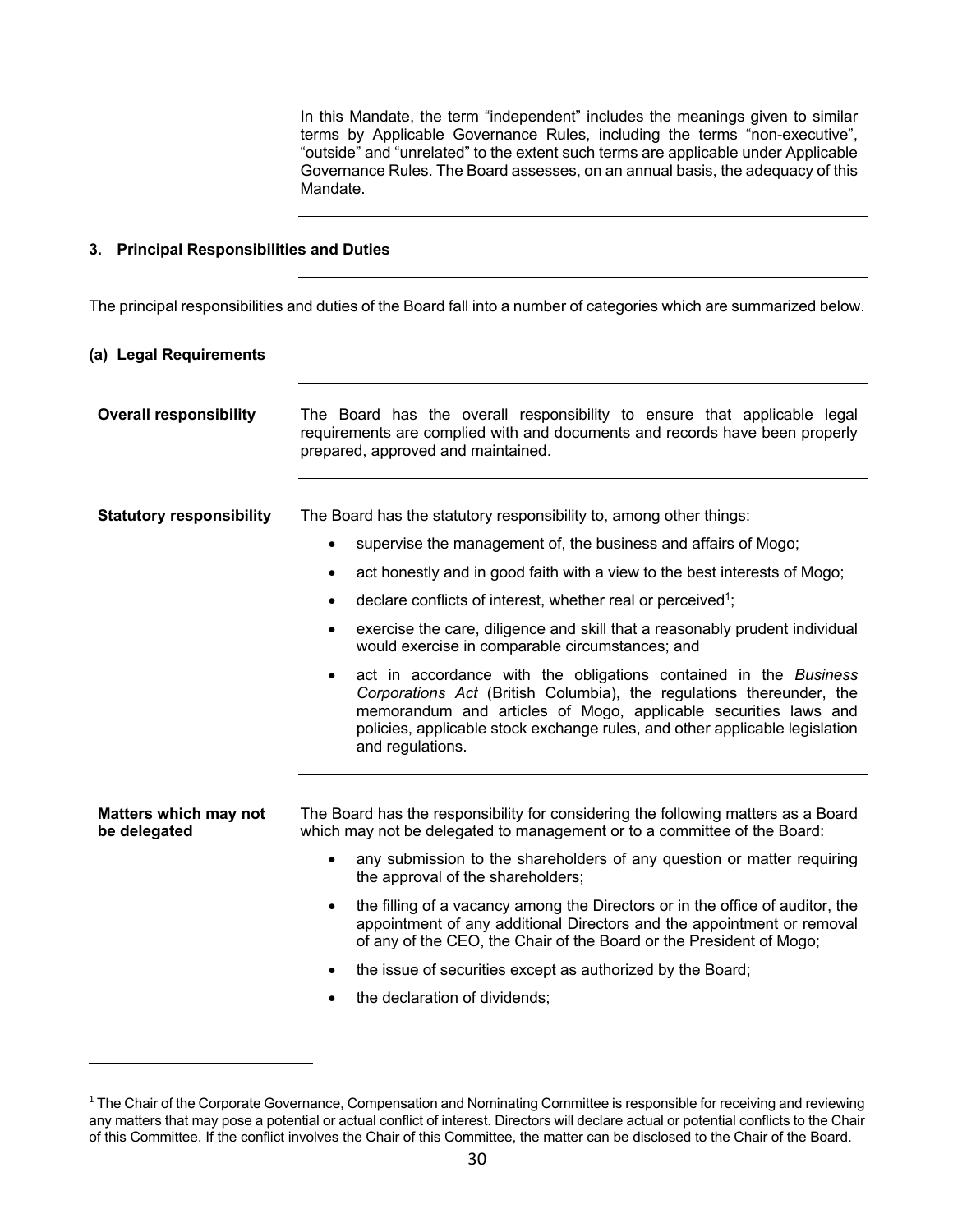In this Mandate, the term "independent" includes the meanings given to similar terms by Applicable Governance Rules, including the terms "non-executive", "outside" and "unrelated" to the extent such terms are applicable under Applicable Governance Rules. The Board assesses, on an annual basis, the adequacy of this Mandate.

### 3. Principal Responsibilities and Duties

The principal responsibilities and duties of the Board fall into a number of categories which are summarized below.

#### (a) Legal Requirements

**Overall responsibility**

The Board has the overall responsibility to ensure that applicable legal requirements are complied with and documents and records have been properly prepared, approved and maintained.

**Statutory responsibility**

The Board has the statutory responsibility to, among other things:

- supervise the management of, the business and affairs of Mogo;
- act honestly and in good faith with a view to the best interests of Mogo;
- declare conflicts of interest, whether real or perceived[1];
- exercise the care, diligence and skill that a reasonably prudent individual would exercise in comparable circumstances; and
- act in accordance with the obligations contained in the *Business Corporations Act* (British Columbia), the regulations thereunder, the memorandum and articles of Mogo, applicable securities laws and policies, applicable stock exchange rules, and other applicable legislation and regulations.

**Matters which may not be delegated**

The Board has the responsibility for considering the following matters as a Board which may not be delegated to management or to a committee of the Board:

- any submission to the shareholders of any question or matter requiring the approval of the shareholders;
- the filling of a vacancy among the Directors or in the office of auditor, the appointment of any additional Directors and the appointment or removal of any of the CEO, the Chair of the Board or the President of Mogo;
- the issue of securities except as authorized by the Board;
- the declaration of dividends;

[1] The Chair of the Corporate Governance, Compensation and Nominating Committee is responsible for receiving and reviewing any matters that may pose a potential or actual conflict of interest. Directors will declare actual or potential conflicts to the Chair of this Committee. If the conflict involves the Chair of this Committee, the matter can be disclosed to the Chair of the Board.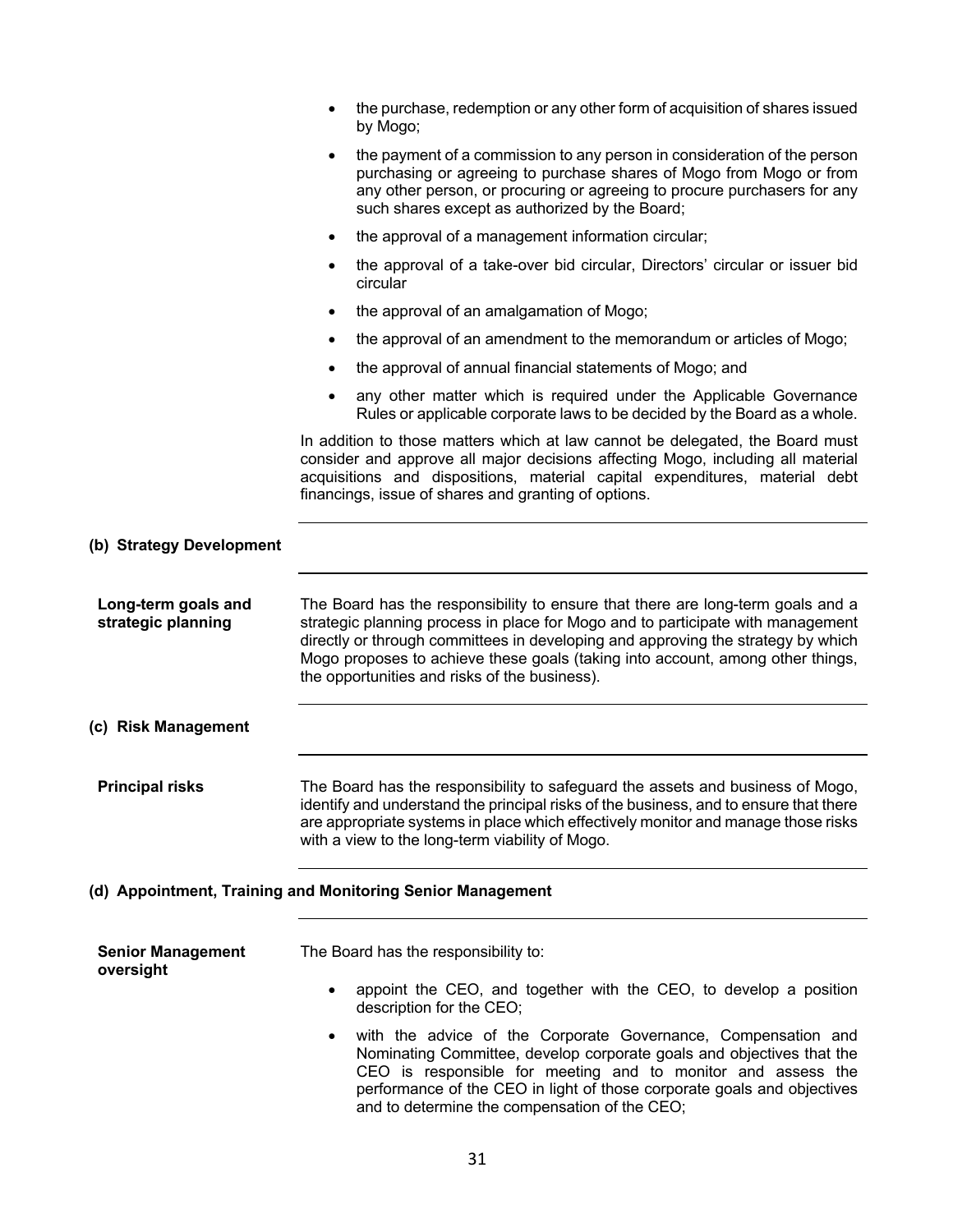- the purchase, redemption or any other form of acquisition of shares issued by Mogo;
- the payment of a commission to any person in consideration of the person purchasing or agreeing to purchase shares of Mogo from Mogo or from any other person, or procuring or agreeing to procure purchasers for any such shares except as authorized by the Board;
- the approval of a management information circular;
- the approval of a take-over bid circular, Directors' circular or issuer bid circular
- the approval of an amalgamation of Mogo;
- the approval of an amendment to the memorandum or articles of Mogo;
- the approval of annual financial statements of Mogo; and
- any other matter which is required under the Applicable Governance Rules or applicable corporate laws to be decided by the Board as a whole.

In addition to those matters which at law cannot be delegated, the Board must consider and approve all major decisions affecting Mogo, including all material acquisitions and dispositions, material capital expenditures, material debt financings, issue of shares and granting of options.

**(b) Strategy Development**

**Long-term goals and strategic planning**

The Board has the responsibility to ensure that there are long-term goals and a strategic planning process in place for Mogo and to participate with management directly or through committees in developing and approving the strategy by which Mogo proposes to achieve these goals (taking into account, among other things, the opportunities and risks of the business).

**(c) Risk Management**

**Principal risks**

The Board has the responsibility to safeguard the assets and business of Mogo, identify and understand the principal risks of the business, and to ensure that there are appropriate systems in place which effectively monitor and manage those risks with a view to the long-term viability of Mogo.

**(d) Appointment, Training and Monitoring Senior Management**

**Senior Management oversight**

The Board has the responsibility to:

- appoint the CEO, and together with the CEO, to develop a position description for the CEO;
- with the advice of the Corporate Governance, Compensation and Nominating Committee, develop corporate goals and objectives that the CEO is responsible for meeting and to monitor and assess the performance of the CEO in light of those corporate goals and objectives and to determine the compensation of the CEO;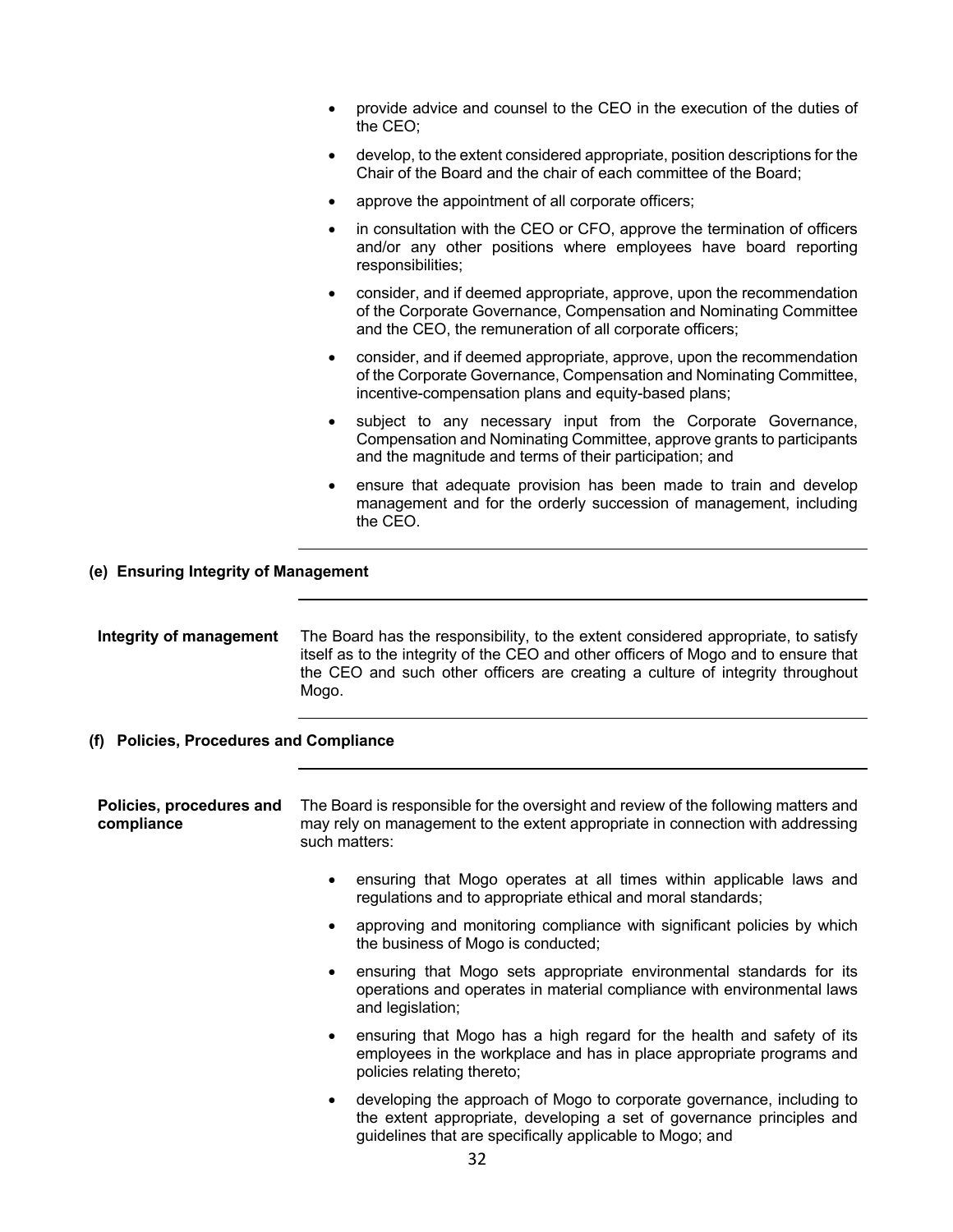- provide advice and counsel to the CEO in the execution of the duties of the CEO;
- develop, to the extent considered appropriate, position descriptions for the Chair of the Board and the chair of each committee of the Board;
- approve the appointment of all corporate officers;
- in consultation with the CEO or CFO, approve the termination of officers and/or any other positions where employees have board reporting responsibilities;
- consider, and if deemed appropriate, approve, upon the recommendation of the Corporate Governance, Compensation and Nominating Committee and the CEO, the remuneration of all corporate officers;
- consider, and if deemed appropriate, approve, upon the recommendation of the Corporate Governance, Compensation and Nominating Committee, incentive-compensation plans and equity-based plans;
- subject to any necessary input from the Corporate Governance, Compensation and Nominating Committee, approve grants to participants and the magnitude and terms of their participation; and
- ensure that adequate provision has been made to train and develop management and for the orderly succession of management, including the CEO.

### (e) Ensuring Integrity of Management

**Integrity of management**

The Board has the responsibility, to the extent considered appropriate, to satisfy itself as to the integrity of the CEO and other officers of Mogo and to ensure that the CEO and such other officers are creating a culture of integrity throughout Mogo.

### (f) Policies, Procedures and Compliance

**Policies, procedures and compliance**

The Board is responsible for the oversight and review of the following matters and may rely on management to the extent appropriate in connection with addressing such matters:

- ensuring that Mogo operates at all times within applicable laws and regulations and to appropriate ethical and moral standards;
- approving and monitoring compliance with significant policies by which the business of Mogo is conducted;
- ensuring that Mogo sets appropriate environmental standards for its operations and operates in material compliance with environmental laws and legislation;
- ensuring that Mogo has a high regard for the health and safety of its employees in the workplace and has in place appropriate programs and policies relating thereto;
- developing the approach of Mogo to corporate governance, including to the extent appropriate, developing a set of governance principles and guidelines that are specifically applicable to Mogo; and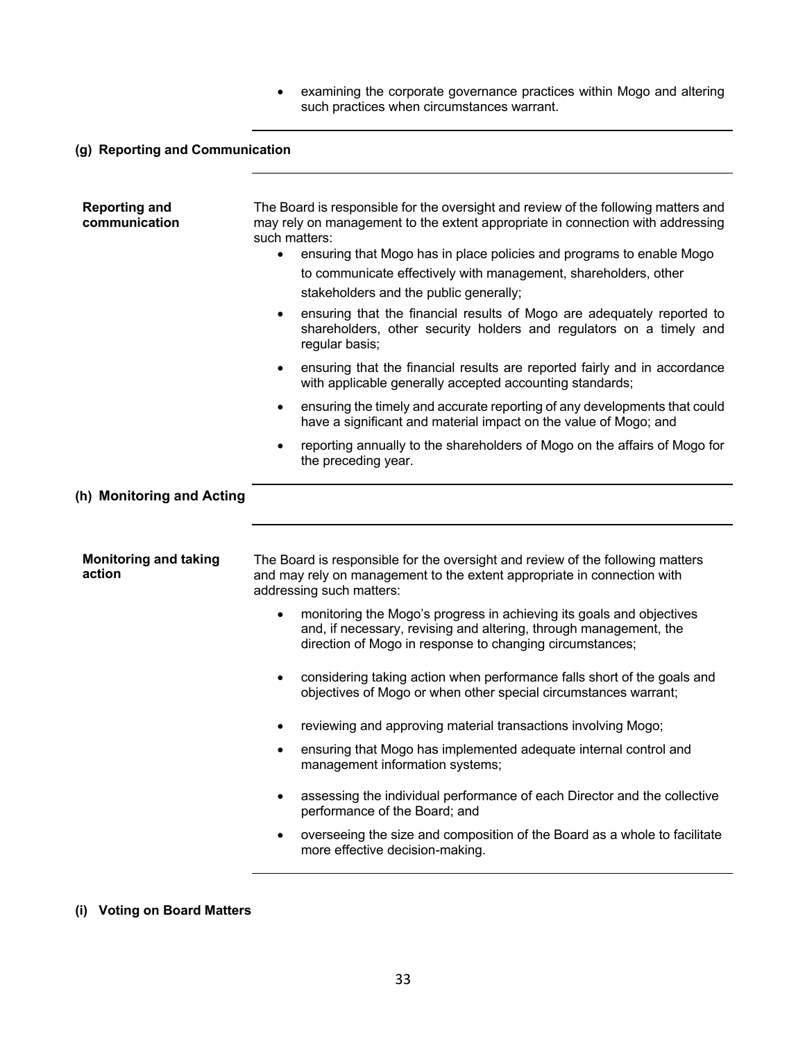- examining the corporate governance practices within Mogo and altering such practices when circumstances warrant.

**(g) Reporting and Communication**

| | |
|---|---|
| **Reporting and communication** | The Board is responsible for the oversight and review of the following matters and may rely on management to the extent appropriate in connection with addressing such matters:<br>• ensuring that Mogo has in place policies and programs to enable Mogo to communicate effectively with management, shareholders, other stakeholders and the public generally;<br>• ensuring that the financial results of Mogo are adequately reported to shareholders, other security holders and regulators on a timely and regular basis;<br>• ensuring that the financial results are reported fairly and in accordance with applicable generally accepted accounting standards;<br>• ensuring the timely and accurate reporting of any developments that could have a significant and material impact on the value of Mogo; and<br>• reporting annually to the shareholders of Mogo on the affairs of Mogo for the preceding year. |

**(h) Monitoring and Acting**

| | |
|---|---|
| **Monitoring and taking action** | The Board is responsible for the oversight and review of the following matters and may rely on management to the extent appropriate in connection with addressing such matters:<br>• monitoring the Mogo's progress in achieving its goals and objectives and, if necessary, revising and altering, through management, the direction of Mogo in response to changing circumstances;<br>• considering taking action when performance falls short of the goals and objectives of Mogo or when other special circumstances warrant;<br>• reviewing and approving material transactions involving Mogo;<br>• ensuring that Mogo has implemented adequate internal control and management information systems;<br>• assessing the individual performance of each Director and the collective performance of the Board; and<br>• overseeing the size and composition of the Board as a whole to facilitate more effective decision-making. |

**(i) Voting on Board Matters**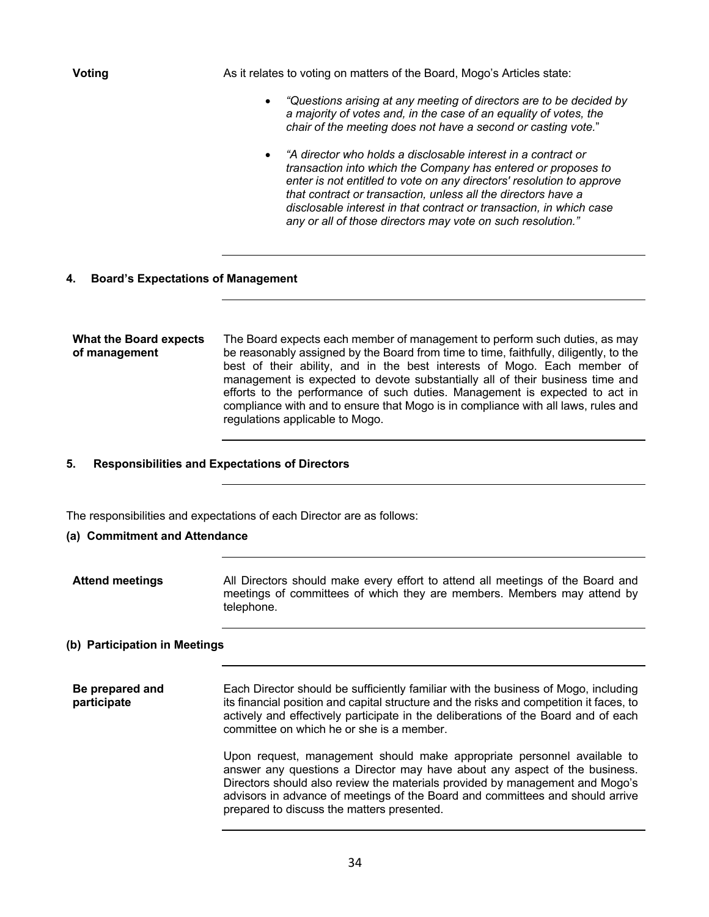**Voting**

As it relates to voting on matters of the Board, Mogo's Articles state:

- *"Questions arising at any meeting of directors are to be decided by a majority of votes and, in the case of an equality of votes, the chair of the meeting does not have a second or casting vote.*"
- *"A director who holds a disclosable interest in a contract or transaction into which the Company has entered or proposes to enter is not entitled to vote on any directors' resolution to approve that contract or transaction, unless all the directors have a disclosable interest in that contract or transaction, in which case any or all of those directors may vote on such resolution."*

## 4. Board's Expectations of Management

**What the Board expects of management**

The Board expects each member of management to perform such duties, as may be reasonably assigned by the Board from time to time, faithfully, diligently, to the best of their ability, and in the best interests of Mogo. Each member of management is expected to devote substantially all of their business time and efforts to the performance of such duties. Management is expected to act in compliance with and to ensure that Mogo is in compliance with all laws, rules and regulations applicable to Mogo.

## 5. Responsibilities and Expectations of Directors

The responsibilities and expectations of each Director are as follows:

### (a) Commitment and Attendance

**Attend meetings**

All Directors should make every effort to attend all meetings of the Board and meetings of committees of which they are members. Members may attend by telephone.

### (b) Participation in Meetings

**Be prepared and participate**

Each Director should be sufficiently familiar with the business of Mogo, including its financial position and capital structure and the risks and competition it faces, to actively and effectively participate in the deliberations of the Board and of each committee on which he or she is a member.

Upon request, management should make appropriate personnel available to answer any questions a Director may have about any aspect of the business. Directors should also review the materials provided by management and Mogo's advisors in advance of meetings of the Board and committees and should arrive prepared to discuss the matters presented.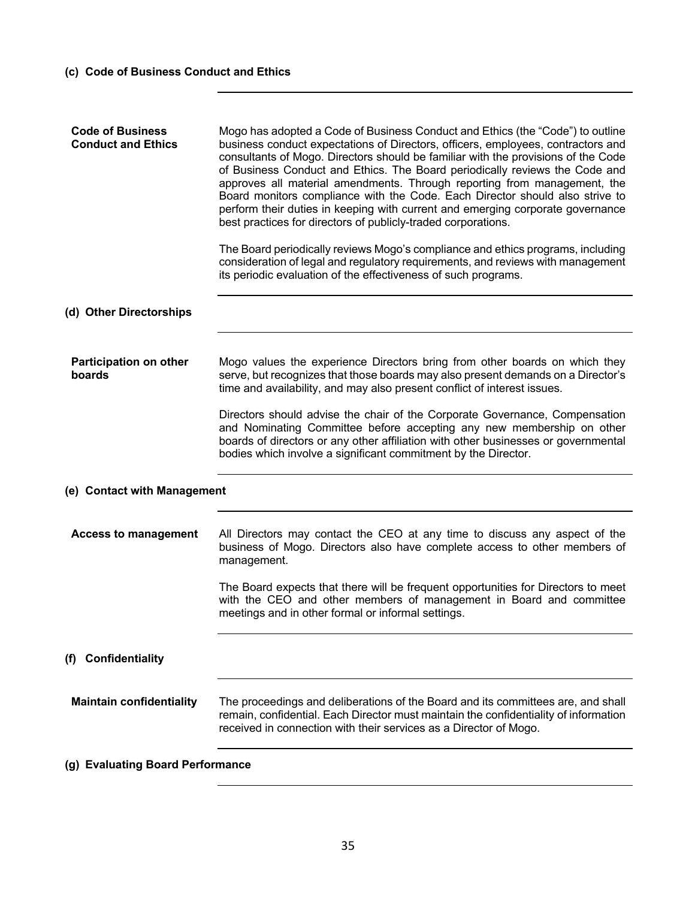#### (c) Code of Business Conduct and Ethics

**Code of Business Conduct and Ethics**

Mogo has adopted a Code of Business Conduct and Ethics (the "Code") to outline business conduct expectations of Directors, officers, employees, contractors and consultants of Mogo. Directors should be familiar with the provisions of the Code of Business Conduct and Ethics. The Board periodically reviews the Code and approves all material amendments. Through reporting from management, the Board monitors compliance with the Code. Each Director should also strive to perform their duties in keeping with current and emerging corporate governance best practices for directors of publicly-traded corporations.

The Board periodically reviews Mogo's compliance and ethics programs, including consideration of legal and regulatory requirements, and reviews with management its periodic evaluation of the effectiveness of such programs.

#### (d) Other Directorships

**Participation on other boards**

Mogo values the experience Directors bring from other boards on which they serve, but recognizes that those boards may also present demands on a Director's time and availability, and may also present conflict of interest issues.

Directors should advise the chair of the Corporate Governance, Compensation and Nominating Committee before accepting any new membership on other boards of directors or any other affiliation with other businesses or governmental bodies which involve a significant commitment by the Director.

#### (e) Contact with Management

**Access to management**

All Directors may contact the CEO at any time to discuss any aspect of the business of Mogo. Directors also have complete access to other members of management.

The Board expects that there will be frequent opportunities for Directors to meet with the CEO and other members of management in Board and committee meetings and in other formal or informal settings.

#### (f) Confidentiality

**Maintain confidentiality**

The proceedings and deliberations of the Board and its committees are, and shall remain, confidential. Each Director must maintain the confidentiality of information received in connection with their services as a Director of Mogo.

#### (g) Evaluating Board Performance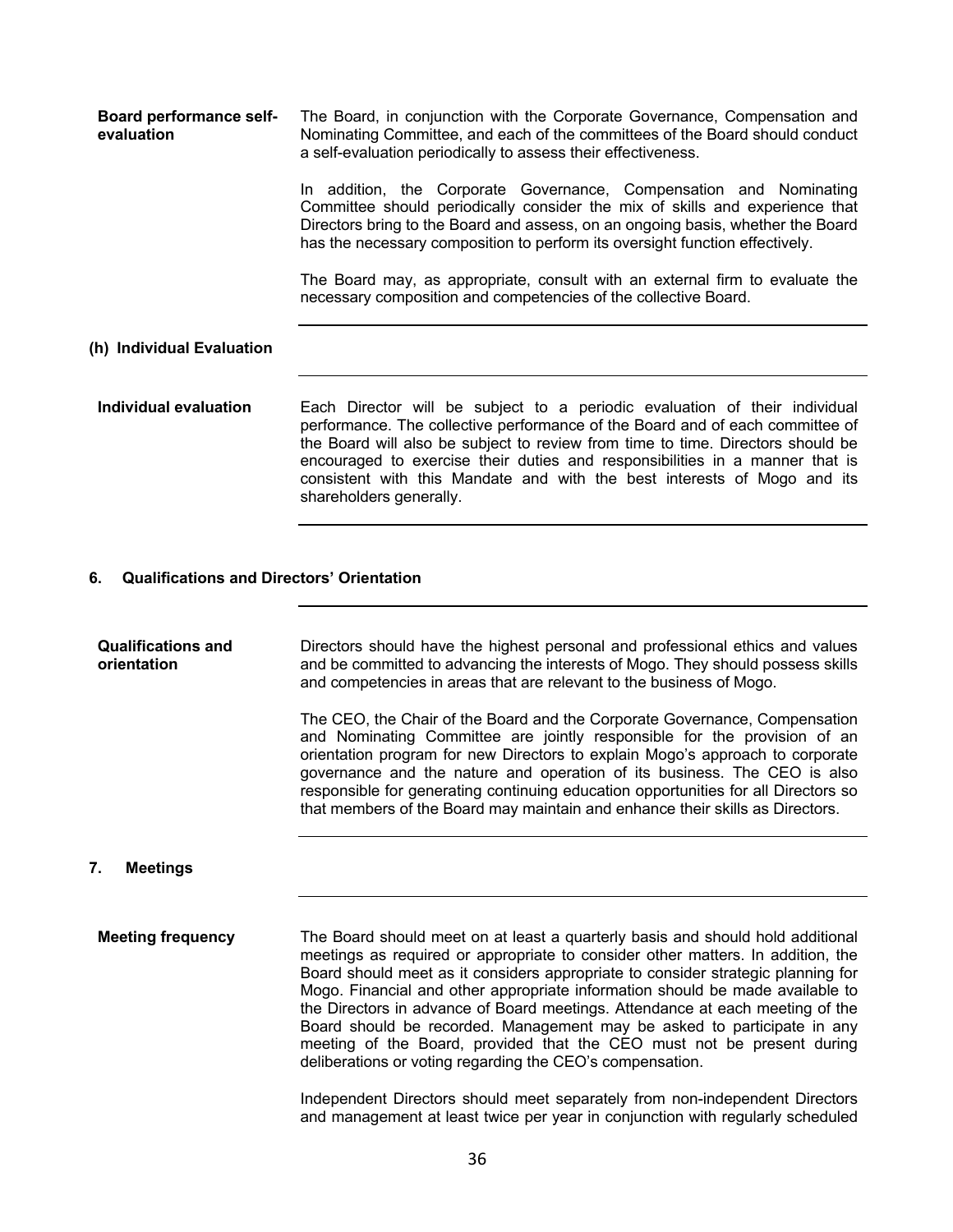**Board performance self-evaluation**

The Board, in conjunction with the Corporate Governance, Compensation and Nominating Committee, and each of the committees of the Board should conduct a self-evaluation periodically to assess their effectiveness.

In addition, the Corporate Governance, Compensation and Nominating Committee should periodically consider the mix of skills and experience that Directors bring to the Board and assess, on an ongoing basis, whether the Board has the necessary composition to perform its oversight function effectively.

The Board may, as appropriate, consult with an external firm to evaluate the necessary composition and competencies of the collective Board.

### (h) Individual Evaluation

**Individual evaluation**

Each Director will be subject to a periodic evaluation of their individual performance. The collective performance of the Board and of each committee of the Board will also be subject to review from time to time. Directors should be encouraged to exercise their duties and responsibilities in a manner that is consistent with this Mandate and with the best interests of Mogo and its shareholders generally.

## 6. Qualifications and Directors' Orientation

**Qualifications and orientation**

Directors should have the highest personal and professional ethics and values and be committed to advancing the interests of Mogo. They should possess skills and competencies in areas that are relevant to the business of Mogo.

The CEO, the Chair of the Board and the Corporate Governance, Compensation and Nominating Committee are jointly responsible for the provision of an orientation program for new Directors to explain Mogo's approach to corporate governance and the nature and operation of its business. The CEO is also responsible for generating continuing education opportunities for all Directors so that members of the Board may maintain and enhance their skills as Directors.

## 7. Meetings

**Meeting frequency**

The Board should meet on at least a quarterly basis and should hold additional meetings as required or appropriate to consider other matters. In addition, the Board should meet as it considers appropriate to consider strategic planning for Mogo. Financial and other appropriate information should be made available to the Directors in advance of Board meetings. Attendance at each meeting of the Board should be recorded. Management may be asked to participate in any meeting of the Board, provided that the CEO must not be present during deliberations or voting regarding the CEO's compensation.

Independent Directors should meet separately from non-independent Directors and management at least twice per year in conjunction with regularly scheduled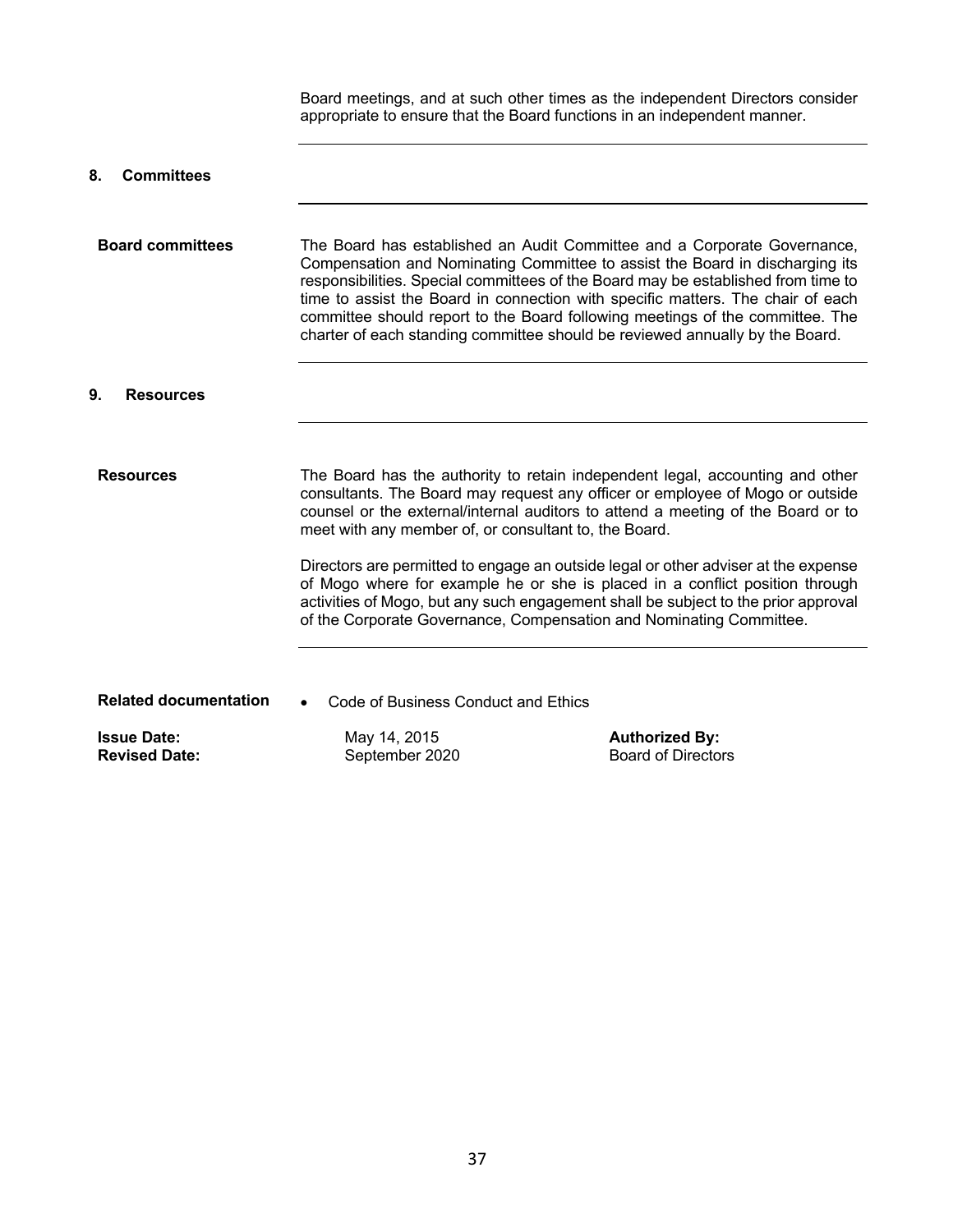Board meetings, and at such other times as the independent Directors consider appropriate to ensure that the Board functions in an independent manner.

## 8. Committees

**Board committees**

The Board has established an Audit Committee and a Corporate Governance, Compensation and Nominating Committee to assist the Board in discharging its responsibilities. Special committees of the Board may be established from time to time to assist the Board in connection with specific matters. The chair of each committee should report to the Board following meetings of the committee. The charter of each standing committee should be reviewed annually by the Board.

## 9. Resources

**Resources**

The Board has the authority to retain independent legal, accounting and other consultants. The Board may request any officer or employee of Mogo or outside counsel or the external/internal auditors to attend a meeting of the Board or to meet with any member of, or consultant to, the Board.

Directors are permitted to engage an outside legal or other adviser at the expense of Mogo where for example he or she is placed in a conflict position through activities of Mogo, but any such engagement shall be subject to the prior approval of the Corporate Governance, Compensation and Nominating Committee.

**Related documentation**

- Code of Business Conduct and Ethics

| **Issue Date:** | May 14, 2015 | **Authorized By:** |
|---|---|---|
| **Revised Date:** | September 2020 | Board of Directors |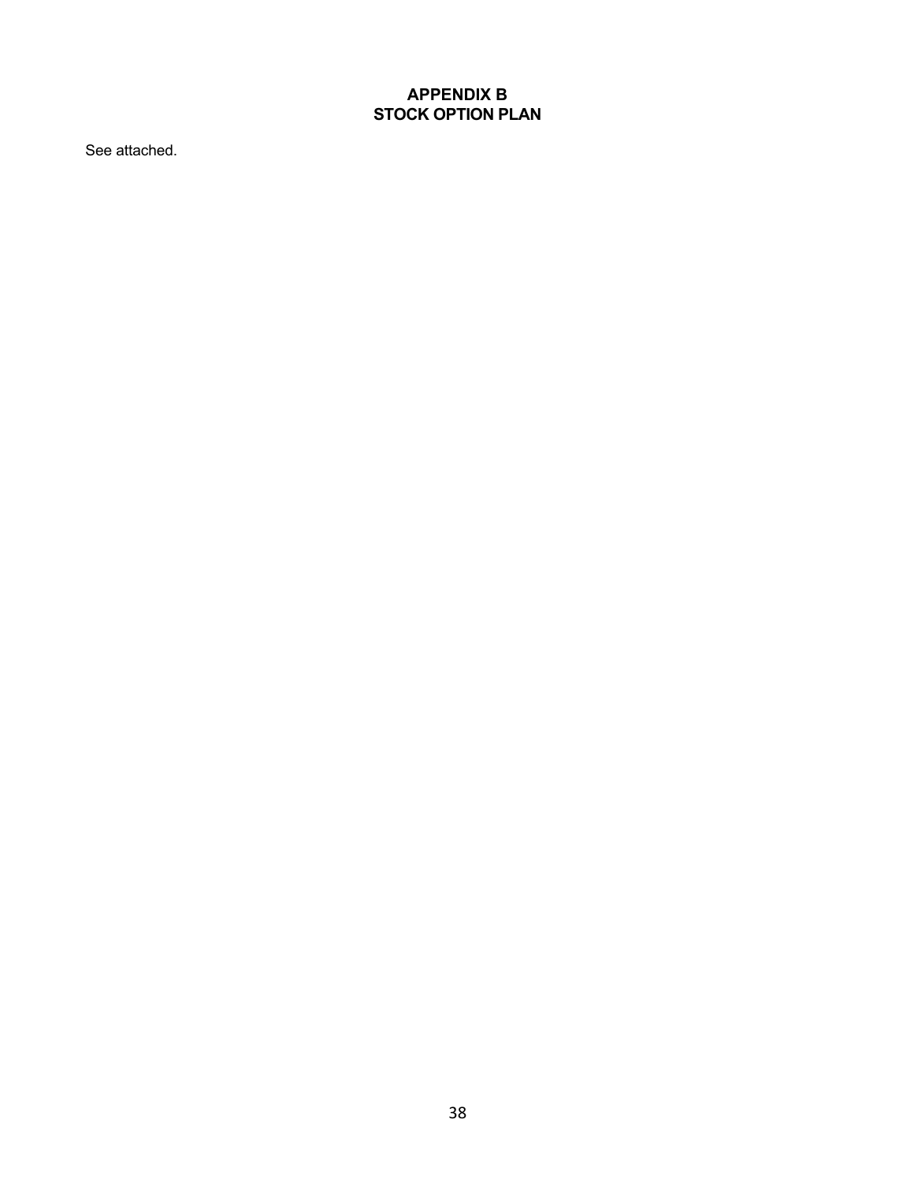# APPENDIX B
# STOCK OPTION PLAN

See attached.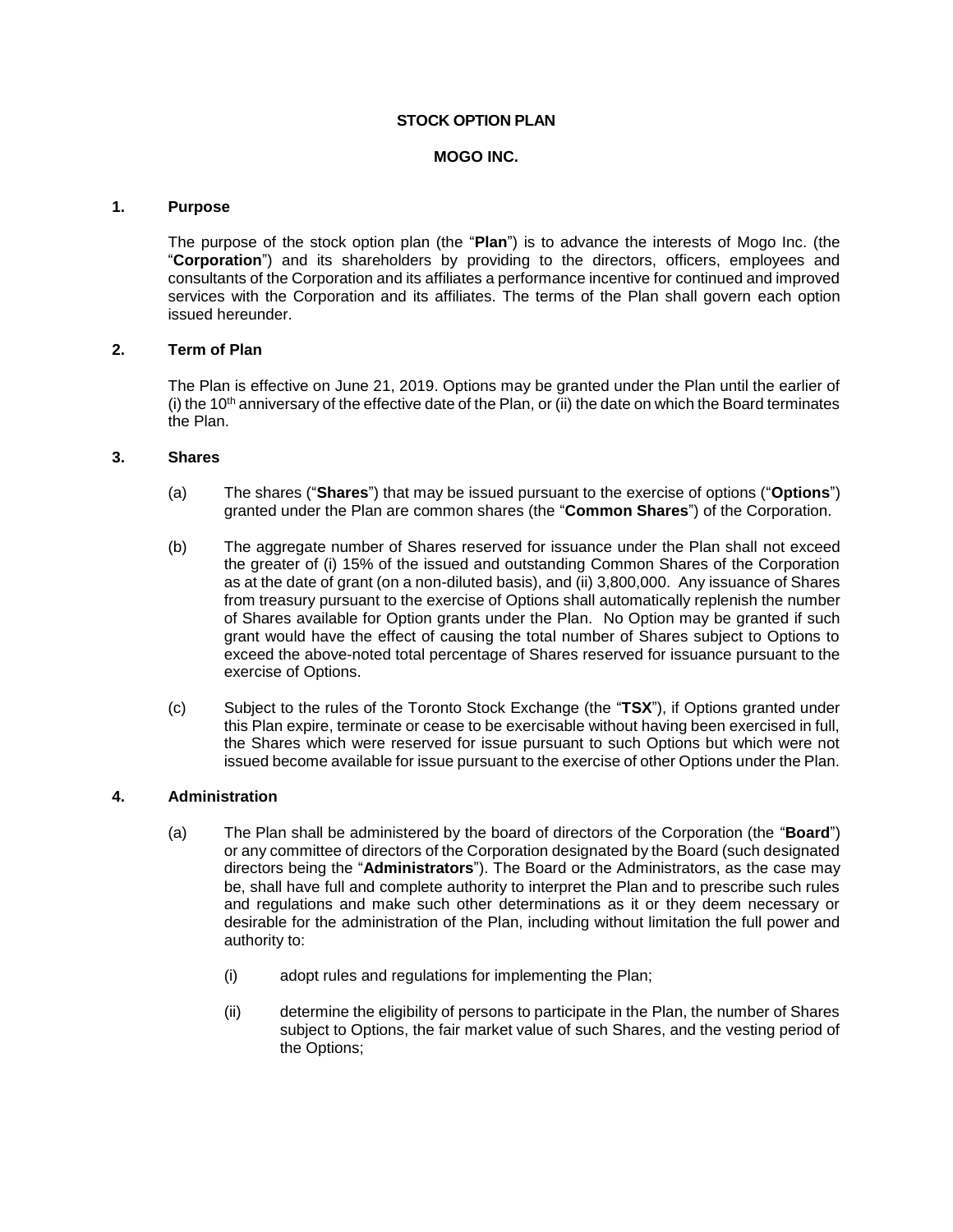**STOCK OPTION PLAN**

**MOGO INC.**

## 1. Purpose

The purpose of the stock option plan (the "**Plan**") is to advance the interests of Mogo Inc. (the "**Corporation**") and its shareholders by providing to the directors, officers, employees and consultants of the Corporation and its affiliates a performance incentive for continued and improved services with the Corporation and its affiliates. The terms of the Plan shall govern each option issued hereunder.

## 2. Term of Plan

The Plan is effective on June 21, 2019. Options may be granted under the Plan until the earlier of (i) the 10th anniversary of the effective date of the Plan, or (ii) the date on which the Board terminates the Plan.

## 3. Shares

(a) The shares ("**Shares**") that may be issued pursuant to the exercise of options ("**Options**") granted under the Plan are common shares (the "**Common Shares**") of the Corporation.

(b) The aggregate number of Shares reserved for issuance under the Plan shall not exceed the greater of (i) 15% of the issued and outstanding Common Shares of the Corporation as at the date of grant (on a non-diluted basis), and (ii) 3,800,000. Any issuance of Shares from treasury pursuant to the exercise of Options shall automatically replenish the number of Shares available for Option grants under the Plan. No Option may be granted if such grant would have the effect of causing the total number of Shares subject to Options to exceed the above-noted total percentage of Shares reserved for issuance pursuant to the exercise of Options.

(c) Subject to the rules of the Toronto Stock Exchange (the "**TSX**"), if Options granted under this Plan expire, terminate or cease to be exercisable without having been exercised in full, the Shares which were reserved for issue pursuant to such Options but which were not issued become available for issue pursuant to the exercise of other Options under the Plan.

## 4. Administration

(a) The Plan shall be administered by the board of directors of the Corporation (the "**Board**") or any committee of directors of the Corporation designated by the Board (such designated directors being the "**Administrators**"). The Board or the Administrators, as the case may be, shall have full and complete authority to interpret the Plan and to prescribe such rules and regulations and make such other determinations as it or they deem necessary or desirable for the administration of the Plan, including without limitation the full power and authority to:

(i) adopt rules and regulations for implementing the Plan;

(ii) determine the eligibility of persons to participate in the Plan, the number of Shares subject to Options, the fair market value of such Shares, and the vesting period of the Options;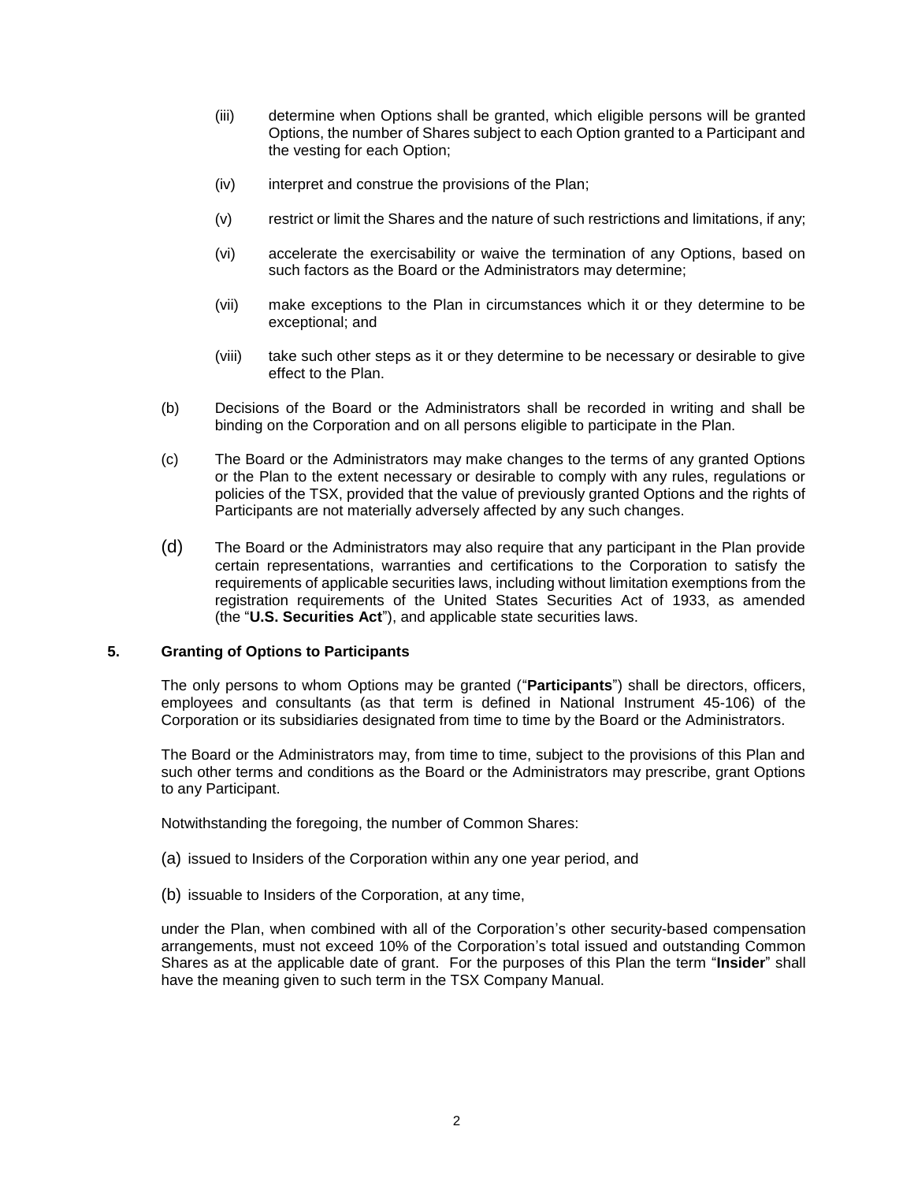(iii) determine when Options shall be granted, which eligible persons will be granted Options, the number of Shares subject to each Option granted to a Participant and the vesting for each Option;

(iv) interpret and construe the provisions of the Plan;

(v) restrict or limit the Shares and the nature of such restrictions and limitations, if any;

(vi) accelerate the exercisability or waive the termination of any Options, based on such factors as the Board or the Administrators may determine;

(vii) make exceptions to the Plan in circumstances which it or they determine to be exceptional; and

(viii) take such other steps as it or they determine to be necessary or desirable to give effect to the Plan.

(b) Decisions of the Board or the Administrators shall be recorded in writing and shall be binding on the Corporation and on all persons eligible to participate in the Plan.

(c) The Board or the Administrators may make changes to the terms of any granted Options or the Plan to the extent necessary or desirable to comply with any rules, regulations or policies of the TSX, provided that the value of previously granted Options and the rights of Participants are not materially adversely affected by any such changes.

(d) The Board or the Administrators may also require that any participant in the Plan provide certain representations, warranties and certifications to the Corporation to satisfy the requirements of applicable securities laws, including without limitation exemptions from the registration requirements of the United States Securities Act of 1933, as amended (the "**U.S. Securities Act**"), and applicable state securities laws.

**5. Granting of Options to Participants**

The only persons to whom Options may be granted ("**Participants**") shall be directors, officers, employees and consultants (as that term is defined in National Instrument 45-106) of the Corporation or its subsidiaries designated from time to time by the Board or the Administrators.

The Board or the Administrators may, from time to time, subject to the provisions of this Plan and such other terms and conditions as the Board or the Administrators may prescribe, grant Options to any Participant.

Notwithstanding the foregoing, the number of Common Shares:

(a) issued to Insiders of the Corporation within any one year period, and

(b) issuable to Insiders of the Corporation, at any time,

under the Plan, when combined with all of the Corporation's other security-based compensation arrangements, must not exceed 10% of the Corporation's total issued and outstanding Common Shares as at the applicable date of grant. For the purposes of this Plan the term "**Insider**" shall have the meaning given to such term in the TSX Company Manual.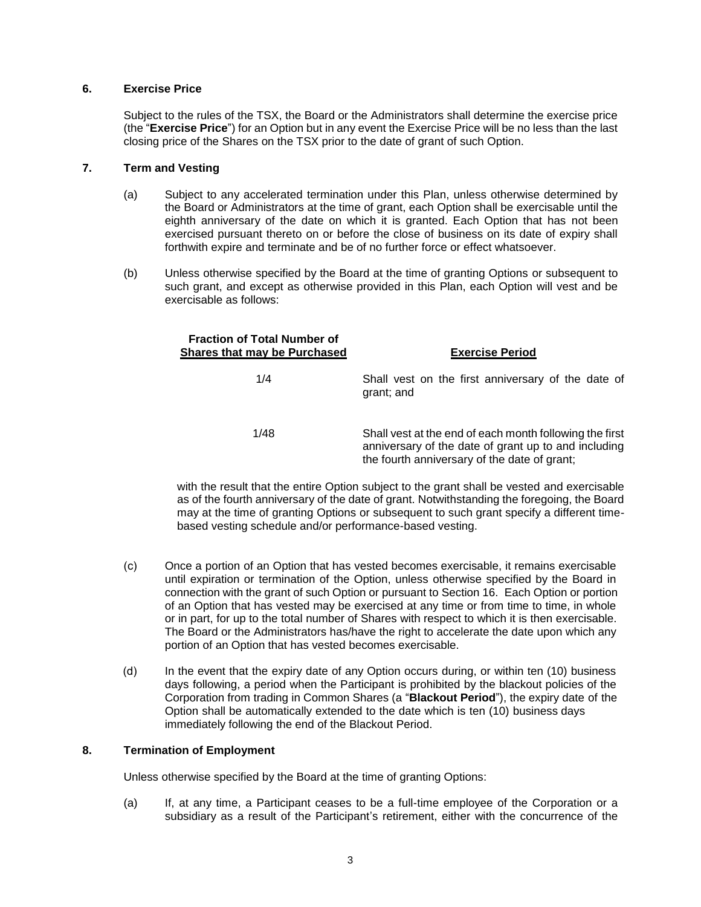## 6. Exercise Price

Subject to the rules of the TSX, the Board or the Administrators shall determine the exercise price (the "**Exercise Price**") for an Option but in any event the Exercise Price will be no less than the last closing price of the Shares on the TSX prior to the date of grant of such Option.

## 7. Term and Vesting

(a) Subject to any accelerated termination under this Plan, unless otherwise determined by the Board or Administrators at the time of grant, each Option shall be exercisable until the eighth anniversary of the date on which it is granted. Each Option that has not been exercised pursuant thereto on or before the close of business on its date of expiry shall forthwith expire and terminate and be of no further force or effect whatsoever.

(b) Unless otherwise specified by the Board at the time of granting Options or subsequent to such grant, and except as otherwise provided in this Plan, each Option will vest and be exercisable as follows:

| Fraction of Total Number of Shares that may be Purchased | Exercise Period |
|---|---|
| 1/4 | Shall vest on the first anniversary of the date of grant; and |
| 1/48 | Shall vest at the end of each month following the first anniversary of the date of grant up to and including the fourth anniversary of the date of grant; |

with the result that the entire Option subject to the grant shall be vested and exercisable as of the fourth anniversary of the date of grant. Notwithstanding the foregoing, the Board may at the time of granting Options or subsequent to such grant specify a different time-based vesting schedule and/or performance-based vesting.

(c) Once a portion of an Option that has vested becomes exercisable, it remains exercisable until expiration or termination of the Option, unless otherwise specified by the Board in connection with the grant of such Option or pursuant to Section 16. Each Option or portion of an Option that has vested may be exercised at any time or from time to time, in whole or in part, for up to the total number of Shares with respect to which it is then exercisable. The Board or the Administrators has/have the right to accelerate the date upon which any portion of an Option that has vested becomes exercisable.

(d) In the event that the expiry date of any Option occurs during, or within ten (10) business days following, a period when the Participant is prohibited by the blackout policies of the Corporation from trading in Common Shares (a "**Blackout Period**"), the expiry date of the Option shall be automatically extended to the date which is ten (10) business days immediately following the end of the Blackout Period.

## 8. Termination of Employment

Unless otherwise specified by the Board at the time of granting Options:

(a) If, at any time, a Participant ceases to be a full-time employee of the Corporation or a subsidiary as a result of the Participant's retirement, either with the concurrence of the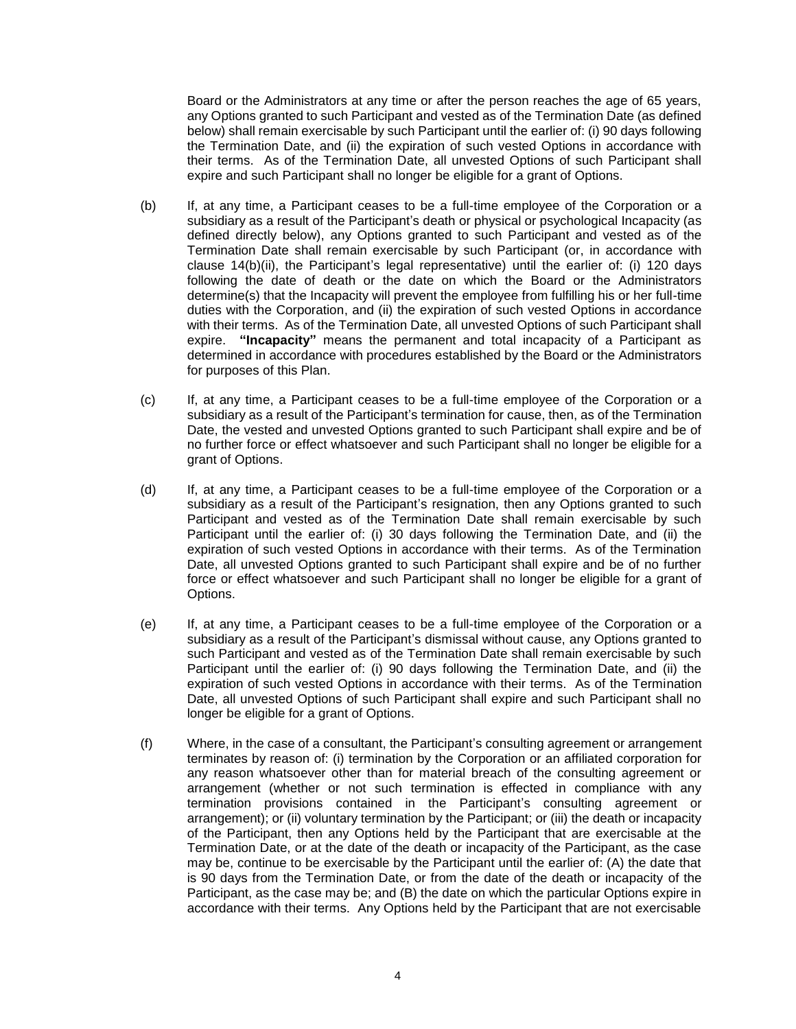Board or the Administrators at any time or after the person reaches the age of 65 years, any Options granted to such Participant and vested as of the Termination Date (as defined below) shall remain exercisable by such Participant until the earlier of: (i) 90 days following the Termination Date, and (ii) the expiration of such vested Options in accordance with their terms. As of the Termination Date, all unvested Options of such Participant shall expire and such Participant shall no longer be eligible for a grant of Options.

(b) If, at any time, a Participant ceases to be a full-time employee of the Corporation or a subsidiary as a result of the Participant's death or physical or psychological Incapacity (as defined directly below), any Options granted to such Participant and vested as of the Termination Date shall remain exercisable by such Participant (or, in accordance with clause 14(b)(ii), the Participant's legal representative) until the earlier of: (i) 120 days following the date of death or the date on which the Board or the Administrators determine(s) that the Incapacity will prevent the employee from fulfilling his or her full-time duties with the Corporation, and (ii) the expiration of such vested Options in accordance with their terms. As of the Termination Date, all unvested Options of such Participant shall expire. **"Incapacity"** means the permanent and total incapacity of a Participant as determined in accordance with procedures established by the Board or the Administrators for purposes of this Plan.

(c) If, at any time, a Participant ceases to be a full-time employee of the Corporation or a subsidiary as a result of the Participant's termination for cause, then, as of the Termination Date, the vested and unvested Options granted to such Participant shall expire and be of no further force or effect whatsoever and such Participant shall no longer be eligible for a grant of Options.

(d) If, at any time, a Participant ceases to be a full-time employee of the Corporation or a subsidiary as a result of the Participant's resignation, then any Options granted to such Participant and vested as of the Termination Date shall remain exercisable by such Participant until the earlier of: (i) 30 days following the Termination Date, and (ii) the expiration of such vested Options in accordance with their terms. As of the Termination Date, all unvested Options granted to such Participant shall expire and be of no further force or effect whatsoever and such Participant shall no longer be eligible for a grant of Options.

(e) If, at any time, a Participant ceases to be a full-time employee of the Corporation or a subsidiary as a result of the Participant's dismissal without cause, any Options granted to such Participant and vested as of the Termination Date shall remain exercisable by such Participant until the earlier of: (i) 90 days following the Termination Date, and (ii) the expiration of such vested Options in accordance with their terms. As of the Termination Date, all unvested Options of such Participant shall expire and such Participant shall no longer be eligible for a grant of Options.

(f) Where, in the case of a consultant, the Participant's consulting agreement or arrangement terminates by reason of: (i) termination by the Corporation or an affiliated corporation for any reason whatsoever other than for material breach of the consulting agreement or arrangement (whether or not such termination is effected in compliance with any termination provisions contained in the Participant's consulting agreement or arrangement); or (ii) voluntary termination by the Participant; or (iii) the death or incapacity of the Participant, then any Options held by the Participant that are exercisable at the Termination Date, or at the date of the death or incapacity of the Participant, as the case may be, continue to be exercisable by the Participant until the earlier of: (A) the date that is 90 days from the Termination Date, or from the date of the death or incapacity of the Participant, as the case may be; and (B) the date on which the particular Options expire in accordance with their terms. Any Options held by the Participant that are not exercisable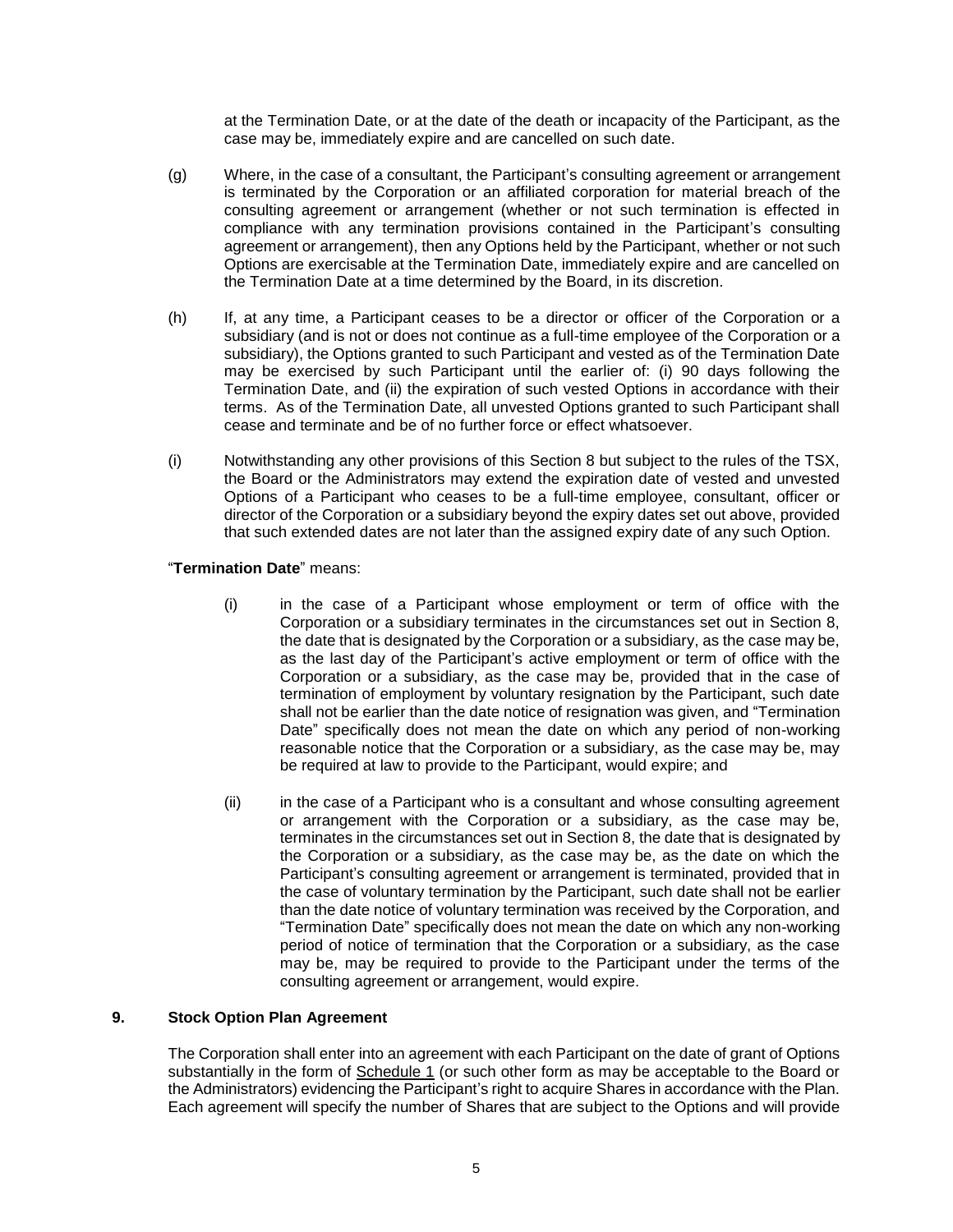at the Termination Date, or at the date of the death or incapacity of the Participant, as the case may be, immediately expire and are cancelled on such date.

(g) Where, in the case of a consultant, the Participant's consulting agreement or arrangement is terminated by the Corporation or an affiliated corporation for material breach of the consulting agreement or arrangement (whether or not such termination is effected in compliance with any termination provisions contained in the Participant's consulting agreement or arrangement), then any Options held by the Participant, whether or not such Options are exercisable at the Termination Date, immediately expire and are cancelled on the Termination Date at a time determined by the Board, in its discretion.

(h) If, at any time, a Participant ceases to be a director or officer of the Corporation or a subsidiary (and is not or does not continue as a full-time employee of the Corporation or a subsidiary), the Options granted to such Participant and vested as of the Termination Date may be exercised by such Participant until the earlier of: (i) 90 days following the Termination Date, and (ii) the expiration of such vested Options in accordance with their terms. As of the Termination Date, all unvested Options granted to such Participant shall cease and terminate and be of no further force or effect whatsoever.

(i) Notwithstanding any other provisions of this Section 8 but subject to the rules of the TSX, the Board or the Administrators may extend the expiration date of vested and unvested Options of a Participant who ceases to be a full-time employee, consultant, officer or director of the Corporation or a subsidiary beyond the expiry dates set out above, provided that such extended dates are not later than the assigned expiry date of any such Option.

"**Termination Date**" means:

(i) in the case of a Participant whose employment or term of office with the Corporation or a subsidiary terminates in the circumstances set out in Section 8, the date that is designated by the Corporation or a subsidiary, as the case may be, as the last day of the Participant's active employment or term of office with the Corporation or a subsidiary, as the case may be, provided that in the case of termination of employment by voluntary resignation by the Participant, such date shall not be earlier than the date notice of resignation was given, and "Termination Date" specifically does not mean the date on which any period of non-working reasonable notice that the Corporation or a subsidiary, as the case may be, may be required at law to provide to the Participant, would expire; and

(ii) in the case of a Participant who is a consultant and whose consulting agreement or arrangement with the Corporation or a subsidiary, as the case may be, terminates in the circumstances set out in Section 8, the date that is designated by the Corporation or a subsidiary, as the case may be, as the date on which the Participant's consulting agreement or arrangement is terminated, provided that in the case of voluntary termination by the Participant, such date shall not be earlier than the date notice of voluntary termination was received by the Corporation, and "Termination Date" specifically does not mean the date on which any non-working period of notice of termination that the Corporation or a subsidiary, as the case may be, may be required to provide to the Participant under the terms of the consulting agreement or arrangement, would expire.

### 9. Stock Option Plan Agreement

The Corporation shall enter into an agreement with each Participant on the date of grant of Options substantially in the form of Schedule 1 (or such other form as may be acceptable to the Board or the Administrators) evidencing the Participant's right to acquire Shares in accordance with the Plan. Each agreement will specify the number of Shares that are subject to the Options and will provide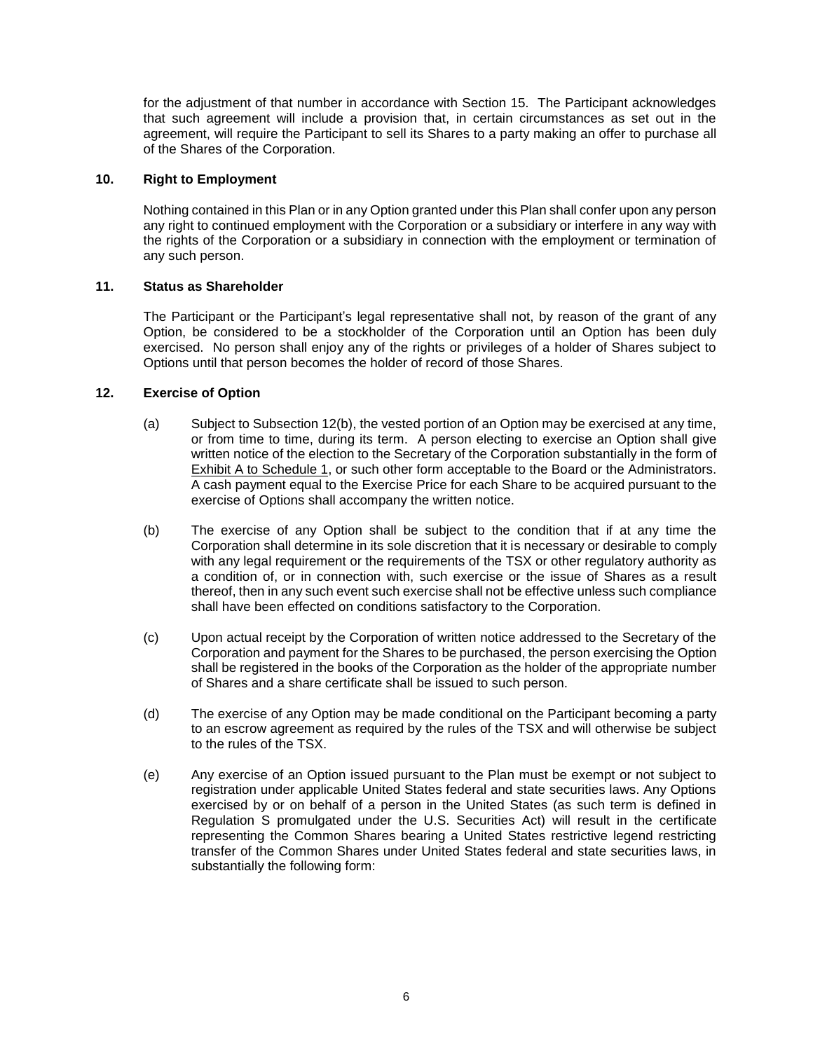for the adjustment of that number in accordance with Section 15. The Participant acknowledges that such agreement will include a provision that, in certain circumstances as set out in the agreement, will require the Participant to sell its Shares to a party making an offer to purchase all of the Shares of the Corporation.

### 10. Right to Employment

Nothing contained in this Plan or in any Option granted under this Plan shall confer upon any person any right to continued employment with the Corporation or a subsidiary or interfere in any way with the rights of the Corporation or a subsidiary in connection with the employment or termination of any such person.

### 11. Status as Shareholder

The Participant or the Participant's legal representative shall not, by reason of the grant of any Option, be considered to be a stockholder of the Corporation until an Option has been duly exercised. No person shall enjoy any of the rights or privileges of a holder of Shares subject to Options until that person becomes the holder of record of those Shares.

### 12. Exercise of Option

(a) Subject to Subsection 12(b), the vested portion of an Option may be exercised at any time, or from time to time, during its term. A person electing to exercise an Option shall give written notice of the election to the Secretary of the Corporation substantially in the form of Exhibit A to Schedule 1, or such other form acceptable to the Board or the Administrators. A cash payment equal to the Exercise Price for each Share to be acquired pursuant to the exercise of Options shall accompany the written notice.

(b) The exercise of any Option shall be subject to the condition that if at any time the Corporation shall determine in its sole discretion that it is necessary or desirable to comply with any legal requirement or the requirements of the TSX or other regulatory authority as a condition of, or in connection with, such exercise or the issue of Shares as a result thereof, then in any such event such exercise shall not be effective unless such compliance shall have been effected on conditions satisfactory to the Corporation.

(c) Upon actual receipt by the Corporation of written notice addressed to the Secretary of the Corporation and payment for the Shares to be purchased, the person exercising the Option shall be registered in the books of the Corporation as the holder of the appropriate number of Shares and a share certificate shall be issued to such person.

(d) The exercise of any Option may be made conditional on the Participant becoming a party to an escrow agreement as required by the rules of the TSX and will otherwise be subject to the rules of the TSX.

(e) Any exercise of an Option issued pursuant to the Plan must be exempt or not subject to registration under applicable United States federal and state securities laws. Any Options exercised by or on behalf of a person in the United States (as such term is defined in Regulation S promulgated under the U.S. Securities Act) will result in the certificate representing the Common Shares bearing a United States restrictive legend restricting transfer of the Common Shares under United States federal and state securities laws, in substantially the following form: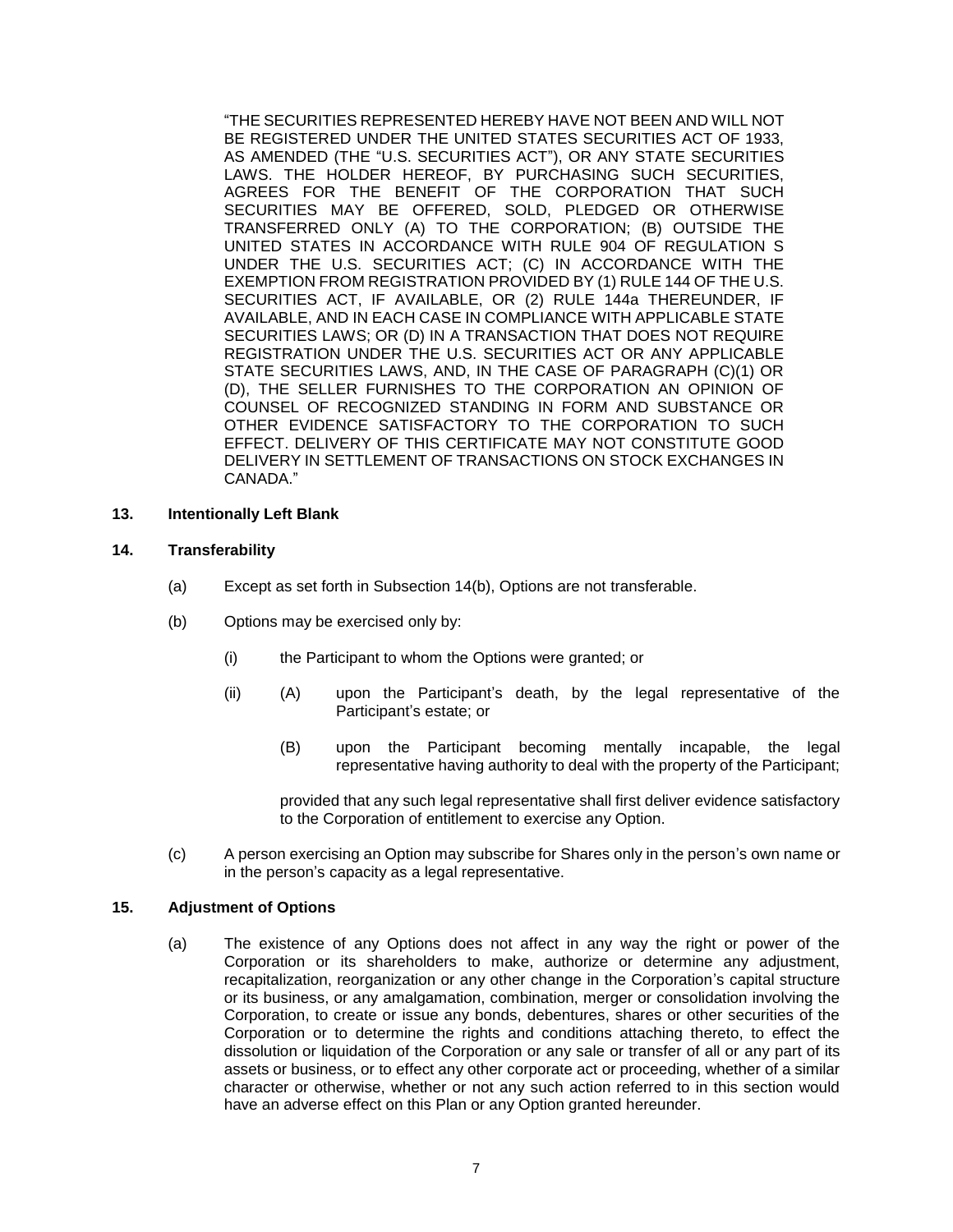"THE SECURITIES REPRESENTED HEREBY HAVE NOT BEEN AND WILL NOT BE REGISTERED UNDER THE UNITED STATES SECURITIES ACT OF 1933, AS AMENDED (THE "U.S. SECURITIES ACT"), OR ANY STATE SECURITIES LAWS. THE HOLDER HEREOF, BY PURCHASING SUCH SECURITIES, AGREES FOR THE BENEFIT OF THE CORPORATION THAT SUCH SECURITIES MAY BE OFFERED, SOLD, PLEDGED OR OTHERWISE TRANSFERRED ONLY (A) TO THE CORPORATION; (B) OUTSIDE THE UNITED STATES IN ACCORDANCE WITH RULE 904 OF REGULATION S UNDER THE U.S. SECURITIES ACT; (C) IN ACCORDANCE WITH THE EXEMPTION FROM REGISTRATION PROVIDED BY (1) RULE 144 OF THE U.S. SECURITIES ACT, IF AVAILABLE, OR (2) RULE 144a THEREUNDER, IF AVAILABLE, AND IN EACH CASE IN COMPLIANCE WITH APPLICABLE STATE SECURITIES LAWS; OR (D) IN A TRANSACTION THAT DOES NOT REQUIRE REGISTRATION UNDER THE U.S. SECURITIES ACT OR ANY APPLICABLE STATE SECURITIES LAWS, AND, IN THE CASE OF PARAGRAPH (C)(1) OR (D), THE SELLER FURNISHES TO THE CORPORATION AN OPINION OF COUNSEL OF RECOGNIZED STANDING IN FORM AND SUBSTANCE OR OTHER EVIDENCE SATISFACTORY TO THE CORPORATION TO SUCH EFFECT. DELIVERY OF THIS CERTIFICATE MAY NOT CONSTITUTE GOOD DELIVERY IN SETTLEMENT OF TRANSACTIONS ON STOCK EXCHANGES IN CANADA."

**13. Intentionally Left Blank**

**14. Transferability**

(a) Except as set forth in Subsection 14(b), Options are not transferable.

(b) Options may be exercised only by:

(i) the Participant to whom the Options were granted; or

(ii) (A) upon the Participant's death, by the legal representative of the Participant's estate; or

(B) upon the Participant becoming mentally incapable, the legal representative having authority to deal with the property of the Participant;

provided that any such legal representative shall first deliver evidence satisfactory to the Corporation of entitlement to exercise any Option.

(c) A person exercising an Option may subscribe for Shares only in the person's own name or in the person's capacity as a legal representative.

**15. Adjustment of Options**

(a) The existence of any Options does not affect in any way the right or power of the Corporation or its shareholders to make, authorize or determine any adjustment, recapitalization, reorganization or any other change in the Corporation's capital structure or its business, or any amalgamation, combination, merger or consolidation involving the Corporation, to create or issue any bonds, debentures, shares or other securities of the Corporation or to determine the rights and conditions attaching thereto, to effect the dissolution or liquidation of the Corporation or any sale or transfer of all or any part of its assets or business, or to effect any other corporate act or proceeding, whether of a similar character or otherwise, whether or not any such action referred to in this section would have an adverse effect on this Plan or any Option granted hereunder.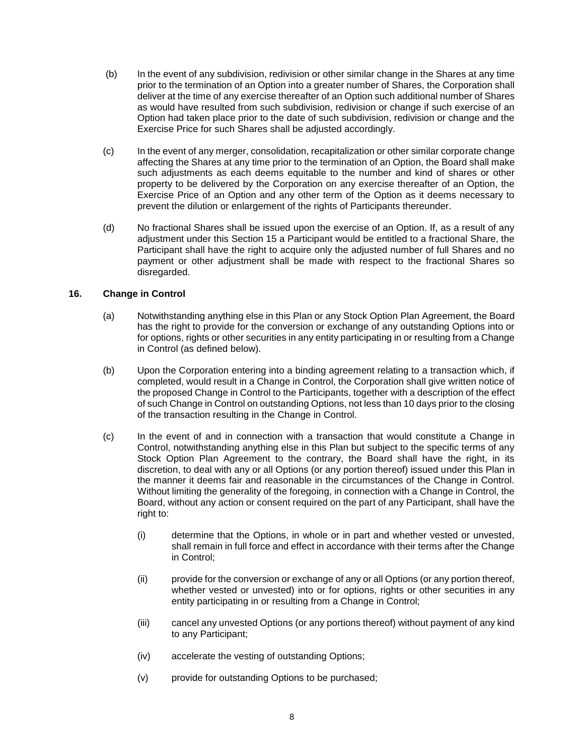(b) In the event of any subdivision, redivision or other similar change in the Shares at any time prior to the termination of an Option into a greater number of Shares, the Corporation shall deliver at the time of any exercise thereafter of an Option such additional number of Shares as would have resulted from such subdivision, redivision or change if such exercise of an Option had taken place prior to the date of such subdivision, redivision or change and the Exercise Price for such Shares shall be adjusted accordingly.

(c) In the event of any merger, consolidation, recapitalization or other similar corporate change affecting the Shares at any time prior to the termination of an Option, the Board shall make such adjustments as each deems equitable to the number and kind of shares or other property to be delivered by the Corporation on any exercise thereafter of an Option, the Exercise Price of an Option and any other term of the Option as it deems necessary to prevent the dilution or enlargement of the rights of Participants thereunder.

(d) No fractional Shares shall be issued upon the exercise of an Option. If, as a result of any adjustment under this Section 15 a Participant would be entitled to a fractional Share, the Participant shall have the right to acquire only the adjusted number of full Shares and no payment or other adjustment shall be made with respect to the fractional Shares so disregarded.

## 16. Change in Control

(a) Notwithstanding anything else in this Plan or any Stock Option Plan Agreement, the Board has the right to provide for the conversion or exchange of any outstanding Options into or for options, rights or other securities in any entity participating in or resulting from a Change in Control (as defined below).

(b) Upon the Corporation entering into a binding agreement relating to a transaction which, if completed, would result in a Change in Control, the Corporation shall give written notice of the proposed Change in Control to the Participants, together with a description of the effect of such Change in Control on outstanding Options, not less than 10 days prior to the closing of the transaction resulting in the Change in Control.

(c) In the event of and in connection with a transaction that would constitute a Change in Control, notwithstanding anything else in this Plan but subject to the specific terms of any Stock Option Plan Agreement to the contrary, the Board shall have the right, in its discretion, to deal with any or all Options (or any portion thereof) issued under this Plan in the manner it deems fair and reasonable in the circumstances of the Change in Control. Without limiting the generality of the foregoing, in connection with a Change in Control, the Board, without any action or consent required on the part of any Participant, shall have the right to:

   (i) determine that the Options, in whole or in part and whether vested or unvested, shall remain in full force and effect in accordance with their terms after the Change in Control;

   (ii) provide for the conversion or exchange of any or all Options (or any portion thereof, whether vested or unvested) into or for options, rights or other securities in any entity participating in or resulting from a Change in Control;

   (iii) cancel any unvested Options (or any portions thereof) without payment of any kind to any Participant;

   (iv) accelerate the vesting of outstanding Options;

   (v) provide for outstanding Options to be purchased;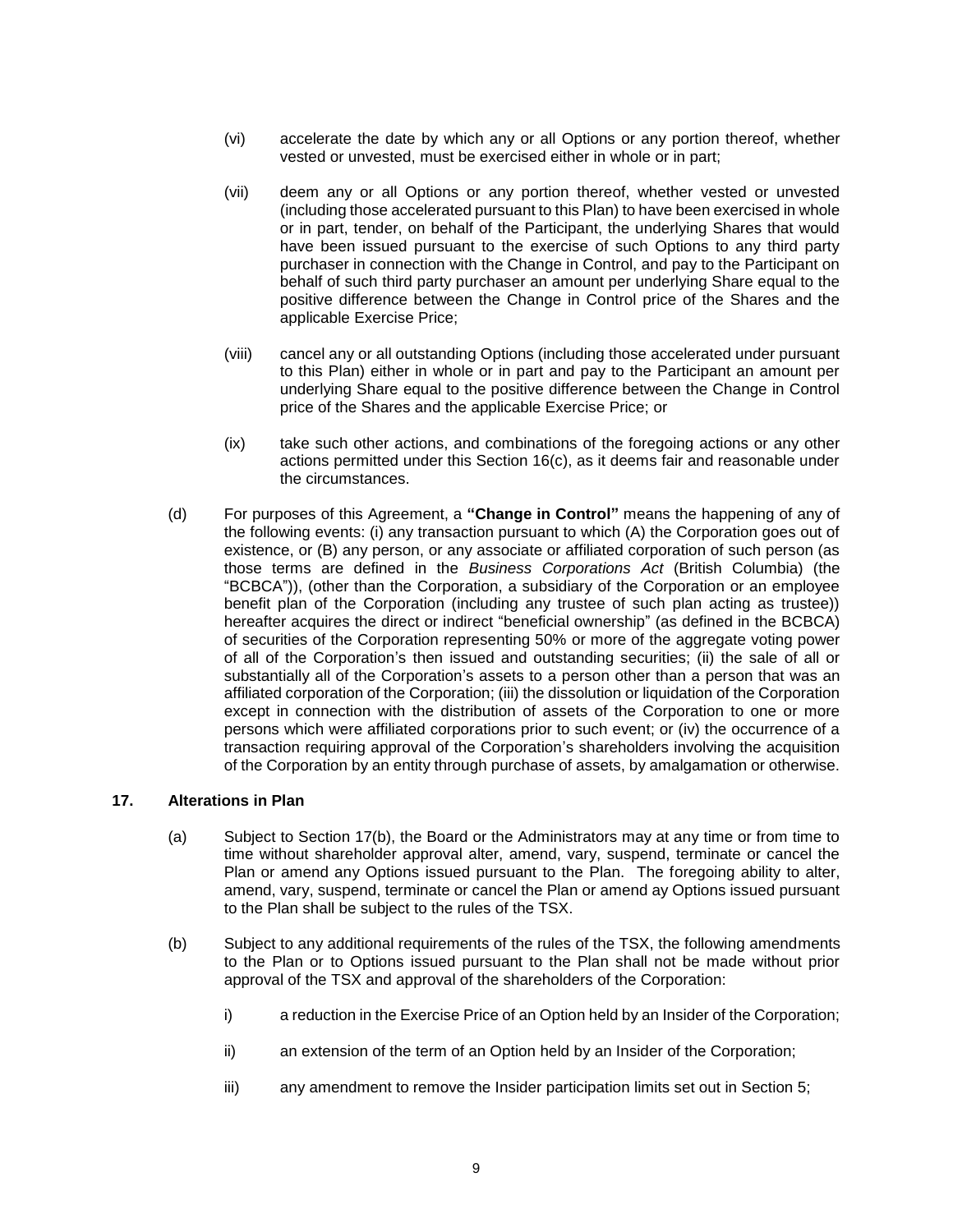(vi) accelerate the date by which any or all Options or any portion thereof, whether vested or unvested, must be exercised either in whole or in part;

(vii) deem any or all Options or any portion thereof, whether vested or unvested (including those accelerated pursuant to this Plan) to have been exercised in whole or in part, tender, on behalf of the Participant, the underlying Shares that would have been issued pursuant to the exercise of such Options to any third party purchaser in connection with the Change in Control, and pay to the Participant on behalf of such third party purchaser an amount per underlying Share equal to the positive difference between the Change in Control price of the Shares and the applicable Exercise Price;

(viii) cancel any or all outstanding Options (including those accelerated under pursuant to this Plan) either in whole or in part and pay to the Participant an amount per underlying Share equal to the positive difference between the Change in Control price of the Shares and the applicable Exercise Price; or

(ix) take such other actions, and combinations of the foregoing actions or any other actions permitted under this Section 16(c), as it deems fair and reasonable under the circumstances.

(d) For purposes of this Agreement, a **"Change in Control"** means the happening of any of the following events: (i) any transaction pursuant to which (A) the Corporation goes out of existence, or (B) any person, or any associate or affiliated corporation of such person (as those terms are defined in the *Business Corporations Act* (British Columbia) (the "BCBCA")), (other than the Corporation, a subsidiary of the Corporation or an employee benefit plan of the Corporation (including any trustee of such plan acting as trustee)) hereafter acquires the direct or indirect "beneficial ownership" (as defined in the BCBCA) of securities of the Corporation representing 50% or more of the aggregate voting power of all of the Corporation's then issued and outstanding securities; (ii) the sale of all or substantially all of the Corporation's assets to a person other than a person that was an affiliated corporation of the Corporation; (iii) the dissolution or liquidation of the Corporation except in connection with the distribution of assets of the Corporation to one or more persons which were affiliated corporations prior to such event; or (iv) the occurrence of a transaction requiring approval of the Corporation's shareholders involving the acquisition of the Corporation by an entity through purchase of assets, by amalgamation or otherwise.

## 17. Alterations in Plan

(a) Subject to Section 17(b), the Board or the Administrators may at any time or from time to time without shareholder approval alter, amend, vary, suspend, terminate or cancel the Plan or amend any Options issued pursuant to the Plan. The foregoing ability to alter, amend, vary, suspend, terminate or cancel the Plan or amend ay Options issued pursuant to the Plan shall be subject to the rules of the TSX.

(b) Subject to any additional requirements of the rules of the TSX, the following amendments to the Plan or to Options issued pursuant to the Plan shall not be made without prior approval of the TSX and approval of the shareholders of the Corporation:

i) a reduction in the Exercise Price of an Option held by an Insider of the Corporation;

ii) an extension of the term of an Option held by an Insider of the Corporation;

iii) any amendment to remove the Insider participation limits set out in Section 5;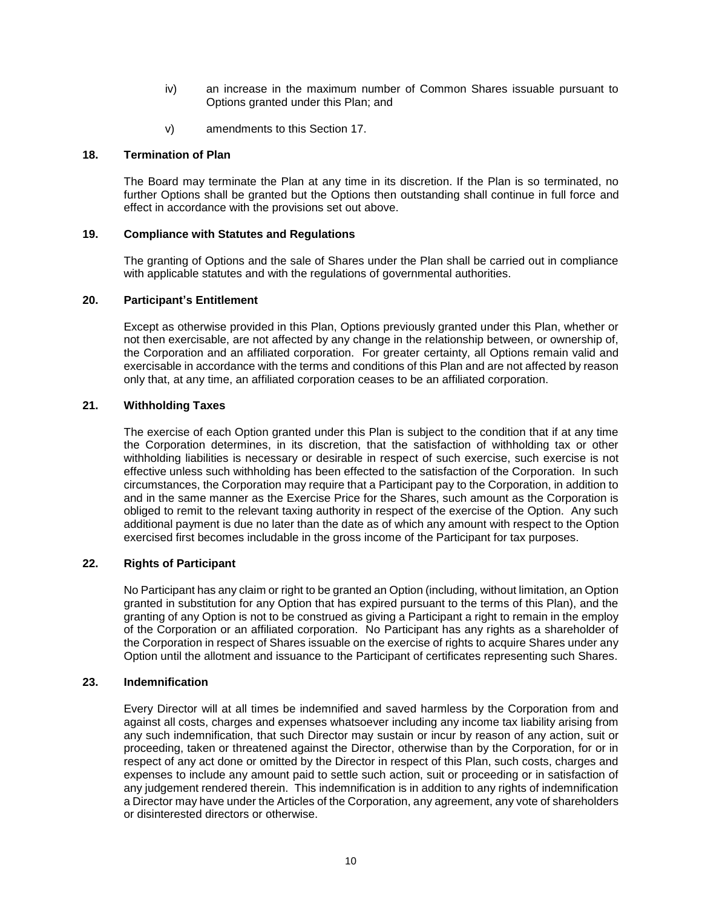iv) an increase in the maximum number of Common Shares issuable pursuant to Options granted under this Plan; and

v) amendments to this Section 17.

**18. Termination of Plan**

The Board may terminate the Plan at any time in its discretion. If the Plan is so terminated, no further Options shall be granted but the Options then outstanding shall continue in full force and effect in accordance with the provisions set out above.

**19. Compliance with Statutes and Regulations**

The granting of Options and the sale of Shares under the Plan shall be carried out in compliance with applicable statutes and with the regulations of governmental authorities.

**20. Participant's Entitlement**

Except as otherwise provided in this Plan, Options previously granted under this Plan, whether or not then exercisable, are not affected by any change in the relationship between, or ownership of, the Corporation and an affiliated corporation. For greater certainty, all Options remain valid and exercisable in accordance with the terms and conditions of this Plan and are not affected by reason only that, at any time, an affiliated corporation ceases to be an affiliated corporation.

**21. Withholding Taxes**

The exercise of each Option granted under this Plan is subject to the condition that if at any time the Corporation determines, in its discretion, that the satisfaction of withholding tax or other withholding liabilities is necessary or desirable in respect of such exercise, such exercise is not effective unless such withholding has been effected to the satisfaction of the Corporation. In such circumstances, the Corporation may require that a Participant pay to the Corporation, in addition to and in the same manner as the Exercise Price for the Shares, such amount as the Corporation is obliged to remit to the relevant taxing authority in respect of the exercise of the Option. Any such additional payment is due no later than the date as of which any amount with respect to the Option exercised first becomes includable in the gross income of the Participant for tax purposes.

**22. Rights of Participant**

No Participant has any claim or right to be granted an Option (including, without limitation, an Option granted in substitution for any Option that has expired pursuant to the terms of this Plan), and the granting of any Option is not to be construed as giving a Participant a right to remain in the employ of the Corporation or an affiliated corporation. No Participant has any rights as a shareholder of the Corporation in respect of Shares issuable on the exercise of rights to acquire Shares under any Option until the allotment and issuance to the Participant of certificates representing such Shares.

**23. Indemnification**

Every Director will at all times be indemnified and saved harmless by the Corporation from and against all costs, charges and expenses whatsoever including any income tax liability arising from any such indemnification, that such Director may sustain or incur by reason of any action, suit or proceeding, taken or threatened against the Director, otherwise than by the Corporation, for or in respect of any act done or omitted by the Director in respect of this Plan, such costs, charges and expenses to include any amount paid to settle such action, suit or proceeding or in satisfaction of any judgement rendered therein. This indemnification is in addition to any rights of indemnification a Director may have under the Articles of the Corporation, any agreement, any vote of shareholders or disinterested directors or otherwise.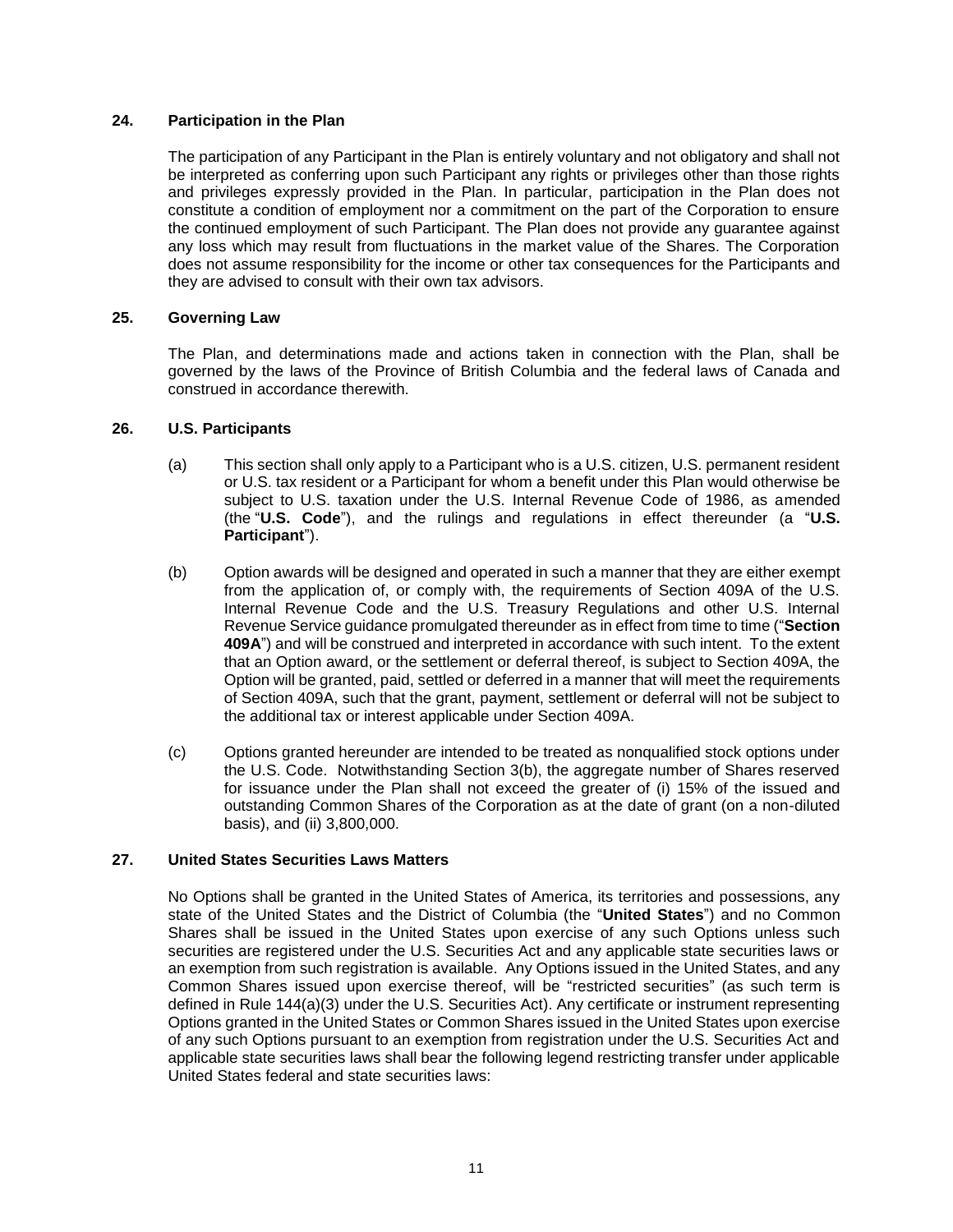## 24. Participation in the Plan

The participation of any Participant in the Plan is entirely voluntary and not obligatory and shall not be interpreted as conferring upon such Participant any rights or privileges other than those rights and privileges expressly provided in the Plan. In particular, participation in the Plan does not constitute a condition of employment nor a commitment on the part of the Corporation to ensure the continued employment of such Participant. The Plan does not provide any guarantee against any loss which may result from fluctuations in the market value of the Shares. The Corporation does not assume responsibility for the income or other tax consequences for the Participants and they are advised to consult with their own tax advisors.

## 25. Governing Law

The Plan, and determinations made and actions taken in connection with the Plan, shall be governed by the laws of the Province of British Columbia and the federal laws of Canada and construed in accordance therewith.

## 26. U.S. Participants

(a) This section shall only apply to a Participant who is a U.S. citizen, U.S. permanent resident or U.S. tax resident or a Participant for whom a benefit under this Plan would otherwise be subject to U.S. taxation under the U.S. Internal Revenue Code of 1986, as amended (the "**U.S. Code**"), and the rulings and regulations in effect thereunder (a "**U.S. Participant**").

(b) Option awards will be designed and operated in such a manner that they are either exempt from the application of, or comply with, the requirements of Section 409A of the U.S. Internal Revenue Code and the U.S. Treasury Regulations and other U.S. Internal Revenue Service guidance promulgated thereunder as in effect from time to time ("**Section 409A**") and will be construed and interpreted in accordance with such intent. To the extent that an Option award, or the settlement or deferral thereof, is subject to Section 409A, the Option will be granted, paid, settled or deferred in a manner that will meet the requirements of Section 409A, such that the grant, payment, settlement or deferral will not be subject to the additional tax or interest applicable under Section 409A.

(c) Options granted hereunder are intended to be treated as nonqualified stock options under the U.S. Code. Notwithstanding Section 3(b), the aggregate number of Shares reserved for issuance under the Plan shall not exceed the greater of (i) 15% of the issued and outstanding Common Shares of the Corporation as at the date of grant (on a non-diluted basis), and (ii) 3,800,000.

## 27. United States Securities Laws Matters

No Options shall be granted in the United States of America, its territories and possessions, any state of the United States and the District of Columbia (the "**United States**") and no Common Shares shall be issued in the United States upon exercise of any such Options unless such securities are registered under the U.S. Securities Act and any applicable state securities laws or an exemption from such registration is available. Any Options issued in the United States, and any Common Shares issued upon exercise thereof, will be "restricted securities" (as such term is defined in Rule 144(a)(3) under the U.S. Securities Act). Any certificate or instrument representing Options granted in the United States or Common Shares issued in the United States upon exercise of any such Options pursuant to an exemption from registration under the U.S. Securities Act and applicable state securities laws shall bear the following legend restricting transfer under applicable United States federal and state securities laws: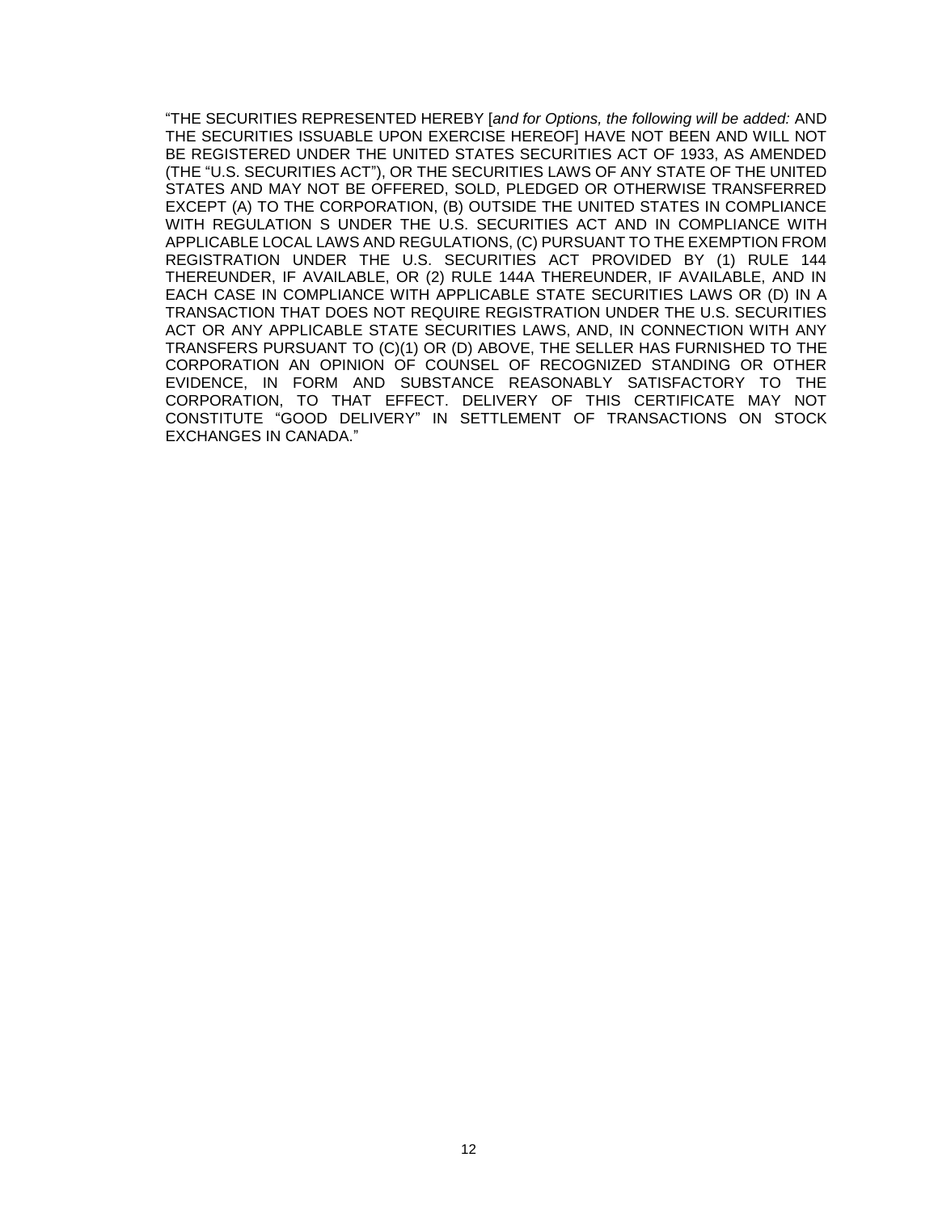“THE SECURITIES REPRESENTED HEREBY [*and for Options, the following will be added:* AND THE SECURITIES ISSUABLE UPON EXERCISE HEREOF] HAVE NOT BEEN AND WILL NOT BE REGISTERED UNDER THE UNITED STATES SECURITIES ACT OF 1933, AS AMENDED (THE “U.S. SECURITIES ACT”), OR THE SECURITIES LAWS OF ANY STATE OF THE UNITED STATES AND MAY NOT BE OFFERED, SOLD, PLEDGED OR OTHERWISE TRANSFERRED EXCEPT (A) TO THE CORPORATION, (B) OUTSIDE THE UNITED STATES IN COMPLIANCE WITH REGULATION S UNDER THE U.S. SECURITIES ACT AND IN COMPLIANCE WITH APPLICABLE LOCAL LAWS AND REGULATIONS, (C) PURSUANT TO THE EXEMPTION FROM REGISTRATION UNDER THE U.S. SECURITIES ACT PROVIDED BY (1) RULE 144 THEREUNDER, IF AVAILABLE, OR (2) RULE 144A THEREUNDER, IF AVAILABLE, AND IN EACH CASE IN COMPLIANCE WITH APPLICABLE STATE SECURITIES LAWS OR (D) IN A TRANSACTION THAT DOES NOT REQUIRE REGISTRATION UNDER THE U.S. SECURITIES ACT OR ANY APPLICABLE STATE SECURITIES LAWS, AND, IN CONNECTION WITH ANY TRANSFERS PURSUANT TO (C)(1) OR (D) ABOVE, THE SELLER HAS FURNISHED TO THE CORPORATION AN OPINION OF COUNSEL OF RECOGNIZED STANDING OR OTHER EVIDENCE, IN FORM AND SUBSTANCE REASONABLY SATISFACTORY TO THE CORPORATION, TO THAT EFFECT. DELIVERY OF THIS CERTIFICATE MAY NOT CONSTITUTE “GOOD DELIVERY” IN SETTLEMENT OF TRANSACTIONS ON STOCK EXCHANGES IN CANADA.”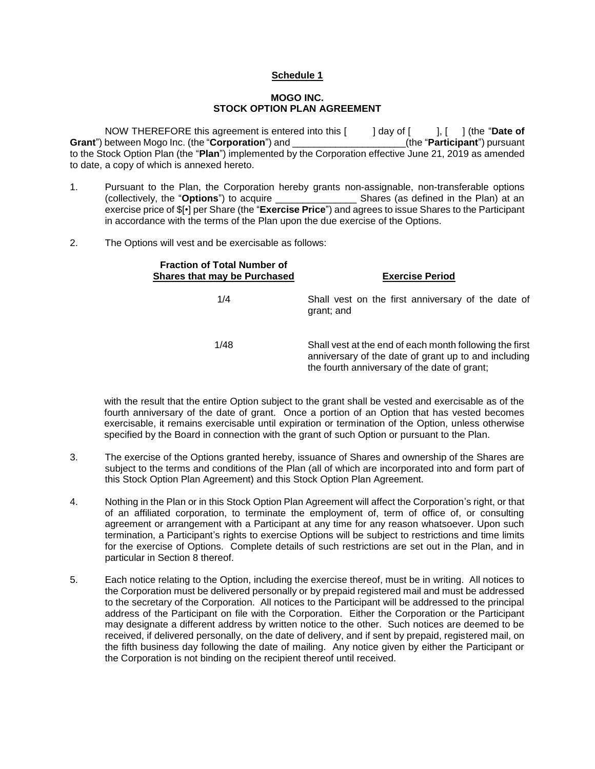**Schedule 1**

**MOGO INC.**
**STOCK OPTION PLAN AGREEMENT**

NOW THEREFORE this agreement is entered into this [ ] day of [ ], [ ] (the "**Date of Grant**") between Mogo Inc. (the "**Corporation**") and ____________________(the "**Participant**") pursuant to the Stock Option Plan (the "**Plan**") implemented by the Corporation effective June 21, 2019 as amended to date, a copy of which is annexed hereto.

1. Pursuant to the Plan, the Corporation hereby grants non-assignable, non-transferable options (collectively, the "**Options**") to acquire _______________ Shares (as defined in the Plan) at an exercise price of $[•] per Share (the "**Exercise Price**") and agrees to issue Shares to the Participant in accordance with the terms of the Plan upon the due exercise of the Options.

2. The Options will vest and be exercisable as follows:

| **Fraction of Total Number of Shares that may be Purchased** | **Exercise Period** |
| --- | --- |
| 1/4 | Shall vest on the first anniversary of the date of grant; and |
| 1/48 | Shall vest at the end of each month following the first anniversary of the date of grant up to and including the fourth anniversary of the date of grant; |

with the result that the entire Option subject to the grant shall be vested and exercisable as of the fourth anniversary of the date of grant. Once a portion of an Option that has vested becomes exercisable, it remains exercisable until expiration or termination of the Option, unless otherwise specified by the Board in connection with the grant of such Option or pursuant to the Plan.

3. The exercise of the Options granted hereby, issuance of Shares and ownership of the Shares are subject to the terms and conditions of the Plan (all of which are incorporated into and form part of this Stock Option Plan Agreement) and this Stock Option Plan Agreement.

4. Nothing in the Plan or in this Stock Option Plan Agreement will affect the Corporation's right, or that of an affiliated corporation, to terminate the employment of, term of office of, or consulting agreement or arrangement with a Participant at any time for any reason whatsoever. Upon such termination, a Participant's rights to exercise Options will be subject to restrictions and time limits for the exercise of Options. Complete details of such restrictions are set out in the Plan, and in particular in Section 8 thereof.

5. Each notice relating to the Option, including the exercise thereof, must be in writing. All notices to the Corporation must be delivered personally or by prepaid registered mail and must be addressed to the secretary of the Corporation. All notices to the Participant will be addressed to the principal address of the Participant on file with the Corporation. Either the Corporation or the Participant may designate a different address by written notice to the other. Such notices are deemed to be received, if delivered personally, on the date of delivery, and if sent by prepaid, registered mail, on the fifth business day following the date of mailing. Any notice given by either the Participant or the Corporation is not binding on the recipient thereof until received.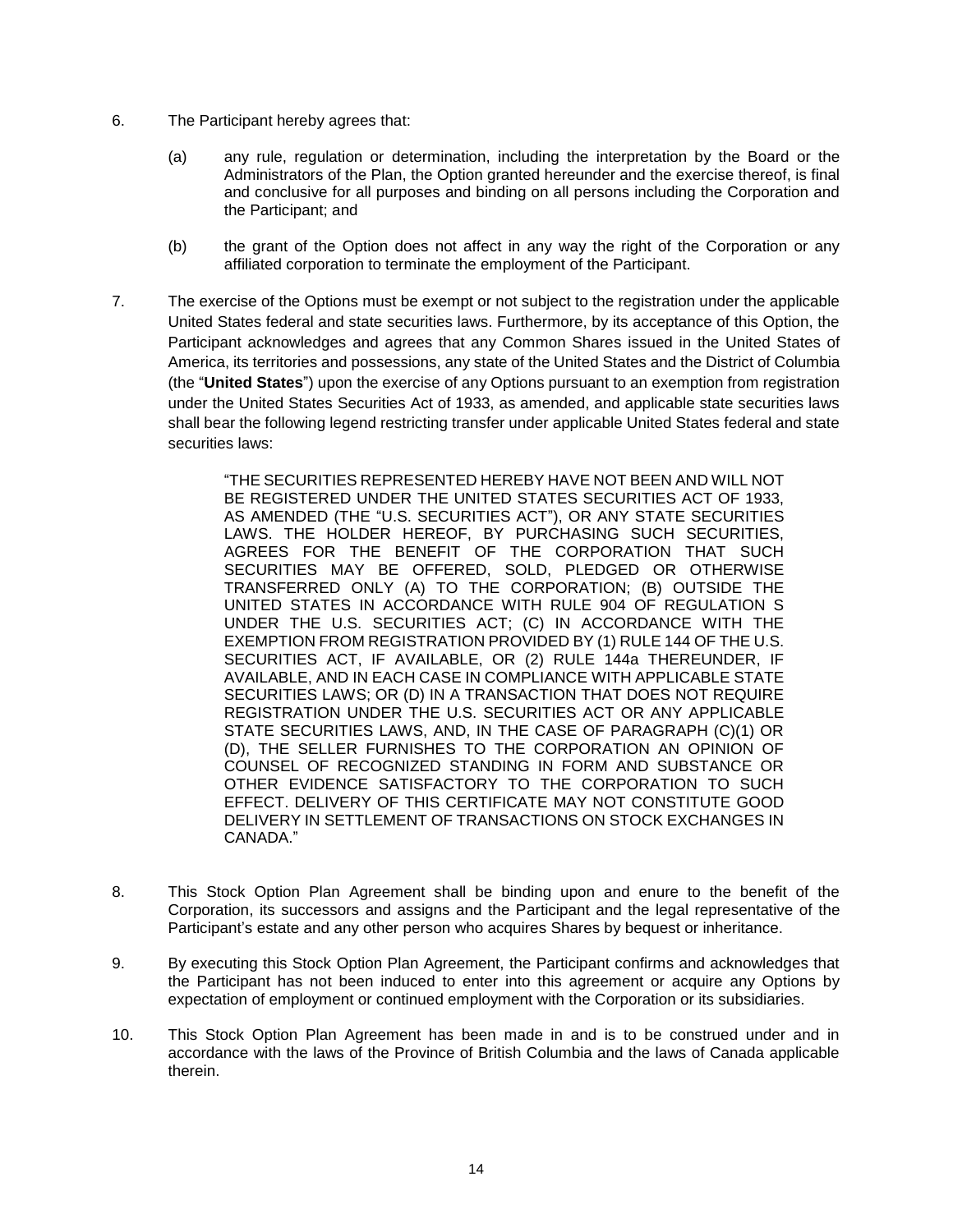6. The Participant hereby agrees that:

   (a) any rule, regulation or determination, including the interpretation by the Board or the Administrators of the Plan, the Option granted hereunder and the exercise thereof, is final and conclusive for all purposes and binding on all persons including the Corporation and the Participant; and

   (b) the grant of the Option does not affect in any way the right of the Corporation or any affiliated corporation to terminate the employment of the Participant.

7. The exercise of the Options must be exempt or not subject to the registration under the applicable United States federal and state securities laws. Furthermore, by its acceptance of this Option, the Participant acknowledges and agrees that any Common Shares issued in the United States of America, its territories and possessions, any state of the United States and the District of Columbia (the "**United States**") upon the exercise of any Options pursuant to an exemption from registration under the United States Securities Act of 1933, as amended, and applicable state securities laws shall bear the following legend restricting transfer under applicable United States federal and state securities laws:

   > "THE SECURITIES REPRESENTED HEREBY HAVE NOT BEEN AND WILL NOT BE REGISTERED UNDER THE UNITED STATES SECURITIES ACT OF 1933, AS AMENDED (THE "U.S. SECURITIES ACT"), OR ANY STATE SECURITIES LAWS. THE HOLDER HEREOF, BY PURCHASING SUCH SECURITIES, AGREES FOR THE BENEFIT OF THE CORPORATION THAT SUCH SECURITIES MAY BE OFFERED, SOLD, PLEDGED OR OTHERWISE TRANSFERRED ONLY (A) TO THE CORPORATION; (B) OUTSIDE THE UNITED STATES IN ACCORDANCE WITH RULE 904 OF REGULATION S UNDER THE U.S. SECURITIES ACT; (C) IN ACCORDANCE WITH THE EXEMPTION FROM REGISTRATION PROVIDED BY (1) RULE 144 OF THE U.S. SECURITIES ACT, IF AVAILABLE, OR (2) RULE 144a THEREUNDER, IF AVAILABLE, AND IN EACH CASE IN COMPLIANCE WITH APPLICABLE STATE SECURITIES LAWS; OR (D) IN A TRANSACTION THAT DOES NOT REQUIRE REGISTRATION UNDER THE U.S. SECURITIES ACT OR ANY APPLICABLE STATE SECURITIES LAWS, AND, IN THE CASE OF PARAGRAPH (C)(1) OR (D), THE SELLER FURNISHES TO THE CORPORATION AN OPINION OF COUNSEL OF RECOGNIZED STANDING IN FORM AND SUBSTANCE OR OTHER EVIDENCE SATISFACTORY TO THE CORPORATION TO SUCH EFFECT. DELIVERY OF THIS CERTIFICATE MAY NOT CONSTITUTE GOOD DELIVERY IN SETTLEMENT OF TRANSACTIONS ON STOCK EXCHANGES IN CANADA."

8. This Stock Option Plan Agreement shall be binding upon and enure to the benefit of the Corporation, its successors and assigns and the Participant and the legal representative of the Participant's estate and any other person who acquires Shares by bequest or inheritance.

9. By executing this Stock Option Plan Agreement, the Participant confirms and acknowledges that the Participant has not been induced to enter into this agreement or acquire any Options by expectation of employment or continued employment with the Corporation or its subsidiaries.

10. This Stock Option Plan Agreement has been made in and is to be construed under and in accordance with the laws of the Province of British Columbia and the laws of Canada applicable therein.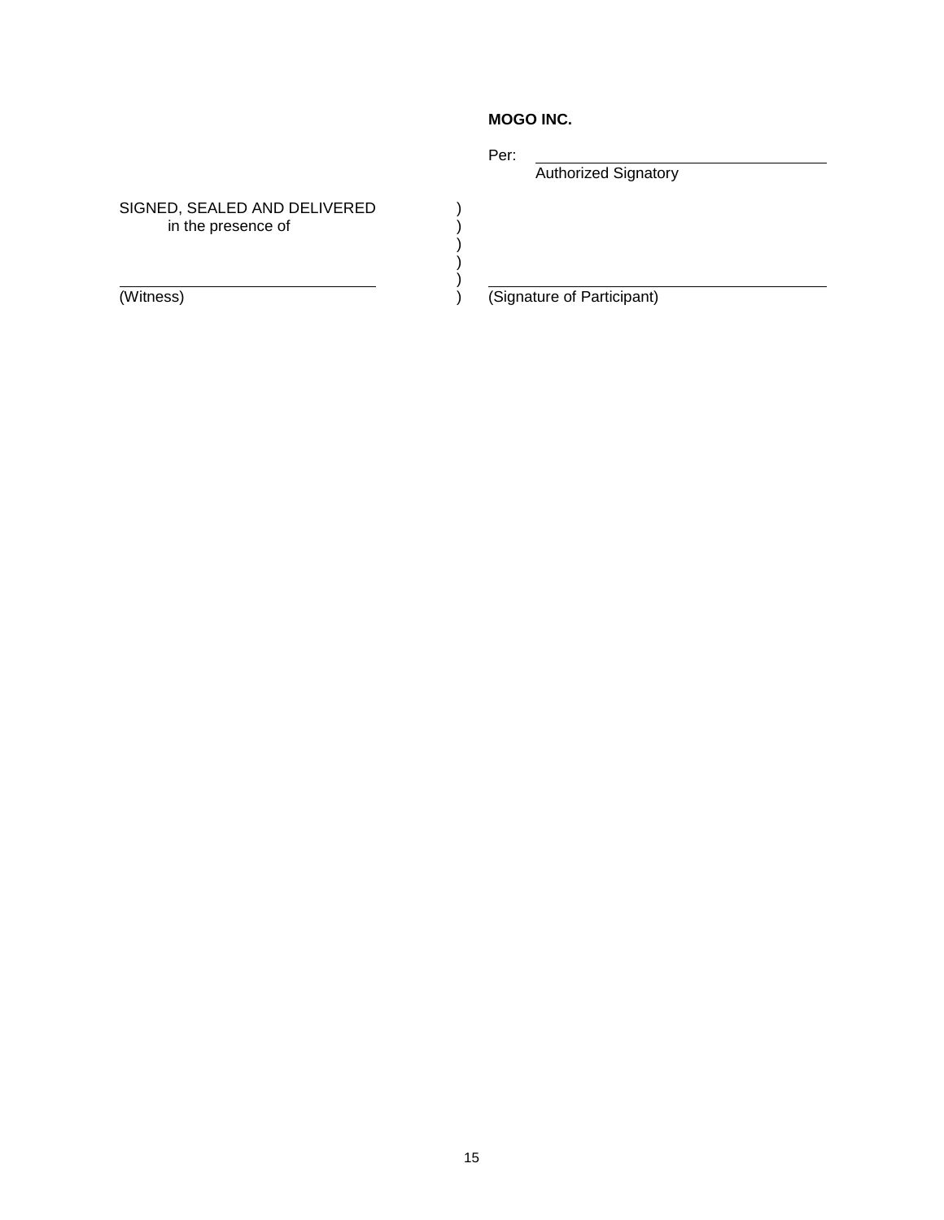**MOGO INC.**

Per: ______________________________
Authorized Signatory

SIGNED, SEALED AND DELIVERED )
in the presence of )
)
)
)
______________________________ ) ______________________________
(Witness) ) (Signature of Participant)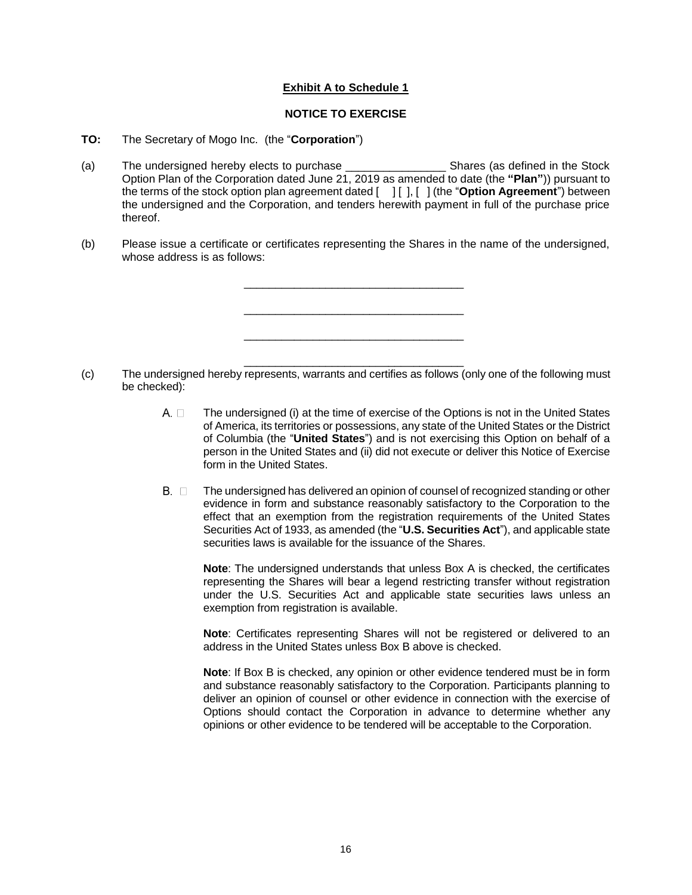**Exhibit A to Schedule 1**

**NOTICE TO EXERCISE**

**TO:** The Secretary of Mogo Inc. (the "**Corporation**")

(a) The undersigned hereby elects to purchase ________________ Shares (as defined in the Stock Option Plan of the Corporation dated June 21, 2019 as amended to date (the **"Plan"**)) pursuant to the terms of the stock option plan agreement dated [ ] [ ], [ ] (the "**Option Agreement**") between the undersigned and the Corporation, and tenders herewith payment in full of the purchase price thereof.

(b) Please issue a certificate or certificates representing the Shares in the name of the undersigned, whose address is as follows:

___________________________________

___________________________________

___________________________________

___________________________________

(c) The undersigned hereby represents, warrants and certifies as follows (only one of the following must be checked):

A. ☐ The undersigned (i) at the time of exercise of the Options is not in the United States of America, its territories or possessions, any state of the United States or the District of Columbia (the "**United States**") and is not exercising this Option on behalf of a person in the United States and (ii) did not execute or deliver this Notice of Exercise form in the United States.

B. ☐ The undersigned has delivered an opinion of counsel of recognized standing or other evidence in form and substance reasonably satisfactory to the Corporation to the effect that an exemption from the registration requirements of the United States Securities Act of 1933, as amended (the "**U.S. Securities Act**"), and applicable state securities laws is available for the issuance of the Shares.

**Note**: The undersigned understands that unless Box A is checked, the certificates representing the Shares will bear a legend restricting transfer without registration under the U.S. Securities Act and applicable state securities laws unless an exemption from registration is available.

**Note**: Certificates representing Shares will not be registered or delivered to an address in the United States unless Box B above is checked.

**Note**: If Box B is checked, any opinion or other evidence tendered must be in form and substance reasonably satisfactory to the Corporation. Participants planning to deliver an opinion of counsel or other evidence in connection with the exercise of Options should contact the Corporation in advance to determine whether any opinions or other evidence to be tendered will be acceptable to the Corporation.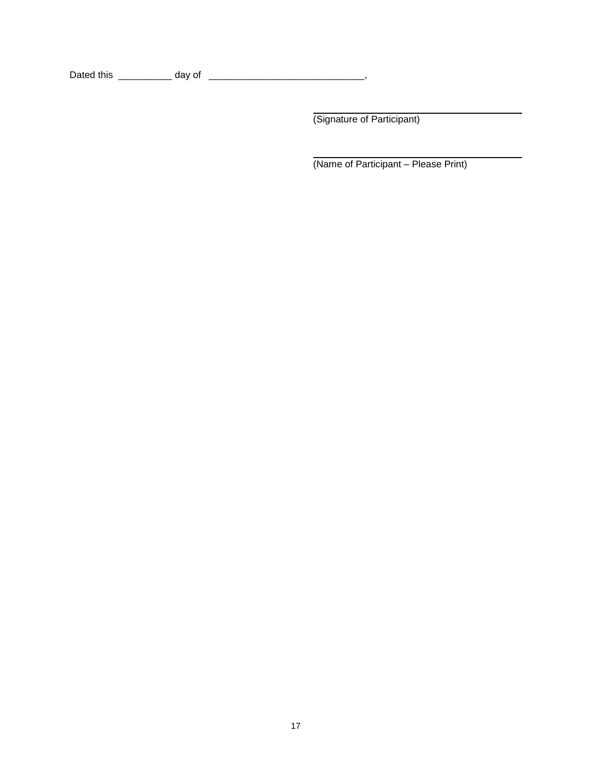Dated this __________ day of _____________________________,

\_\_\_\_\_\_\_\_\_\_\_\_\_\_\_\_\_\_\_\_\_\_\_\_\_\_\_\_\_\_\_\_\_\_\_\_\_\_\_\_
(Signature of Participant)

\_\_\_\_\_\_\_\_\_\_\_\_\_\_\_\_\_\_\_\_\_\_\_\_\_\_\_\_\_\_\_\_\_\_\_\_\_\_\_\_
(Name of Participant – Please Print)